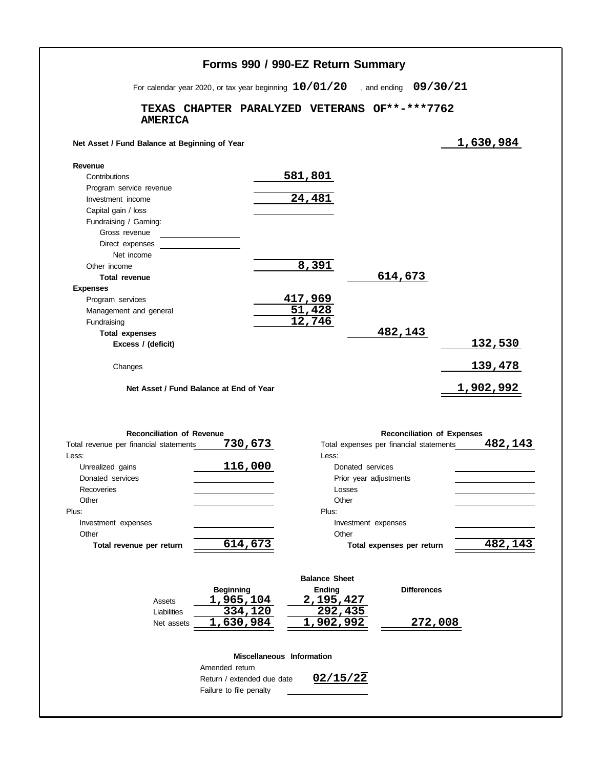# Forms 990 / 990-EZ Return Summary

For calendar year 2020, or tax year beginning **10/01/20** , and ending **09/30/21**

**TEXAS CHAPTER PARALYZED VETERANS OF AMERICA** **\*\*-\*\*\*7762**

| | | | |
|---|---|---|---|
| **Net Asset / Fund Balance at Beginning of Year** | | | 1,630,984 |
| **Revenue** | | | |
| Contributions | 581,801 | | |
| Program service revenue | | | |
| Investment income | 24,481 | | |
| Capital gain / loss | | | |
| Fundraising / Gaming: | | | |
| Gross revenue | | | |
| Direct expenses | | | |
| Net income | | | |
| Other income | 8,391 | | |
| **Total revenue** | | 614,673 | |
| **Expenses** | | | |
| Program services | 417,969 | | |
| Management and general | 51,428 | | |
| Fundraising | 12,746 | | |
| **Total expenses** | | 482,143 | |
| **Excess / (deficit)** | | | 132,530 |
| Changes | | | 139,478 |
| **Net Asset / Fund Balance at End of Year** | | | 1,902,992 |

| **Reconciliation of Revenue** | | **Reconciliation of Expenses** | |
|---|---|---|---|
| Total revenue per financial statements | 730,673 | Total expenses per financial statements | 482,143 |
| Less: | | Less: | |
| Unrealized gains | 116,000 | Donated services | |
| Donated services | | Prior year adjustments | |
| Recoveries | | Losses | |
| Other | | Other | |
| Plus: | | Plus: | |
| Investment expenses | | Investment expenses | |
| Other | | Other | |
| **Total revenue per return** | 614,673 | **Total expenses per return** | 482,143 |

**Balance Sheet**

| | Beginning | Ending | Differences |
|---|---|---|---|
| Assets | 1,965,104 | 2,195,427 | |
| Liabilities | 334,120 | 292,435 | |
| Net assets | 1,630,984 | 1,902,992 | 272,008 |

**Miscellaneous Information**

| | |
|---|---|
| Amended return | |
| Return / extended due date | 02/15/22 |
| Failure to file penalty | |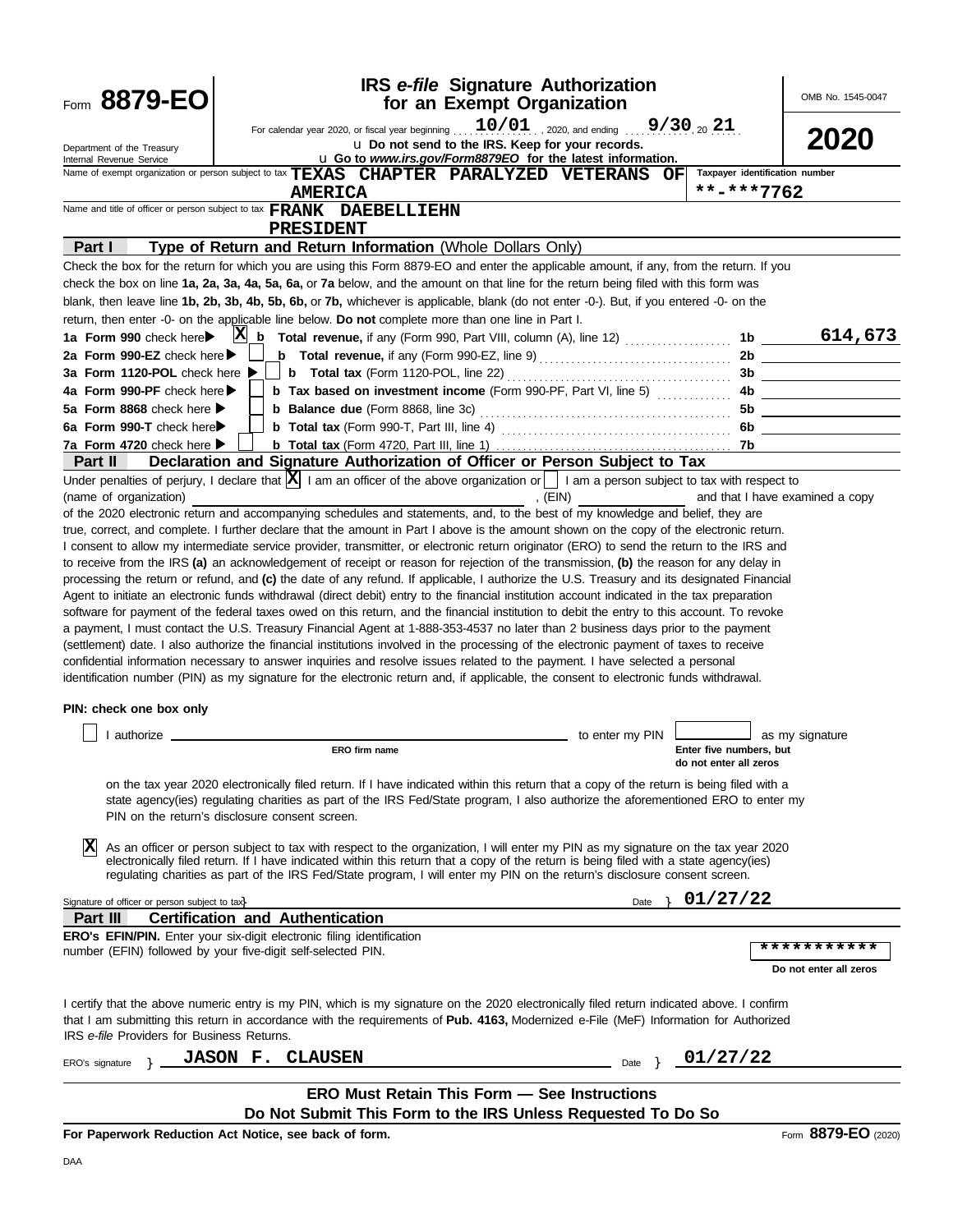Form **8879-EO**

Department of the Treasury
Internal Revenue Service

# IRS *e-file* Signature Authorization for an Exempt Organization

OMB No. 1545-0047

**2020**

For calendar year 2020, or fiscal year beginning 10/01, 2020, and ending 9/30, 20 21

u **Do not send to the IRS. Keep for your records.**

u **Go to *www.irs.gov/Form8879EO* for the latest information.**

Name of exempt organization or person subject to tax **TEXAS CHAPTER PARALYZED VETERANS OF AMERICA**

Taxpayer identification number **\*\*-\*\*\*7762**

Name and title of officer or person subject to tax **FRANK DAEBELLIEHN**
**PRESIDENT**

## Part I — Type of Return and Return Information (Whole Dollars Only)

Check the box for the return for which you are using this Form 8879-EO and enter the applicable amount, if any, from the return. If you check the box on line **1a, 2a, 3a, 4a, 5a, 6a,** or **7a** below, and the amount on that line for the return being filed with this form was blank, then leave line **1b, 2b, 3b, 4b, 5b, 6b,** or **7b,** whichever is applicable, blank (do not enter -0-). But, if you entered -0- on the return, then enter -0- on the applicable line below. **Do not** complete more than one line in Part I.

| | | | |
|---|---|---|---|
| **1a Form 990** check here ▶ [X] | **b Total revenue,** if any (Form 990, Part VIII, column (A), line 12) | 1b | 614,673 |
| **2a Form 990-EZ** check here ▶ [ ] | **b Total revenue,** if any (Form 990-EZ, line 9) | 2b | |
| **3a Form 1120-POL** check here ▶ [ ] | **b Total tax** (Form 1120-POL, line 22) | 3b | |
| **4a Form 990-PF** check here ▶ [ ] | **b Tax based on investment income** (Form 990-PF, Part VI, line 5) | 4b | |
| **5a Form 8868** check here ▶ [ ] | **b Balance due** (Form 8868, line 3c) | 5b | |
| **6a Form 990-T** check here ▶ [ ] | **b Total tax** (Form 990-T, Part III, line 4) | 6b | |
| **7a Form 4720** check here ▶ [ ] | **b Total tax** (Form 4720, Part III, line 1) | 7b | |

## Part II — Declaration and Signature Authorization of Officer or Person Subject to Tax

Under penalties of perjury, I declare that [X] I am an officer of the above organization or [ ] I am a person subject to tax with respect to (name of organization) ______________________, (EIN) ______________ and that I have examined a copy of the 2020 electronic return and accompanying schedules and statements, and, to the best of my knowledge and belief, they are true, correct, and complete. I further declare that the amount in Part I above is the amount shown on the copy of the electronic return. I consent to allow my intermediate service provider, transmitter, or electronic return originator (ERO) to send the return to the IRS and to receive from the IRS **(a)** an acknowledgement of receipt or reason for rejection of the transmission, **(b)** the reason for any delay in processing the return or refund, and **(c)** the date of any refund. If applicable, I authorize the U.S. Treasury and its designated Financial Agent to initiate an electronic funds withdrawal (direct debit) entry to the financial institution account indicated in the tax preparation software for payment of the federal taxes owed on this return, and the financial institution to debit the entry to this account. To revoke a payment, I must contact the U.S. Treasury Financial Agent at 1-888-353-4537 no later than 2 business days prior to the payment (settlement) date. I also authorize the financial institutions involved in the processing of the electronic payment of taxes to receive confidential information necessary to answer inquiries and resolve issues related to the payment. I have selected a personal identification number (PIN) as my signature for the electronic return and, if applicable, the consent to electronic funds withdrawal.

**PIN: check one box only**

[ ] I authorize ______________________ (ERO firm name) to enter my PIN [ ] (Enter five numbers, but do not enter all zeros) as my signature on the tax year 2020 electronically filed return. If I have indicated within this return that a copy of the return is being filed with a state agency(ies) regulating charities as part of the IRS Fed/State program, I also authorize the aforementioned ERO to enter my PIN on the return's disclosure consent screen.

[X] As an officer or person subject to tax with respect to the organization, I will enter my PIN as my signature on the tax year 2020 electronically filed return. If I have indicated within this return that a copy of the return is being filed with a state agency(ies) regulating charities as part of the IRS Fed/State program, I will enter my PIN on the return's disclosure consent screen.

Signature of officer or person subject to tax } ______________________ Date } 01/27/22

## Part III — Certification and Authentication

**ERO's EFIN/PIN.** Enter your six-digit electronic filing identification number (EFIN) followed by your five-digit self-selected PIN. **\*\*\*\*\*\*\*\*\*\*\***

**Do not enter all zeros**

I certify that the above numeric entry is my PIN, which is my signature on the 2020 electronically filed return indicated above. I confirm that I am submitting this return in accordance with the requirements of **Pub. 4163,** Modernized e-File (MeF) Information for Authorized IRS *e-file* Providers for Business Returns.

ERO's signature } **JASON F. CLAUSEN** Date } 01/27/22

**ERO Must Retain This Form — See Instructions**

**Do Not Submit This Form to the IRS Unless Requested To Do So**

**For Paperwork Reduction Act Notice, see back of form.** Form **8879-EO** (2020)

DAA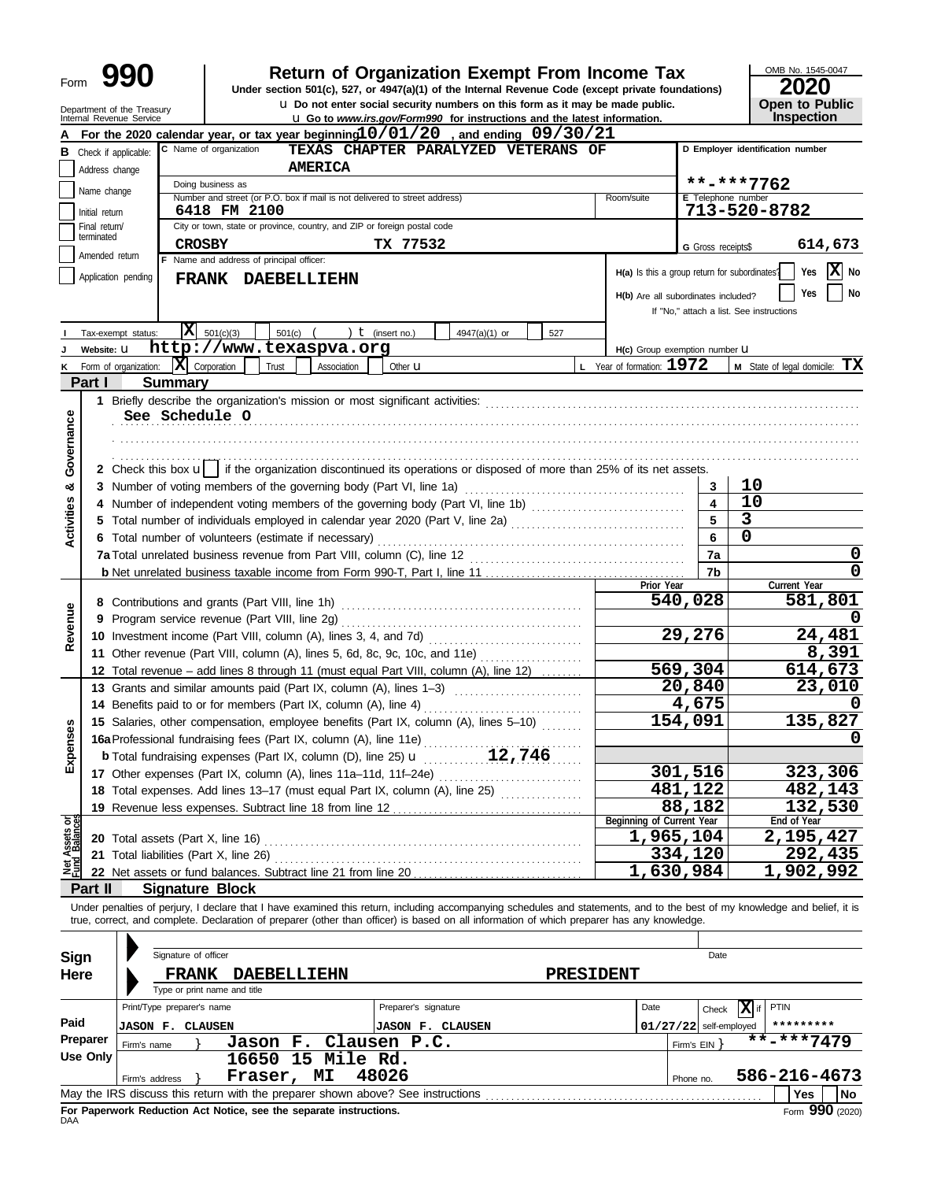Form **990** | Department of the Treasury Internal Revenue Service

# Return of Organization Exempt From Income Tax

**Under section 501(c), 527, or 4947(a)(1) of the Internal Revenue Code (except private foundations)**

u **Do not enter social security numbers on this form as it may be made public.**

u **Go to *www.irs.gov/Form990* for instructions and the latest information.**

OMB No. 1545-0047

**2020**

**Open to Public Inspection**

**A** For the 2020 calendar year, or tax year beginning **10/01/20**, and ending **09/30/21**

**B** Check if applicable:
- Address change
- Name change
- Initial return
- Final return/terminated
- Amended return
- Application pending

**C** Name of organization: **TEXAS CHAPTER PARALYZED VETERANS OF AMERICA**

Doing business as

Number and street (or P.O. box if mail is not delivered to street address): **6418 FM 2100** | Room/suite

City or town, state or province, country, and ZIP or foreign postal code: **CROSBY TX 77532**

**D** Employer identification number: **\*\*-\*\*\*7762**

**E** Telephone number: **713-520-8782**

**G** Gross receipts$ **614,673**

**F** Name and address of principal officer: **FRANK DAEBELLIEHN**

**H(a)** Is this a group return for subordinates? Yes [ ] No [X]

**H(b)** Are all subordinates included? Yes [ ] No [ ]
If "No," attach a list. See instructions

**I** Tax-exempt status: [X] 501(c)(3) [ ] 501(c) ( ) t (insert no.) [ ] 4947(a)(1) or [ ] 527

**J** Website: u **http://www.texaspva.org**

**H(c)** Group exemption number u

**K** Form of organization: [X] Corporation [ ] Trust [ ] Association [ ] Other u

**L** Year of formation: **1972**

**M** State of legal domicile: **TX**

## Part I Summary

**Activities & Governance**

1 Briefly describe the organization's mission or most significant activities:
**See Schedule O**

2 Check this box u [ ] if the organization discontinued its operations or disposed of more than 25% of its net assets.

| | | | |
|---|---|---|---|
| 3 | Number of voting members of the governing body (Part VI, line 1a) | 3 | 10 |
| 4 | Number of independent voting members of the governing body (Part VI, line 1b) | 4 | 10 |
| 5 | Total number of individuals employed in calendar year 2020 (Part V, line 2a) | 5 | 3 |
| 6 | Total number of volunteers (estimate if necessary) | 6 | 0 |
| 7a | Total unrelated business revenue from Part VIII, column (C), line 12 | 7a | 0 |
| b | Net unrelated business taxable income from Form 990-T, Part I, line 11 | 7b | 0 |

| | | Prior Year | Current Year |
|---|---|---|---|
| **Revenue** | | | |
| 8 | Contributions and grants (Part VIII, line 1h) | 540,028 | 581,801 |
| 9 | Program service revenue (Part VIII, line 2g) | | 0 |
| 10 | Investment income (Part VIII, column (A), lines 3, 4, and 7d) | 29,276 | 24,481 |
| 11 | Other revenue (Part VIII, column (A), lines 5, 6d, 8c, 9c, 10c, and 11e) | | 8,391 |
| 12 | Total revenue – add lines 8 through 11 (must equal Part VIII, column (A), line 12) | 569,304 | 614,673 |
| **Expenses** | | | |
| 13 | Grants and similar amounts paid (Part IX, column (A), lines 1–3) | 20,840 | 23,010 |
| 14 | Benefits paid to or for members (Part IX, column (A), line 4) | 4,675 | 0 |
| 15 | Salaries, other compensation, employee benefits (Part IX, column (A), lines 5–10) | 154,091 | 135,827 |
| 16a | Professional fundraising fees (Part IX, column (A), line 11e) | | 0 |
| b | Total fundraising expenses (Part IX, column (D), line 25) u 12,746 | | |
| 17 | Other expenses (Part IX, column (A), lines 11a–11d, 11f–24e) | 301,516 | 323,306 |
| 18 | Total expenses. Add lines 13–17 (must equal Part IX, column (A), line 25) | 481,122 | 482,143 |
| 19 | Revenue less expenses. Subtract line 18 from line 12 | 88,182 | 132,530 |

| | | Beginning of Current Year | End of Year |
|---|---|---|---|
| **Net Assets or Fund Balances** | | | |
| 20 | Total assets (Part X, line 16) | 1,965,104 | 2,195,427 |
| 21 | Total liabilities (Part X, line 26) | 334,120 | 292,435 |
| 22 | Net assets or fund balances. Subtract line 21 from line 20 | 1,630,984 | 1,902,992 |

## Part II Signature Block

Under penalties of perjury, I declare that I have examined this return, including accompanying schedules and statements, and to the best of my knowledge and belief, it is true, correct, and complete. Declaration of preparer (other than officer) is based on all information of which preparer has any knowledge.

**Sign Here**

Signature of officer | Date

**FRANK DAEBELLIEHN** — **PRESIDENT**

Type or print name and title

**Paid Preparer Use Only**

| Print/Type preparer's name | Preparer's signature | Date | Check [X] if self-employed | PTIN |
|---|---|---|---|---|
| JASON F. CLAUSEN | JASON F. CLAUSEN | 01/27/22 | | \*\*\*\*\*\*\*\*\* |

Firm's name } **Jason F. Clausen P.C.** | Firm's EIN } **\*\*-\*\*\*7479**

Firm's address } **16650 15 Mile Rd. Fraser, MI 48026** | Phone no. **586-216-4673**

May the IRS discuss this return with the preparer shown above? See instructions [ ] Yes [ ] No

**For Paperwork Reduction Act Notice, see the separate instructions.** Form **990** (2020)

DAA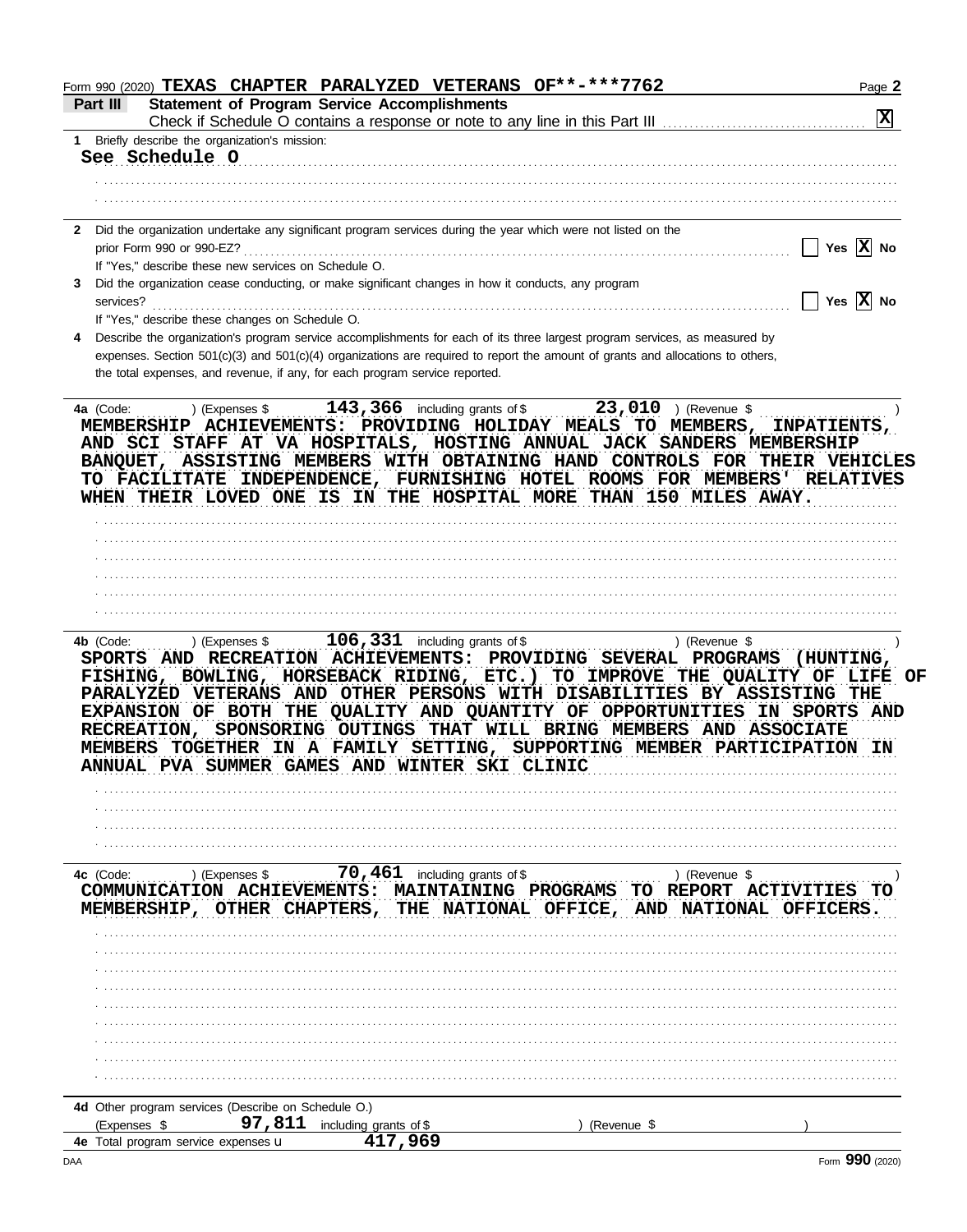Form 990 (2020) **TEXAS CHAPTER PARALYZED VETERANS OF**-***7762**

## Part III — Statement of Program Service Accomplishments

Check if Schedule O contains a response or note to any line in this Part III .......... [X]

**1** Briefly describe the organization's mission:

See Schedule O

**2** Did the organization undertake any significant program services during the year which were not listed on the prior Form 990 or 990-EZ? .......... [ ] Yes [X] No

If "Yes," describe these new services on Schedule O.

**3** Did the organization cease conducting, or make significant changes in how it conducts, any program services? .......... [ ] Yes [X] No

If "Yes," describe these changes on Schedule O.

**4** Describe the organization's program service accomplishments for each of its three largest program services, as measured by expenses. Section 501(c)(3) and 501(c)(4) organizations are required to report the amount of grants and allocations to others, the total expenses, and revenue, if any, for each program service reported.

**4a** (Code: ) (Expenses $ 143,366 including grants of $ 23,010 ) (Revenue $ )

MEMBERSHIP ACHIEVEMENTS: PROVIDING HOLIDAY MEALS TO MEMBERS, INPATIENTS, AND SCI STAFF AT VA HOSPITALS, HOSTING ANNUAL JACK SANDERS MEMBERSHIP BANQUET, ASSISTING MEMBERS WITH OBTAINING HAND CONTROLS FOR THEIR VEHICLES TO FACILITATE INDEPENDENCE, FURNISHING HOTEL ROOMS FOR MEMBERS' RELATIVES WHEN THEIR LOVED ONE IS IN THE HOSPITAL MORE THAN 150 MILES AWAY.

**4b** (Code: ) (Expenses $ 106,331 including grants of $ ) (Revenue $ )

SPORTS AND RECREATION ACHIEVEMENTS: PROVIDING SEVERAL PROGRAMS (HUNTING, FISHING, BOWLING, HORSEBACK RIDING, ETC.) TO IMPROVE THE QUALITY OF LIFE OF PARALYZED VETERANS AND OTHER PERSONS WITH DISABILITIES BY ASSISTING THE EXPANSION OF BOTH THE QUALITY AND QUANTITY OF OPPORTUNITIES IN SPORTS AND RECREATION, SPONSORING OUTINGS THAT WILL BRING MEMBERS AND ASSOCIATE MEMBERS TOGETHER IN A FAMILY SETTING, SUPPORTING MEMBER PARTICIPATION IN ANNUAL PVA SUMMER GAMES AND WINTER SKI CLINIC

**4c** (Code: ) (Expenses $ 70,461 including grants of $ ) (Revenue $ )

COMMUNICATION ACHIEVEMENTS: MAINTAINING PROGRAMS TO REPORT ACTIVITIES TO MEMBERSHIP, OTHER CHAPTERS, THE NATIONAL OFFICE, AND NATIONAL OFFICERS.

**4d** Other program services (Describe on Schedule O.)

(Expenses $ 97,811 including grants of $ ) (Revenue $ )

**4e** Total program service expenses ▶ 417,969

DAA — Form **990** (2020)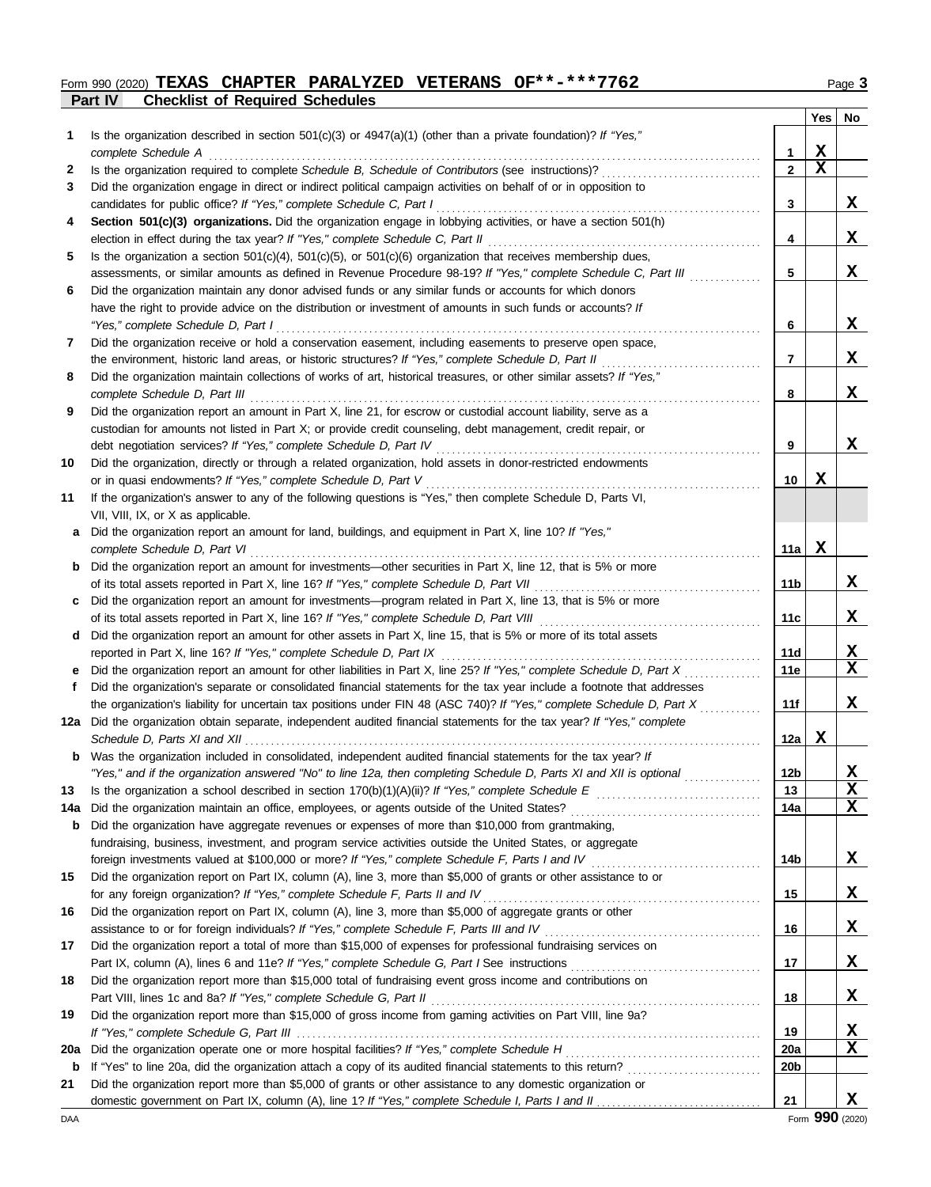Form 990 (2020) **TEXAS CHAPTER PARALYZED VETERANS OF\*\*-\*\*\*7762** Page **3**

## Part IV Checklist of Required Schedules

| | | | Yes | No |
|---|---|---|---|---|
| **1** | Is the organization described in section 501(c)(3) or 4947(a)(1) (other than a private foundation)? *If "Yes," complete Schedule A* | **1** | X | |
| **2** | Is the organization required to complete *Schedule B, Schedule of Contributors* (see instructions)? | **2** | X | |
| **3** | Did the organization engage in direct or indirect political campaign activities on behalf of or in opposition to candidates for public office? *If "Yes," complete Schedule C, Part I* | **3** | | X |
| **4** | **Section 501(c)(3) organizations.** Did the organization engage in lobbying activities, or have a section 501(h) election in effect during the tax year? *If "Yes," complete Schedule C, Part II* | **4** | | X |
| **5** | Is the organization a section 501(c)(4), 501(c)(5), or 501(c)(6) organization that receives membership dues, assessments, or similar amounts as defined in Revenue Procedure 98-19? *If "Yes," complete Schedule C, Part III* | **5** | | X |
| **6** | Did the organization maintain any donor advised funds or any similar funds or accounts for which donors have the right to provide advice on the distribution or investment of amounts in such funds or accounts? *If "Yes," complete Schedule D, Part I* | **6** | | X |
| **7** | Did the organization receive or hold a conservation easement, including easements to preserve open space, the environment, historic land areas, or historic structures? *If "Yes," complete Schedule D, Part II* | **7** | | X |
| **8** | Did the organization maintain collections of works of art, historical treasures, or other similar assets? *If "Yes," complete Schedule D, Part III* | **8** | | X |
| **9** | Did the organization report an amount in Part X, line 21, for escrow or custodial account liability, serve as a custodian for amounts not listed in Part X; or provide credit counseling, debt management, credit repair, or debt negotiation services? *If "Yes," complete Schedule D, Part IV* | **9** | | X |
| **10** | Did the organization, directly or through a related organization, hold assets in donor-restricted endowments or in quasi endowments? *If "Yes," complete Schedule D, Part V* | **10** | X | |
| **11** | If the organization's answer to any of the following questions is "Yes," then complete Schedule D, Parts VI, VII, VIII, IX, or X as applicable. | | | |
| **a** | Did the organization report an amount for land, buildings, and equipment in Part X, line 10? *If "Yes," complete Schedule D, Part VI* | **11a** | X | |
| **b** | Did the organization report an amount for investments—other securities in Part X, line 12, that is 5% or more of its total assets reported in Part X, line 16? *If "Yes," complete Schedule D, Part VII* | **11b** | | X |
| **c** | Did the organization report an amount for investments—program related in Part X, line 13, that is 5% or more of its total assets reported in Part X, line 16? *If "Yes," complete Schedule D, Part VIII* | **11c** | | X |
| **d** | Did the organization report an amount for other assets in Part X, line 15, that is 5% or more of its total assets reported in Part X, line 16? *If "Yes," complete Schedule D, Part IX* | **11d** | | X |
| **e** | Did the organization report an amount for other liabilities in Part X, line 25? *If "Yes," complete Schedule D, Part X* | **11e** | | X |
| **f** | Did the organization's separate or consolidated financial statements for the tax year include a footnote that addresses the organization's liability for uncertain tax positions under FIN 48 (ASC 740)? *If "Yes," complete Schedule D, Part X* | **11f** | | X |
| **12a** | Did the organization obtain separate, independent audited financial statements for the tax year? *If "Yes," complete Schedule D, Parts XI and XII* | **12a** | X | |
| **b** | Was the organization included in consolidated, independent audited financial statements for the tax year? *If "Yes," and if the organization answered "No" to line 12a, then completing Schedule D, Parts XI and XII is optional* | **12b** | | X |
| **13** | Is the organization a school described in section 170(b)(1)(A)(ii)? *If "Yes," complete Schedule E* | **13** | | X |
| **14a** | Did the organization maintain an office, employees, or agents outside of the United States? | **14a** | | X |
| **b** | Did the organization have aggregate revenues or expenses of more than $10,000 from grantmaking, fundraising, business, investment, and program service activities outside the United States, or aggregate foreign investments valued at $100,000 or more? *If "Yes," complete Schedule F, Parts I and IV* | **14b** | | X |
| **15** | Did the organization report on Part IX, column (A), line 3, more than $5,000 of grants or other assistance to or for any foreign organization? *If "Yes," complete Schedule F, Parts II and IV* | **15** | | X |
| **16** | Did the organization report on Part IX, column (A), line 3, more than $5,000 of aggregate grants or other assistance to or for foreign individuals? *If "Yes," complete Schedule F, Parts III and IV* | **16** | | X |
| **17** | Did the organization report a total of more than $15,000 of expenses for professional fundraising services on Part IX, column (A), lines 6 and 11e? *If "Yes," complete Schedule G, Part I* See instructions | **17** | | X |
| **18** | Did the organization report more than $15,000 total of fundraising event gross income and contributions on Part VIII, lines 1c and 8a? *If "Yes," complete Schedule G, Part II* | **18** | | X |
| **19** | Did the organization report more than $15,000 of gross income from gaming activities on Part VIII, line 9a? *If "Yes," complete Schedule G, Part III* | **19** | | X |
| **20a** | Did the organization operate one or more hospital facilities? *If "Yes," complete Schedule H* | **20a** | | X |
| **b** | If "Yes" to line 20a, did the organization attach a copy of its audited financial statements to this return? | **20b** | | |
| **21** | Did the organization report more than $5,000 of grants or other assistance to any domestic organization or domestic government on Part IX, column (A), line 1? *If "Yes," complete Schedule I, Parts I and II* | **21** | | X |

DAA Form **990** (2020)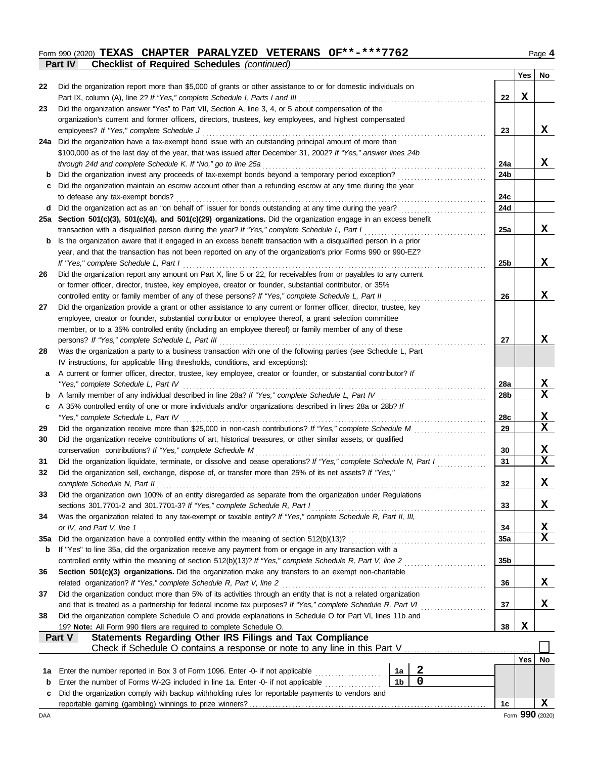Form 990 (2020) **TEXAS CHAPTER PARALYZED VETERANS OF\*\*-\*\*\*7762** Page **4**

**Part IV Checklist of Required Schedules** *(continued)*

| | | | Yes | No |
|---|---|---|---|---|
| 22 | Did the organization report more than $5,000 of grants or other assistance to or for domestic individuals on Part IX, column (A), line 2? *If "Yes," complete Schedule I, Parts I and III* | 22 | X | |
| 23 | Did the organization answer "Yes" to Part VII, Section A, line 3, 4, or 5 about compensation of the organization's current and former officers, directors, trustees, key employees, and highest compensated employees? *If "Yes," complete Schedule J* | 23 | | X |
| 24a | Did the organization have a tax-exempt bond issue with an outstanding principal amount of more than $100,000 as of the last day of the year, that was issued after December 31, 2002? *If "Yes," answer lines 24b through 24d and complete Schedule K. If "No," go to line 25a* | 24a | | X |
| b | Did the organization invest any proceeds of tax-exempt bonds beyond a temporary period exception? | 24b | | |
| c | Did the organization maintain an escrow account other than a refunding escrow at any time during the year to defease any tax-exempt bonds? | 24c | | |
| d | Did the organization act as an "on behalf of" issuer for bonds outstanding at any time during the year? | 24d | | |
| 25a | **Section 501(c)(3), 501(c)(4), and 501(c)(29) organizations.** Did the organization engage in an excess benefit transaction with a disqualified person during the year? *If "Yes," complete Schedule L, Part I* | 25a | | X |
| b | Is the organization aware that it engaged in an excess benefit transaction with a disqualified person in a prior year, and that the transaction has not been reported on any of the organization's prior Forms 990 or 990-EZ? *If "Yes," complete Schedule L, Part I* | 25b | | X |
| 26 | Did the organization report any amount on Part X, line 5 or 22, for receivables from or payables to any current or former officer, director, trustee, key employee, creator or founder, substantial contributor, or 35% controlled entity or family member of any of these persons? *If "Yes," complete Schedule L, Part II* | 26 | | X |
| 27 | Did the organization provide a grant or other assistance to any current or former officer, director, trustee, key employee, creator or founder, substantial contributor or employee thereof, a grant selection committee member, or to a 35% controlled entity (including an employee thereof) or family member of any of these persons? *If "Yes," complete Schedule L, Part III* | 27 | | X |
| 28 | Was the organization a party to a business transaction with one of the following parties (see Schedule L, Part IV instructions, for applicable filing thresholds, conditions, and exceptions): | | | |
| a | A current or former officer, director, trustee, key employee, creator or founder, or substantial contributor? *If "Yes," complete Schedule L, Part IV* | 28a | | X |
| b | A family member of any individual described in line 28a? *If "Yes," complete Schedule L, Part IV* | 28b | | X |
| c | A 35% controlled entity of one or more individuals and/or organizations described in lines 28a or 28b? *If "Yes," complete Schedule L, Part IV* | 28c | | X |
| 29 | Did the organization receive more than $25,000 in non-cash contributions? *If "Yes," complete Schedule M* | 29 | | X |
| 30 | Did the organization receive contributions of art, historical treasures, or other similar assets, or qualified conservation contributions? *If "Yes," complete Schedule M* | 30 | | X |
| 31 | Did the organization liquidate, terminate, or dissolve and cease operations? *If "Yes," complete Schedule N, Part I* | 31 | | X |
| 32 | Did the organization sell, exchange, dispose of, or transfer more than 25% of its net assets? *If "Yes," complete Schedule N, Part II* | 32 | | X |
| 33 | Did the organization own 100% of an entity disregarded as separate from the organization under Regulations sections 301.7701-2 and 301.7701-3? *If "Yes," complete Schedule R, Part I* | 33 | | X |
| 34 | Was the organization related to any tax-exempt or taxable entity? *If "Yes," complete Schedule R, Part II, III, or IV, and Part V, line 1* | 34 | | X |
| 35a | Did the organization have a controlled entity within the meaning of section 512(b)(13)? | 35a | | X |
| b | If "Yes" to line 35a, did the organization receive any payment from or engage in any transaction with a controlled entity within the meaning of section 512(b)(13)? *If "Yes," complete Schedule R, Part V, line 2* | 35b | | |
| 36 | **Section 501(c)(3) organizations.** Did the organization make any transfers to an exempt non-charitable related organization? *If "Yes," complete Schedule R, Part V, line 2* | 36 | | X |
| 37 | Did the organization conduct more than 5% of its activities through an entity that is not a related organization and that is treated as a partnership for federal income tax purposes? *If "Yes," complete Schedule R, Part VI* | 37 | | X |
| 38 | Did the organization complete Schedule O and provide explanations in Schedule O for Part VI, lines 11b and 19? **Note:** All Form 990 filers are required to complete Schedule O. | 38 | X | |

**Part V Statements Regarding Other IRS Filings and Tax Compliance**

Check if Schedule O contains a response or note to any line in this Part V ☐

| | | | | | Yes | No |
|---|---|---|---|---|---|---|
| 1a | Enter the number reported in Box 3 of Form 1096. Enter -0- if not applicable | 1a | 2 | | | |
| b | Enter the number of Forms W-2G included in line 1a. Enter -0- if not applicable | 1b | 0 | | | |
| c | Did the organization comply with backup withholding rules for reportable payments to vendors and reportable gaming (gambling) winnings to prize winners? | | | 1c | | X |

Form **990** (2020)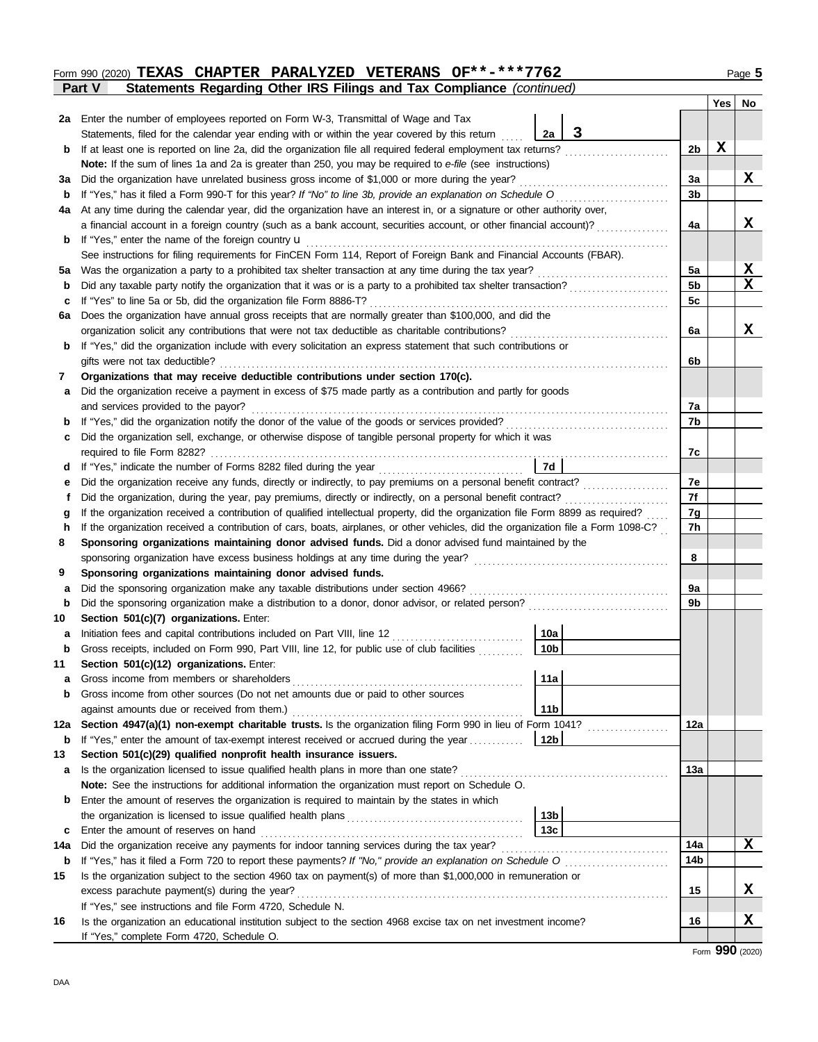Form 990 (2020) **TEXAS CHAPTER PARALYZED VETERANS OF**-***7762** Page **5**

**Part V Statements Regarding Other IRS Filings and Tax Compliance** *(continued)*

| | | | | | Yes | No |
|---|---|---|---|---|---|---|
| **2a** | Enter the number of employees reported on Form W-3, Transmittal of Wage and Tax Statements, filed for the calendar year ending with or within the year covered by this return | 2a | 3 | | | |
| **b** | If at least one is reported on line 2a, did the organization file all required federal employment tax returns? | | | 2b | X | |
| | **Note:** If the sum of lines 1a and 2a is greater than 250, you may be required to *e-file* (see instructions) | | | | | |
| **3a** | Did the organization have unrelated business gross income of $1,000 or more during the year? | | | 3a | | X |
| **b** | If "Yes," has it filed a Form 990-T for this year? *If "No" to line 3b, provide an explanation on Schedule O* | | | 3b | | |
| **4a** | At any time during the calendar year, did the organization have an interest in, or a signature or other authority over, a financial account in a foreign country (such as a bank account, securities account, or other financial account)? | | | 4a | | X |
| **b** | If "Yes," enter the name of the foreign country u | | | | | |
| | See instructions for filing requirements for FinCEN Form 114, Report of Foreign Bank and Financial Accounts (FBAR). | | | | | |
| **5a** | Was the organization a party to a prohibited tax shelter transaction at any time during the tax year? | | | 5a | | X |
| **b** | Did any taxable party notify the organization that it was or is a party to a prohibited tax shelter transaction? | | | 5b | | X |
| **c** | If "Yes" to line 5a or 5b, did the organization file Form 8886-T? | | | 5c | | |
| **6a** | Does the organization have annual gross receipts that are normally greater than $100,000, and did the organization solicit any contributions that were not tax deductible as charitable contributions? | | | 6a | | X |
| **b** | If "Yes," did the organization include with every solicitation an express statement that such contributions or gifts were not tax deductible? | | | 6b | | |
| **7** | **Organizations that may receive deductible contributions under section 170(c).** | | | | | |
| **a** | Did the organization receive a payment in excess of $75 made partly as a contribution and partly for goods and services provided to the payor? | | | 7a | | |
| **b** | If "Yes," did the organization notify the donor of the value of the goods or services provided? | | | 7b | | |
| **c** | Did the organization sell, exchange, or otherwise dispose of tangible personal property for which it was required to file Form 8282? | | | 7c | | |
| **d** | If "Yes," indicate the number of Forms 8282 filed during the year | 7d | | | | |
| **e** | Did the organization receive any funds, directly or indirectly, to pay premiums on a personal benefit contract? | | | 7e | | |
| **f** | Did the organization, during the year, pay premiums, directly or indirectly, on a personal benefit contract? | | | 7f | | |
| **g** | If the organization received a contribution of qualified intellectual property, did the organization file Form 8899 as required? | | | 7g | | |
| **h** | If the organization received a contribution of cars, boats, airplanes, or other vehicles, did the organization file a Form 1098-C? | | | 7h | | |
| **8** | **Sponsoring organizations maintaining donor advised funds.** Did a donor advised fund maintained by the sponsoring organization have excess business holdings at any time during the year? | | | 8 | | |
| **9** | **Sponsoring organizations maintaining donor advised funds.** | | | | | |
| **a** | Did the sponsoring organization make any taxable distributions under section 4966? | | | 9a | | |
| **b** | Did the sponsoring organization make a distribution to a donor, donor advisor, or related person? | | | 9b | | |
| **10** | **Section 501(c)(7) organizations.** Enter: | | | | | |
| **a** | Initiation fees and capital contributions included on Part VIII, line 12 | 10a | | | | |
| **b** | Gross receipts, included on Form 990, Part VIII, line 12, for public use of club facilities | 10b | | | | |
| **11** | **Section 501(c)(12) organizations.** Enter: | | | | | |
| **a** | Gross income from members or shareholders | 11a | | | | |
| **b** | Gross income from other sources (Do not net amounts due or paid to other sources against amounts due or received from them.) | 11b | | | | |
| **12a** | **Section 4947(a)(1) non-exempt charitable trusts.** Is the organization filing Form 990 in lieu of Form 1041? | | | 12a | | |
| **b** | If "Yes," enter the amount of tax-exempt interest received or accrued during the year | 12b | | | | |
| **13** | **Section 501(c)(29) qualified nonprofit health insurance issuers.** | | | | | |
| **a** | Is the organization licensed to issue qualified health plans in more than one state? | | | 13a | | |
| | **Note:** See the instructions for additional information the organization must report on Schedule O. | | | | | |
| **b** | Enter the amount of reserves the organization is required to maintain by the states in which the organization is licensed to issue qualified health plans | 13b | | | | |
| **c** | Enter the amount of reserves on hand | 13c | | | | |
| **14a** | Did the organization receive any payments for indoor tanning services during the tax year? | | | 14a | | X |
| **b** | If "Yes," has it filed a Form 720 to report these payments? *If "No," provide an explanation on Schedule O* | | | 14b | | |
| **15** | Is the organization subject to the section 4960 tax on payment(s) of more than $1,000,000 in remuneration or excess parachute payment(s) during the year? | | | 15 | | X |
| | If "Yes," see instructions and file Form 4720, Schedule N. | | | | | |
| **16** | Is the organization an educational institution subject to the section 4968 excise tax on net investment income? | | | 16 | | X |
| | If "Yes," complete Form 4720, Schedule O. | | | | | |

Form **990** (2020)

DAA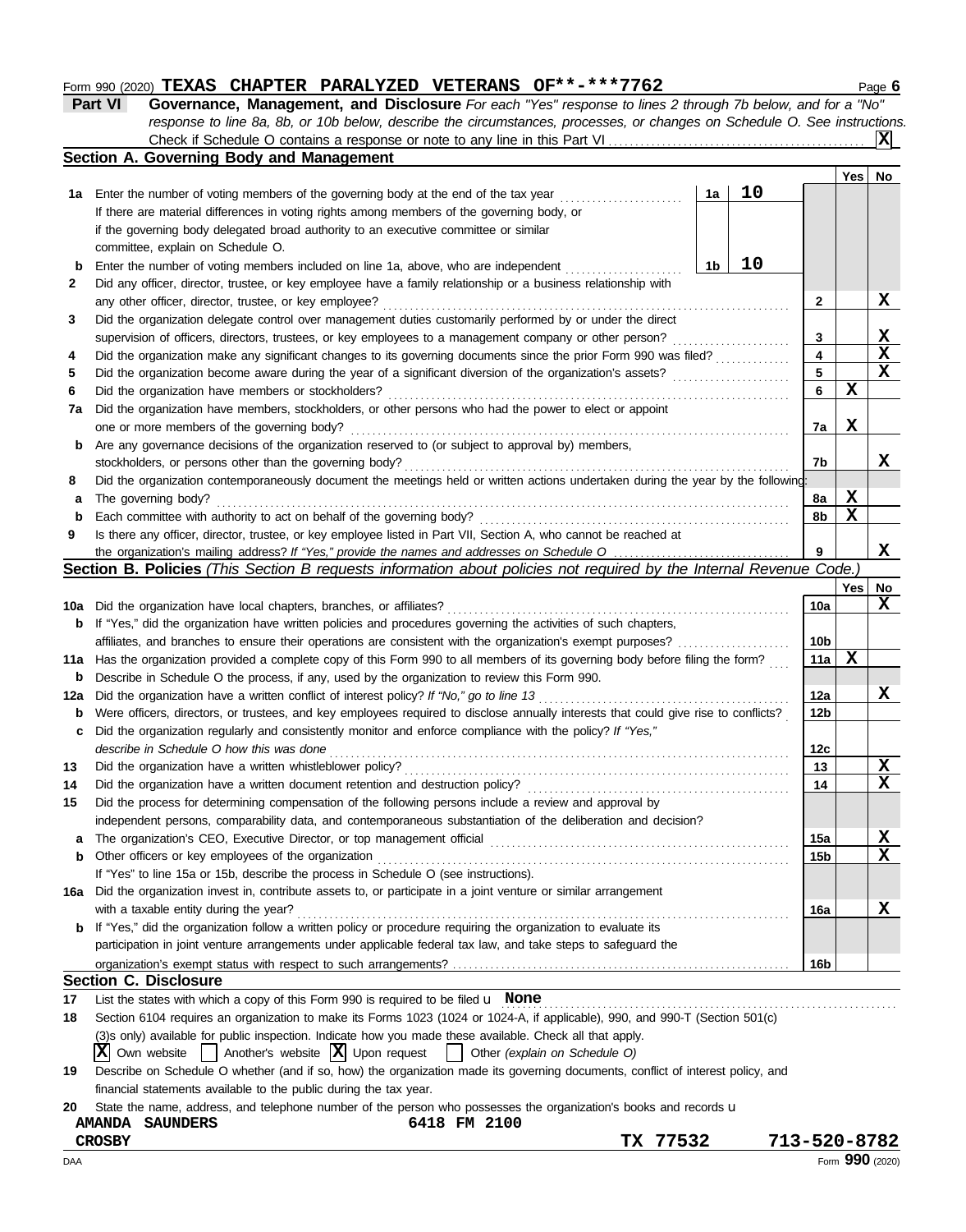Form 990 (2020) **TEXAS CHAPTER PARALYZED VETERANS OF\*\*-\*\*\*7762** Page 6

**Part VI** **Governance, Management, and Disclosure** *For each "Yes" response to lines 2 through 7b below, and for a "No" response to line 8a, 8b, or 10b below, describe the circumstances, processes, or changes on Schedule O. See instructions.*

Check if Schedule O contains a response or note to any line in this Part VI . . . [X]

## Section A. Governing Body and Management

| | | | | Yes | No |
|---|---|---|---|---|---|
| 1a | Enter the number of voting members of the governing body at the end of the tax year | 1a | 10 | | |
| | If there are material differences in voting rights among members of the governing body, or if the governing body delegated broad authority to an executive committee or similar committee, explain on Schedule O. | | | | |
| b | Enter the number of voting members included on line 1a, above, who are independent | 1b | 10 | | |
| 2 | Did any officer, director, trustee, or key employee have a family relationship or a business relationship with any other officer, director, trustee, or key employee? | 2 | | | X |
| 3 | Did the organization delegate control over management duties customarily performed by or under the direct supervision of officers, directors, trustees, or key employees to a management company or other person? | 3 | | | X |
| 4 | Did the organization make any significant changes to its governing documents since the prior Form 990 was filed? | 4 | | | X |
| 5 | Did the organization become aware during the year of a significant diversion of the organization's assets? | 5 | | | X |
| 6 | Did the organization have members or stockholders? | 6 | | X | |
| 7a | Did the organization have members, stockholders, or other persons who had the power to elect or appoint one or more members of the governing body? | 7a | | X | |
| b | Are any governance decisions of the organization reserved to (or subject to approval by) members, stockholders, or persons other than the governing body? | 7b | | | X |
| 8 | Did the organization contemporaneously document the meetings held or written actions undertaken during the year by the following: | | | | |
| a | The governing body? | 8a | | X | |
| b | Each committee with authority to act on behalf of the governing body? | 8b | | X | |
| 9 | Is there any officer, director, trustee, or key employee listed in Part VII, Section A, who cannot be reached at the organization's mailing address? *If "Yes," provide the names and addresses on Schedule O* | 9 | | | X |

## Section B. Policies *(This Section B requests information about policies not required by the Internal Revenue Code.)*

| | | | Yes | No |
|---|---|---|---|---|
| 10a | Did the organization have local chapters, branches, or affiliates? | 10a | | X |
| b | If "Yes," did the organization have written policies and procedures governing the activities of such chapters, affiliates, and branches to ensure their operations are consistent with the organization's exempt purposes? | 10b | | |
| 11a | Has the organization provided a complete copy of this Form 990 to all members of its governing body before filing the form? | 11a | X | |
| b | Describe in Schedule O the process, if any, used by the organization to review this Form 990. | | | |
| 12a | Did the organization have a written conflict of interest policy? *If "No," go to line 13* | 12a | | X |
| b | Were officers, directors, or trustees, and key employees required to disclose annually interests that could give rise to conflicts? | 12b | | |
| c | Did the organization regularly and consistently monitor and enforce compliance with the policy? *If "Yes," describe in Schedule O how this was done* | 12c | | |
| 13 | Did the organization have a written whistleblower policy? | 13 | | X |
| 14 | Did the organization have a written document retention and destruction policy? | 14 | | X |
| 15 | Did the process for determining compensation of the following persons include a review and approval by independent persons, comparability data, and contemporaneous substantiation of the deliberation and decision? | | | |
| a | The organization's CEO, Executive Director, or top management official | 15a | | X |
| b | Other officers or key employees of the organization | 15b | | X |
| | If "Yes" to line 15a or 15b, describe the process in Schedule O (see instructions). | | | |
| 16a | Did the organization invest in, contribute assets to, or participate in a joint venture or similar arrangement with a taxable entity during the year? | 16a | | X |
| b | If "Yes," did the organization follow a written policy or procedure requiring the organization to evaluate its participation in joint venture arrangements under applicable federal tax law, and take steps to safeguard the organization's exempt status with respect to such arrangements? | 16b | | |

## Section C. Disclosure

17 List the states with which a copy of this Form 990 is required to be filed u **None**

18 Section 6104 requires an organization to make its Forms 1023 (1024 or 1024-A, if applicable), 990, and 990-T (Section 501(c)(3)s only) available for public inspection. Indicate how you made these available. Check all that apply.

[X] Own website [ ] Another's website [X] Upon request [ ] Other *(explain on Schedule O)*

19 Describe on Schedule O whether (and if so, how) the organization made its governing documents, conflict of interest policy, and financial statements available to the public during the tax year.

20 State the name, address, and telephone number of the person who possesses the organization's books and records u

**AMANDA SAUNDERS** **6418 FM 2100**
**CROSBY** **TX 77532** **713-520-8782**

DAA Form **990** (2020)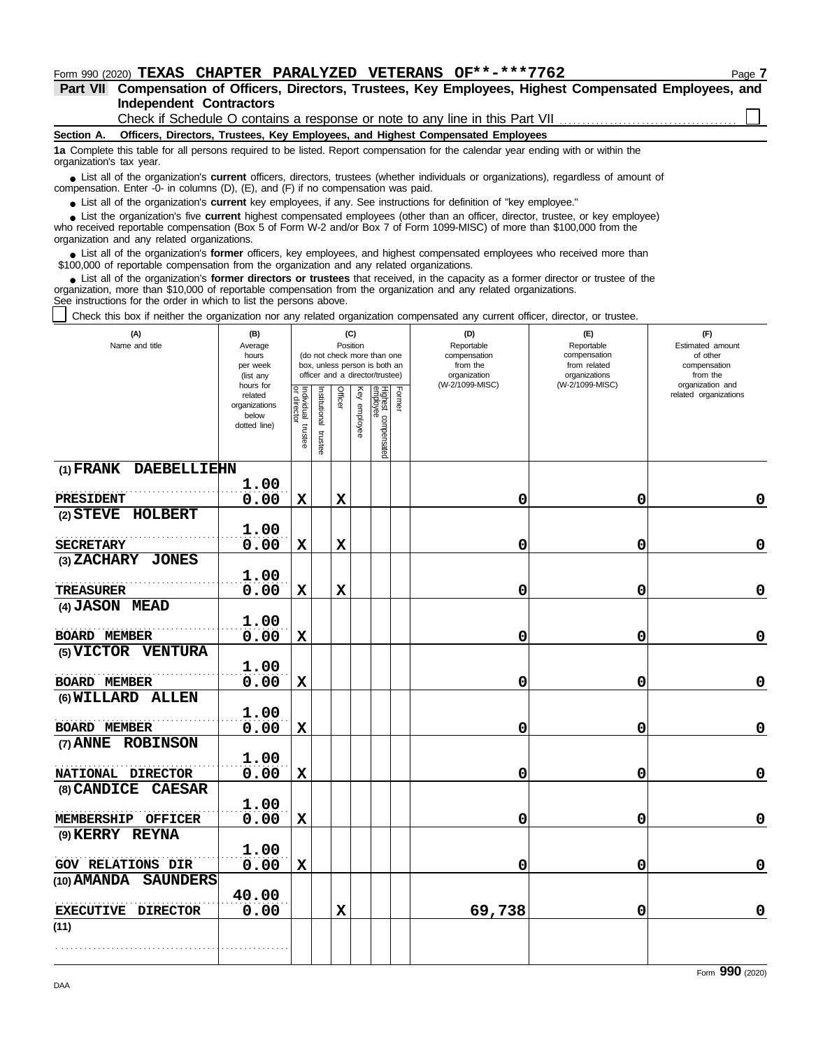Form 990 (2020) **TEXAS CHAPTER PARALYZED VETERANS OF\*\*-\*\*\*7762**

**Part VII Compensation of Officers, Directors, Trustees, Key Employees, Highest Compensated Employees, and Independent Contractors**

Check if Schedule O contains a response or note to any line in this Part VII ☐

**Section A. Officers, Directors, Trustees, Key Employees, and Highest Compensated Employees**

**1a** Complete this table for all persons required to be listed. Report compensation for the calendar year ending with or within the organization's tax year.

- List all of the organization's **current** officers, directors, trustees (whether individuals or organizations), regardless of amount of compensation. Enter -0- in columns (D), (E), and (F) if no compensation was paid.
- List all of the organization's **current** key employees, if any. See instructions for definition of "key employee."
- List the organization's five **current** highest compensated employees (other than an officer, director, trustee, or key employee) who received reportable compensation (Box 5 of Form W-2 and/or Box 7 of Form 1099-MISC) of more than $100,000 from the organization and any related organizations.
- List all of the organization's **former** officers, key employees, and highest compensated employees who received more than $100,000 of reportable compensation from the organization and any related organizations.
- List all of the organization's **former directors or trustees** that received, in the capacity as a former director or trustee of the organization, more than $10,000 of reportable compensation from the organization and any related organizations.

See instructions for the order in which to list the persons above.

☐ Check this box if neither the organization nor any related organization compensated any current officer, director, or trustee.

| (A) Name and title | (B) Average hours per week (list any hours for related organizations below dotted line) | (C) Position: Individual trustee or director | Institutional trustee | Officer | Key employee | Highest compensated employee | Former | (D) Reportable compensation from the organization (W-2/1099-MISC) | (E) Reportable compensation from related organizations (W-2/1099-MISC) | (F) Estimated amount of other compensation from the organization and related organizations |
|---|---|---|---|---|---|---|---|---|---|---|
| (1) FRANK DAEBELLIEHN<br>PRESIDENT | 1.00<br>0.00 | X | | X | | | | 0 | 0 | 0 |
| (2) STEVE HOLBERT<br>SECRETARY | 1.00<br>0.00 | X | | X | | | | 0 | 0 | 0 |
| (3) ZACHARY JONES<br>TREASURER | 1.00<br>0.00 | X | | X | | | | 0 | 0 | 0 |
| (4) JASON MEAD<br>BOARD MEMBER | 1.00<br>0.00 | X | | | | | | 0 | 0 | 0 |
| (5) VICTOR VENTURA<br>BOARD MEMBER | 1.00<br>0.00 | X | | | | | | 0 | 0 | 0 |
| (6) WILLARD ALLEN<br>BOARD MEMBER | 1.00<br>0.00 | X | | | | | | 0 | 0 | 0 |
| (7) ANNE ROBINSON<br>NATIONAL DIRECTOR | 1.00<br>0.00 | X | | | | | | 0 | 0 | 0 |
| (8) CANDICE CAESAR<br>MEMBERSHIP OFFICER | 1.00<br>0.00 | X | | | | | | 0 | 0 | 0 |
| (9) KERRY REYNA<br>GOV RELATIONS DIR | 1.00<br>0.00 | X | | | | | | 0 | 0 | 0 |
| (10) AMANDA SAUNDERS<br>EXECUTIVE DIRECTOR | 40.00<br>0.00 | | | X | | | | 69,738 | 0 | 0 |
| (11) | | | | | | | | | | |

Form **990** (2020)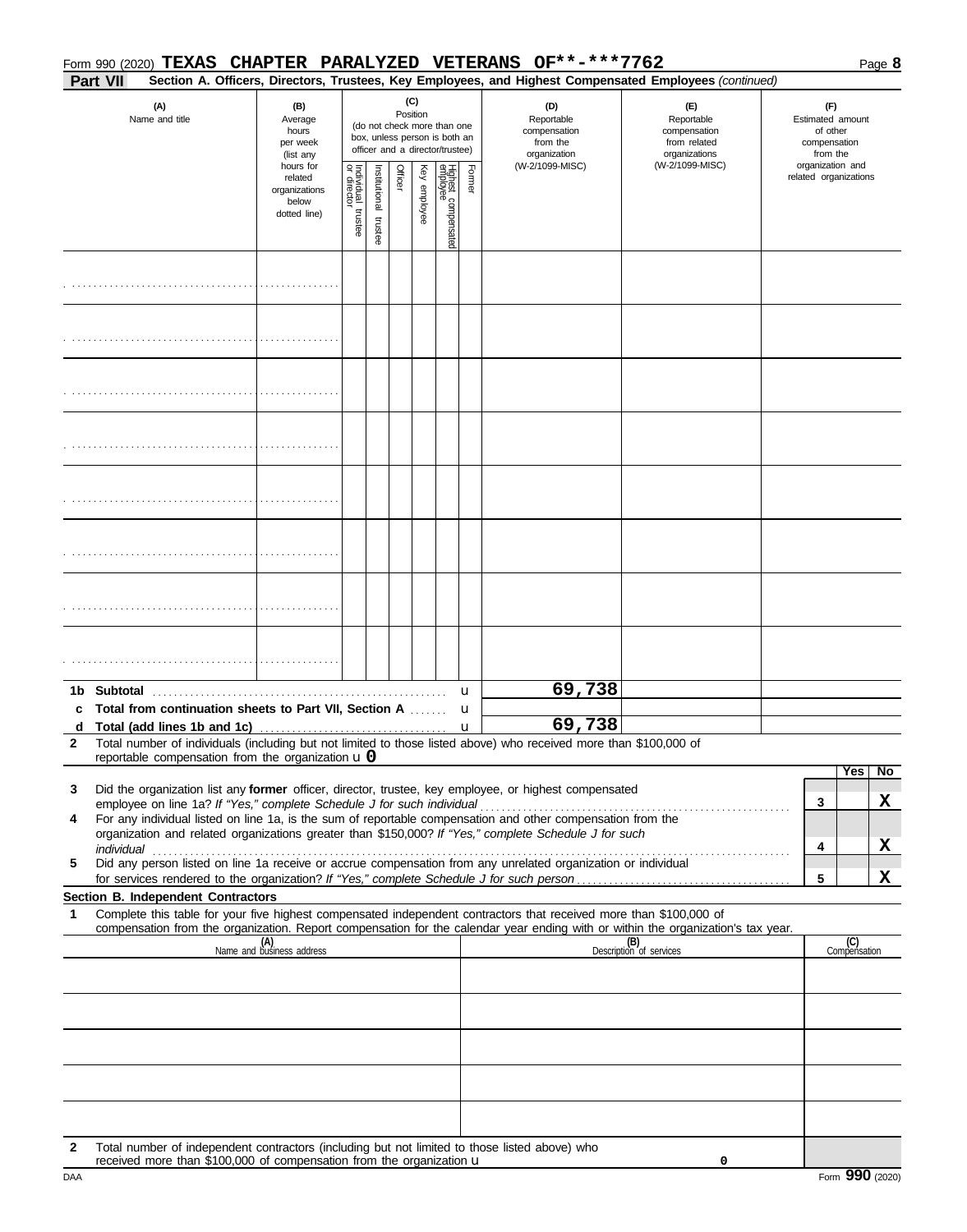Form 990 (2020) **TEXAS CHAPTER PARALYZED VETERANS OF**-***7762** Page **8**

**Part VII** **Section A. Officers, Directors, Trustees, Key Employees, and Highest Compensated Employees** *(continued)*

| (A) Name and title | (B) Average hours per week (list any hours for related organizations below dotted line) | (C) Position: Individual trustee or director | Institutional trustee | Officer | Key employee | Highest compensated employee | Former | (D) Reportable compensation from the organization (W-2/1099-MISC) | (E) Reportable compensation from related organizations (W-2/1099-MISC) | (F) Estimated amount of other compensation from the organization and related organizations |
|---|---|---|---|---|---|---|---|---|---|---|
| | | | | | | | | | | |
| | | | | | | | | | | |
| | | | | | | | | | | |
| | | | | | | | | | | |
| | | | | | | | | | | |
| | | | | | | | | | | |
| | | | | | | | | | | |
| | | | | | | | | | | |
| **1b Subtotal** | | | | | | | | 69,738 | | |
| **c Total from continuation sheets to Part VII, Section A** | | | | | | | | | | |
| **d Total (add lines 1b and 1c)** | | | | | | | | 69,738 | | |

**2** Total number of individuals (including but not limited to those listed above) who received more than $100,000 of reportable compensation from the organization u **0**

| | | | Yes | No |
|---|---|---|---|---|
| **3** | Did the organization list any **former** officer, director, trustee, key employee, or highest compensated employee on line 1a? *If "Yes," complete Schedule J for such individual* | 3 | | X |
| **4** | For any individual listed on line 1a, is the sum of reportable compensation and other compensation from the organization and related organizations greater than $150,000? *If "Yes," complete Schedule J for such individual* | 4 | | X |
| **5** | Did any person listed on line 1a receive or accrue compensation from any unrelated organization or individual for services rendered to the organization? *If "Yes," complete Schedule J for such person* | 5 | | X |

**Section B. Independent Contractors**

**1** Complete this table for your five highest compensated independent contractors that received more than $100,000 of compensation from the organization. Report compensation for the calendar year ending with or within the organization's tax year.

| (A) Name and business address | (B) Description of services | (C) Compensation |
|---|---|---|
| | | |
| | | |
| | | |
| | | |
| | | |

**2** Total number of independent contractors (including but not limited to those listed above) who received more than $100,000 of compensation from the organization u 0

Form **990** (2020)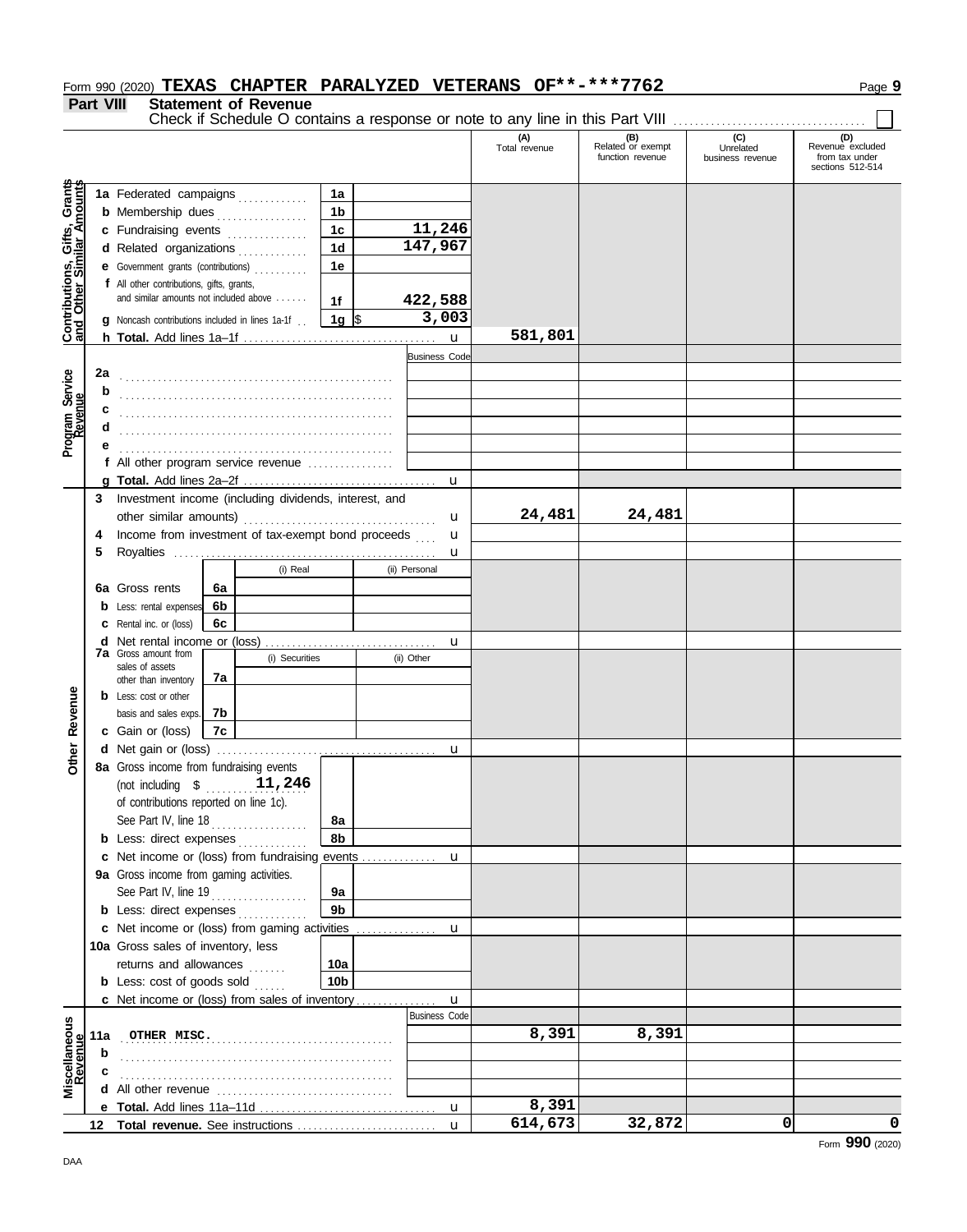Form 990 (2020) **TEXAS CHAPTER PARALYZED VETERANS OF**-***7762** Page **9**

**Part VIII Statement of Revenue**

Check if Schedule O contains a response or note to any line in this Part VIII ☐

| | | | | (A) Total revenue | (B) Related or exempt function revenue | (C) Unrelated business revenue | (D) Revenue excluded from tax under sections 512-514 |
|---|---|---|---|---|---|---|---|
| **Contributions, Gifts, Grants and Other Similar Amounts** | 1a Federated campaigns | 1a | | | | | |
| | b Membership dues | 1b | | | | | |
| | c Fundraising events | 1c | 11,246 | | | | |
| | d Related organizations | 1d | 147,967 | | | | |
| | e Government grants (contributions) | 1e | | | | | |
| | f All other contributions, gifts, grants, and similar amounts not included above | 1f | 422,588 | | | | |
| | g Noncash contributions included in lines 1a-1f | 1g | $ 3,003 | | | | |
| | h **Total.** Add lines 1a–1f | | u | 581,801 | | | |
| **Program Service Revenue** | | | Business Code | | | | |
| | 2a | | | | | | |
| | b | | | | | | |
| | c | | | | | | |
| | d | | | | | | |
| | e | | | | | | |
| | f All other program service revenue | | | | | | |
| | g **Total.** Add lines 2a–2f | | u | | | | |
| **Other Revenue** | 3 Investment income (including dividends, interest, and other similar amounts) | | u | 24,481 | 24,481 | | |
| | 4 Income from investment of tax-exempt bond proceeds | | u | | | | |
| | 5 Royalties | | u | | | | |
| | | (i) Real | (ii) Personal | | | | |
| | 6a Gross rents 6a | | | | | | |
| | b Less: rental expenses 6b | | | | | | |
| | c Rental inc. or (loss) 6c | | | | | | |
| | d Net rental income or (loss) | | u | | | | |
| | | (i) Securities | (ii) Other | | | | |
| | 7a Gross amount from sales of assets other than inventory 7a | | | | | | |
| | b Less: cost or other basis and sales exps. 7b | | | | | | |
| | c Gain or (loss) 7c | | | | | | |
| | d Net gain or (loss) | | u | | | | |
| | 8a Gross income from fundraising events (not including $ 11,246 of contributions reported on line 1c). See Part IV, line 18 | 8a | | | | | |
| | b Less: direct expenses | 8b | | | | | |
| | c Net income or (loss) from fundraising events | | u | | | | |
| | 9a Gross income from gaming activities. See Part IV, line 19 | 9a | | | | | |
| | b Less: direct expenses | 9b | | | | | |
| | c Net income or (loss) from gaming activities | | u | | | | |
| | 10a Gross sales of inventory, less returns and allowances | 10a | | | | | |
| | b Less: cost of goods sold | 10b | | | | | |
| | c Net income or (loss) from sales of inventory | | u | | | | |
| **Miscellaneous Revenue** | | | Business Code | | | | |
| | 11a OTHER MISC. | | | 8,391 | 8,391 | | |
| | b | | | | | | |
| | c | | | | | | |
| | d All other revenue | | | | | | |
| | e **Total.** Add lines 11a–11d | | u | 8,391 | | | |
| | 12 **Total revenue.** See instructions | | u | 614,673 | 32,872 | 0 | 0 |

Form **990** (2020)

DAA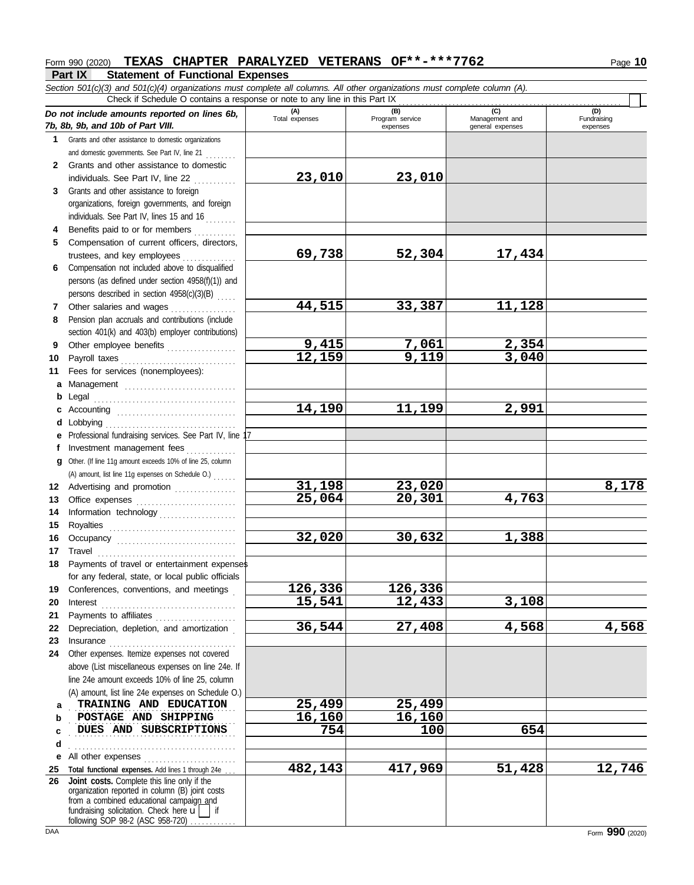Form 990 (2020) **TEXAS CHAPTER PARALYZED VETERANS OF\*\*-\*\*\*7762** Page **10**

## Part IX Statement of Functional Expenses

*Section 501(c)(3) and 501(c)(4) organizations must complete all columns. All other organizations must complete column (A).*

Check if Schedule O contains a response or note to any line in this Part IX ☐

| *Do not include amounts reported on lines 6b, 7b, 8b, 9b, and 10b of Part VIII.* | (A) Total expenses | (B) Program service expenses | (C) Management and general expenses | (D) Fundraising expenses |
|---|---|---|---|---|
| **1** Grants and other assistance to domestic organizations and domestic governments. See Part IV, line 21 | | | | |
| **2** Grants and other assistance to domestic individuals. See Part IV, line 22 | 23,010 | 23,010 | | |
| **3** Grants and other assistance to foreign organizations, foreign governments, and foreign individuals. See Part IV, lines 15 and 16 | | | | |
| **4** Benefits paid to or for members | | | | |
| **5** Compensation of current officers, directors, trustees, and key employees | 69,738 | 52,304 | 17,434 | |
| **6** Compensation not included above to disqualified persons (as defined under section 4958(f)(1)) and persons described in section 4958(c)(3)(B) | | | | |
| **7** Other salaries and wages | 44,515 | 33,387 | 11,128 | |
| **8** Pension plan accruals and contributions (include section 401(k) and 403(b) employer contributions) | | | | |
| **9** Other employee benefits | 9,415 | 7,061 | 2,354 | |
| **10** Payroll taxes | 12,159 | 9,119 | 3,040 | |
| **11** Fees for services (nonemployees): | | | | |
| **a** Management | | | | |
| **b** Legal | | | | |
| **c** Accounting | 14,190 | 11,199 | 2,991 | |
| **d** Lobbying | | | | |
| **e** Professional fundraising services. See Part IV, line 17 | | | | |
| **f** Investment management fees | | | | |
| **g** Other. (If line 11g amount exceeds 10% of line 25, column (A) amount, list line 11g expenses on Schedule O.) | | | | |
| **12** Advertising and promotion | 31,198 | 23,020 | | 8,178 |
| **13** Office expenses | 25,064 | 20,301 | 4,763 | |
| **14** Information technology | | | | |
| **15** Royalties | | | | |
| **16** Occupancy | 32,020 | 30,632 | 1,388 | |
| **17** Travel | | | | |
| **18** Payments of travel or entertainment expenses for any federal, state, or local public officials | | | | |
| **19** Conferences, conventions, and meetings | 126,336 | 126,336 | | |
| **20** Interest | 15,541 | 12,433 | 3,108 | |
| **21** Payments to affiliates | | | | |
| **22** Depreciation, depletion, and amortization | 36,544 | 27,408 | 4,568 | 4,568 |
| **23** Insurance | | | | |
| **24** Other expenses. Itemize expenses not covered above (List miscellaneous expenses on line 24e. If line 24e amount exceeds 10% of line 25, column (A) amount, list line 24e expenses on Schedule O.) | | | | |
| **a** TRAINING AND EDUCATION | 25,499 | 25,499 | | |
| **b** POSTAGE AND SHIPPING | 16,160 | 16,160 | | |
| **c** DUES AND SUBSCRIPTIONS | 754 | 100 | 654 | |
| **d** | | | | |
| **e** All other expenses | | | | |
| **25** **Total functional expenses.** Add lines 1 through 24e | 482,143 | 417,969 | 51,428 | 12,746 |
| **26** **Joint costs.** Complete this line only if the organization reported in column (B) joint costs from a combined educational campaign and fundraising solicitation. Check here ☐ if following SOP 98-2 (ASC 958-720) | | | | |

DAA Form **990** (2020)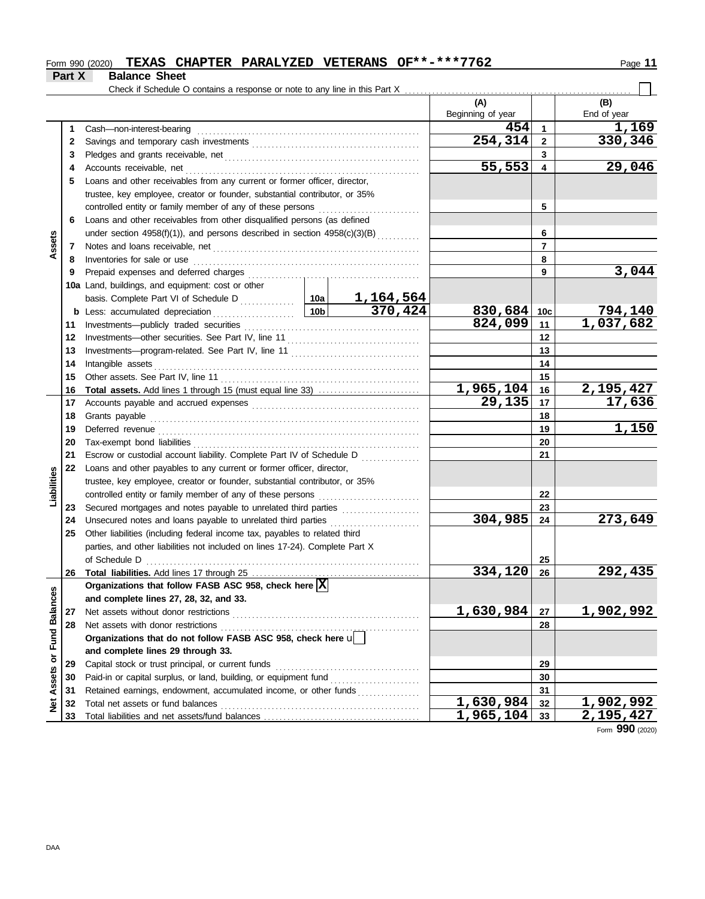Form 990 (2020) **TEXAS CHAPTER PARALYZED VETERANS OF\*\*-\*\*\*7762**

## Part X Balance Sheet

Check if Schedule O contains a response or note to any line in this Part X ☐

| | | Description | | | (A) Beginning of year | | (B) End of year |
|---|---|---|---|---|---|---|---|
| Assets | 1 | Cash—non-interest-bearing | | | 454 | 1 | 1,169 |
| | 2 | Savings and temporary cash investments | | | 254,314 | 2 | 330,346 |
| | 3 | Pledges and grants receivable, net | | | | 3 | |
| | 4 | Accounts receivable, net | | | 55,553 | 4 | 29,046 |
| | 5 | Loans and other receivables from any current or former officer, director, trustee, key employee, creator or founder, substantial contributor, or 35% controlled entity or family member of any of these persons | | | | 5 | |
| | 6 | Loans and other receivables from other disqualified persons (as defined under section 4958(f)(1)), and persons described in section 4958(c)(3)(B) | | | | 6 | |
| | 7 | Notes and loans receivable, net | | | | 7 | |
| | 8 | Inventories for sale or use | | | | 8 | |
| | 9 | Prepaid expenses and deferred charges | | | | 9 | 3,044 |
| | 10a | Land, buildings, and equipment: cost or other basis. Complete Part VI of Schedule D | 10a | 1,164,564 | | | |
| | b | Less: accumulated depreciation | 10b | 370,424 | 830,684 | 10c | 794,140 |
| | 11 | Investments—publicly traded securities | | | 824,099 | 11 | 1,037,682 |
| | 12 | Investments—other securities. See Part IV, line 11 | | | | 12 | |
| | 13 | Investments—program-related. See Part IV, line 11 | | | | 13 | |
| | 14 | Intangible assets | | | | 14 | |
| | 15 | Other assets. See Part IV, line 11 | | | | 15 | |
| | 16 | **Total assets.** Add lines 1 through 15 (must equal line 33) | | | 1,965,104 | 16 | 2,195,427 |
| Liabilities | 17 | Accounts payable and accrued expenses | | | 29,135 | 17 | 17,636 |
| | 18 | Grants payable | | | | 18 | |
| | 19 | Deferred revenue | | | | 19 | 1,150 |
| | 20 | Tax-exempt bond liabilities | | | | 20 | |
| | 21 | Escrow or custodial account liability. Complete Part IV of Schedule D | | | | 21 | |
| | 22 | Loans and other payables to any current or former officer, director, trustee, key employee, creator or founder, substantial contributor, or 35% controlled entity or family member of any of these persons | | | | 22 | |
| | 23 | Secured mortgages and notes payable to unrelated third parties | | | | 23 | |
| | 24 | Unsecured notes and loans payable to unrelated third parties | | | 304,985 | 24 | 273,649 |
| | 25 | Other liabilities (including federal income tax, payables to related third parties, and other liabilities not included on lines 17-24). Complete Part X of Schedule D | | | | 25 | |
| | 26 | **Total liabilities.** Add lines 17 through 25 | | | 334,120 | 26 | 292,435 |
| Net Assets or Fund Balances | | **Organizations that follow FASB ASC 958, check here** ☒ **and complete lines 27, 28, 32, and 33.** | | | | | |
| | 27 | Net assets without donor restrictions | | | 1,630,984 | 27 | 1,902,992 |
| | 28 | Net assets with donor restrictions | | | | 28 | |
| | | **Organizations that do not follow FASB ASC 958, check here** ☐ **and complete lines 29 through 33.** | | | | | |
| | 29 | Capital stock or trust principal, or current funds | | | | 29 | |
| | 30 | Paid-in or capital surplus, or land, building, or equipment fund | | | | 30 | |
| | 31 | Retained earnings, endowment, accumulated income, or other funds | | | | 31 | |
| | 32 | Total net assets or fund balances | | | 1,630,984 | 32 | 1,902,992 |
| | 33 | Total liabilities and net assets/fund balances | | | 1,965,104 | 33 | 2,195,427 |

Form **990** (2020)

DAA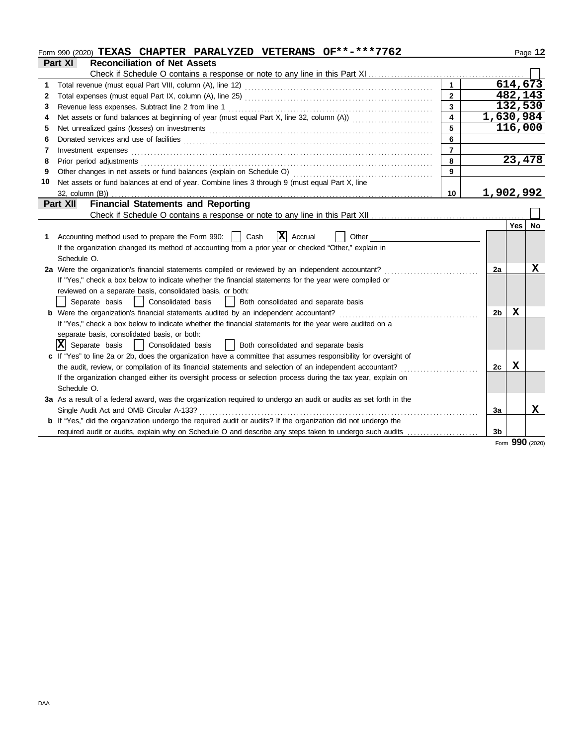Form 990 (2020) TEXAS CHAPTER PARALYZED VETERANS OF**-***7762

## Part XI Reconciliation of Net Assets

Check if Schedule O contains a response or note to any line in this Part XI ☐

| | | | |
|---|---|---|---|
| 1 | Total revenue (must equal Part VIII, column (A), line 12) | 1 | 614,673 |
| 2 | Total expenses (must equal Part IX, column (A), line 25) | 2 | 482,143 |
| 3 | Revenue less expenses. Subtract line 2 from line 1 | 3 | 132,530 |
| 4 | Net assets or fund balances at beginning of year (must equal Part X, line 32, column (A)) | 4 | 1,630,984 |
| 5 | Net unrealized gains (losses) on investments | 5 | 116,000 |
| 6 | Donated services and use of facilities | 6 | |
| 7 | Investment expenses | 7 | |
| 8 | Prior period adjustments | 8 | 23,478 |
| 9 | Other changes in net assets or fund balances (explain on Schedule O) | 9 | |
| 10 | Net assets or fund balances at end of year. Combine lines 3 through 9 (must equal Part X, line 32, column (B)) | 10 | 1,902,992 |

## Part XII Financial Statements and Reporting

Check if Schedule O contains a response or note to any line in this Part XII ☐

| | | | Yes | No |
|---|---|---|---|---|
| 1 | Accounting method used to prepare the Form 990: ☐ Cash ☒ Accrual ☐ Other<br>If the organization changed its method of accounting from a prior year or checked "Other," explain in Schedule O. | | | |
| 2a | Were the organization's financial statements compiled or reviewed by an independent accountant?<br>If "Yes," check a box below to indicate whether the financial statements for the year were compiled or reviewed on a separate basis, consolidated basis, or both:<br>☐ Separate basis ☐ Consolidated basis ☐ Both consolidated and separate basis | 2a | | X |
| b | Were the organization's financial statements audited by an independent accountant?<br>If "Yes," check a box below to indicate whether the financial statements for the year were audited on a separate basis, consolidated basis, or both:<br>☒ Separate basis ☐ Consolidated basis ☐ Both consolidated and separate basis | 2b | X | |
| c | If "Yes" to line 2a or 2b, does the organization have a committee that assumes responsibility for oversight of the audit, review, or compilation of its financial statements and selection of an independent accountant?<br>If the organization changed either its oversight process or selection process during the tax year, explain on Schedule O. | 2c | X | |
| 3a | As a result of a federal award, was the organization required to undergo an audit or audits as set forth in the Single Audit Act and OMB Circular A-133? | 3a | | X |
| b | If "Yes," did the organization undergo the required audit or audits? If the organization did not undergo the required audit or audits, explain why on Schedule O and describe any steps taken to undergo such audits | 3b | | |

Form **990** (2020)

DAA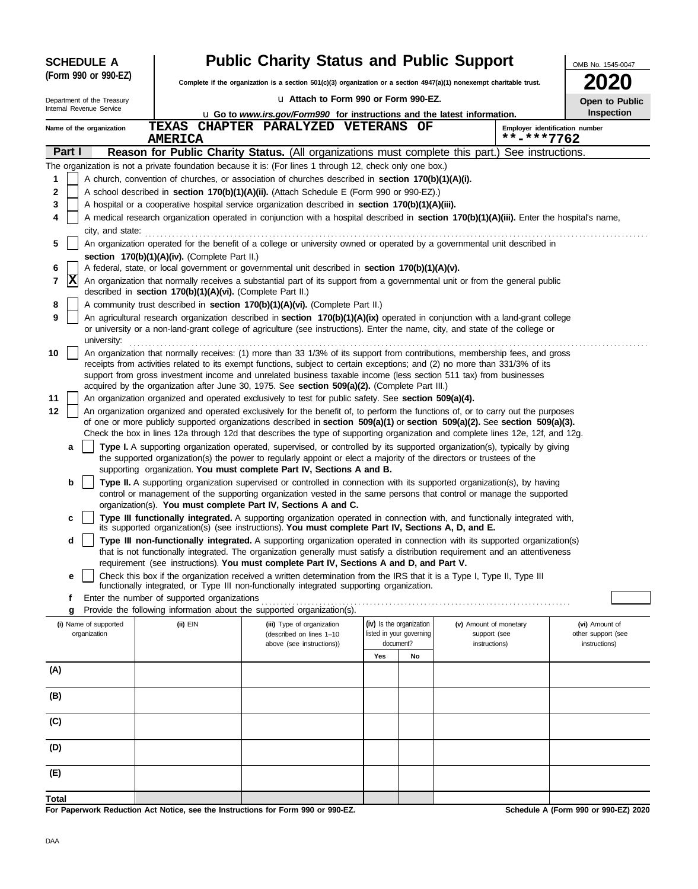**SCHEDULE A (Form 990 or 990-EZ)**

Department of the Treasury
Internal Revenue Service

# Public Charity Status and Public Support

**Complete if the organization is a section 501(c)(3) organization or a section 4947(a)(1) nonexempt charitable trust.**

u Attach to Form 990 or Form 990-EZ.

u Go to *www.irs.gov/Form990* for instructions and the latest information.

OMB No. 1545-0047

**2020**

**Open to Public Inspection**

Name of the organization: TEXAS CHAPTER PARALYZED VETERANS OF AMERICA

Employer identification number: **-***7762

**Part I** **Reason for Public Charity Status.** (All organizations must complete this part.) See instructions.

The organization is not a private foundation because it is: (For lines 1 through 12, check only one box.)

1 [ ] A church, convention of churches, or association of churches described in **section 170(b)(1)(A)(i).**

2 [ ] A school described in **section 170(b)(1)(A)(ii).** (Attach Schedule E (Form 990 or 990-EZ).)

3 [ ] A hospital or a cooperative hospital service organization described in **section 170(b)(1)(A)(iii).**

4 [ ] A medical research organization operated in conjunction with a hospital described in **section 170(b)(1)(A)(iii).** Enter the hospital's name, city, and state:

5 [ ] An organization operated for the benefit of a college or university owned or operated by a governmental unit described in **section 170(b)(1)(A)(iv).** (Complete Part II.)

6 [ ] A federal, state, or local government or governmental unit described in **section 170(b)(1)(A)(v).**

7 [X] An organization that normally receives a substantial part of its support from a governmental unit or from the general public described in **section 170(b)(1)(A)(vi).** (Complete Part II.)

8 [ ] A community trust described in **section 170(b)(1)(A)(vi).** (Complete Part II.)

9 [ ] An agricultural research organization described in **section 170(b)(1)(A)(ix)** operated in conjunction with a land-grant college or university or a non-land-grant college of agriculture (see instructions). Enter the name, city, and state of the college or university:

10 [ ] An organization that normally receives: (1) more than 33 1/3% of its support from contributions, membership fees, and gross receipts from activities related to its exempt functions, subject to certain exceptions; and (2) no more than 331/3% of its support from gross investment income and unrelated business taxable income (less section 511 tax) from businesses acquired by the organization after June 30, 1975. See **section 509(a)(2).** (Complete Part III.)

11 [ ] An organization organized and operated exclusively to test for public safety. See **section 509(a)(4).**

12 [ ] An organization organized and operated exclusively for the benefit of, to perform the functions of, or to carry out the purposes of one or more publicly supported organizations described in **section 509(a)(1)** or **section 509(a)(2).** See **section 509(a)(3).** Check the box in lines 12a through 12d that describes the type of supporting organization and complete lines 12e, 12f, and 12g.

**a** [ ] **Type I.** A supporting organization operated, supervised, or controlled by its supported organization(s), typically by giving the supported organization(s) the power to regularly appoint or elect a majority of the directors or trustees of the supporting organization. **You must complete Part IV, Sections A and B.**

**b** [ ] **Type II.** A supporting organization supervised or controlled in connection with its supported organization(s), by having control or management of the supporting organization vested in the same persons that control or manage the supported organization(s). **You must complete Part IV, Sections A and C.**

**c** [ ] **Type III functionally integrated.** A supporting organization operated in connection with, and functionally integrated with, its supported organization(s) (see instructions). **You must complete Part IV, Sections A, D, and E.**

**d** [ ] **Type III non-functionally integrated.** A supporting organization operated in connection with its supported organization(s) that is not functionally integrated. The organization generally must satisfy a distribution requirement and an attentiveness requirement (see instructions). **You must complete Part IV, Sections A and D, and Part V.**

**e** [ ] Check this box if the organization received a written determination from the IRS that it is a Type I, Type II, Type III functionally integrated, or Type III non-functionally integrated supporting organization.

**f** Enter the number of supported organizations

**g** Provide the following information about the supported organization(s).

| (i) Name of supported organization | (ii) EIN | (iii) Type of organization (described on lines 1–10 above (see instructions)) | (iv) Is the organization listed in your governing document? | | (v) Amount of monetary support (see instructions) | (vi) Amount of other support (see instructions) |
|---|---|---|---|---|---|---|
| | | | Yes | No | | |
| (A) | | | | | | |
| (B) | | | | | | |
| (C) | | | | | | |
| (D) | | | | | | |
| (E) | | | | | | |
| **Total** | | | | | | |

**For Paperwork Reduction Act Notice, see the Instructions for Form 990 or 990-EZ.**

**Schedule A (Form 990 or 990-EZ) 2020**

DAA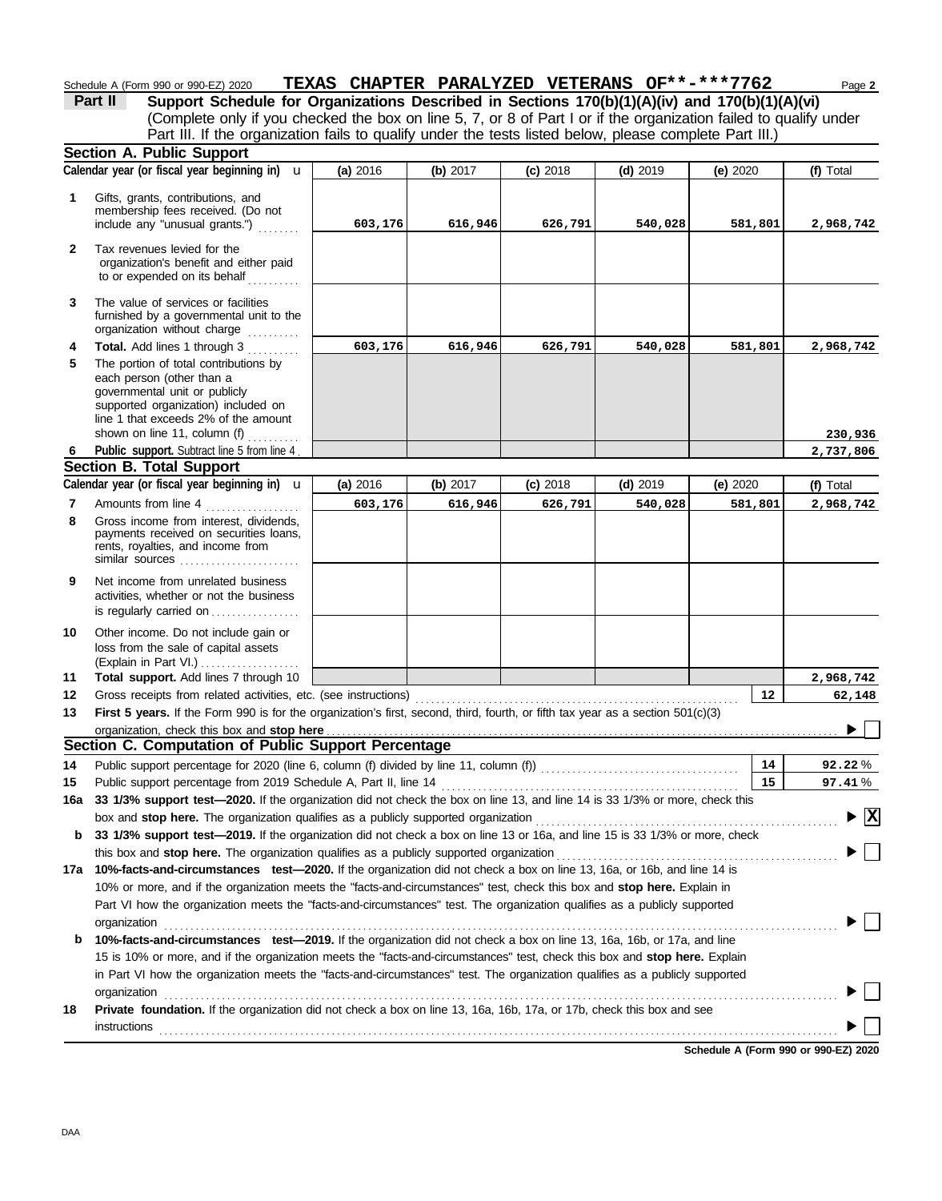Schedule A (Form 990 or 990-EZ) 2020 **TEXAS CHAPTER PARALYZED VETERANS OF**-***7762** Page **2**

**Part II** **Support Schedule for Organizations Described in Sections 170(b)(1)(A)(iv) and 170(b)(1)(A)(vi)**
(Complete only if you checked the box on line 5, 7, or 8 of Part I or if the organization failed to qualify under Part III. If the organization fails to qualify under the tests listed below, please complete Part III.)

## Section A. Public Support

| Calendar year (or fiscal year beginning in) u | (a) 2016 | (b) 2017 | (c) 2018 | (d) 2019 | (e) 2020 | (f) Total |
|---|---|---|---|---|---|---|
| **1** Gifts, grants, contributions, and membership fees received. (Do not include any "unusual grants.") | 603,176 | 616,946 | 626,791 | 540,028 | 581,801 | 2,968,742 |
| **2** Tax revenues levied for the organization's benefit and either paid to or expended on its behalf | | | | | | |
| **3** The value of services or facilities furnished by a governmental unit to the organization without charge | | | | | | |
| **4** **Total.** Add lines 1 through 3 | 603,176 | 616,946 | 626,791 | 540,028 | 581,801 | 2,968,742 |
| **5** The portion of total contributions by each person (other than a governmental unit or publicly supported organization) included on line 1 that exceeds 2% of the amount shown on line 11, column (f) | | | | | | 230,936 |
| **6** **Public support.** Subtract line 5 from line 4 | | | | | | 2,737,806 |

## Section B. Total Support

| Calendar year (or fiscal year beginning in) u | (a) 2016 | (b) 2017 | (c) 2018 | (d) 2019 | (e) 2020 | (f) Total |
|---|---|---|---|---|---|---|
| **7** Amounts from line 4 | 603,176 | 616,946 | 626,791 | 540,028 | 581,801 | 2,968,742 |
| **8** Gross income from interest, dividends, payments received on securities loans, rents, royalties, and income from similar sources | | | | | | |
| **9** Net income from unrelated business activities, whether or not the business is regularly carried on | | | | | | |
| **10** Other income. Do not include gain or loss from the sale of capital assets (Explain in Part VI.) | | | | | | |
| **11** **Total support.** Add lines 7 through 10 | | | | | | 2,968,742 |

**12** Gross receipts from related activities, etc. (see instructions) **12** **62,148**

**13** **First 5 years.** If the Form 990 is for the organization's first, second, third, fourth, or fifth tax year as a section 501(c)(3) organization, check this box and **stop here** ▶ ☐

## Section C. Computation of Public Support Percentage

**14** Public support percentage for 2020 (line 6, column (f) divided by line 11, column (f)) **14** **92.22** %

**15** Public support percentage from 2019 Schedule A, Part II, line 14 **15** **97.41** %

**16a** **33 1/3% support test—2020.** If the organization did not check the box on line 13, and line 14 is 33 1/3% or more, check this box and **stop here.** The organization qualifies as a publicly supported organization ▶ ☒

**b** **33 1/3% support test—2019.** If the organization did not check a box on line 13 or 16a, and line 15 is 33 1/3% or more, check this box and **stop here.** The organization qualifies as a publicly supported organization ▶ ☐

**17a** **10%-facts-and-circumstances test—2020.** If the organization did not check a box on line 13, 16a, or 16b, and line 14 is 10% or more, and if the organization meets the "facts-and-circumstances" test, check this box and **stop here.** Explain in Part VI how the organization meets the "facts-and-circumstances" test. The organization qualifies as a publicly supported organization ▶ ☐

**b** **10%-facts-and-circumstances test—2019.** If the organization did not check a box on line 13, 16a, 16b, or 17a, and line 15 is 10% or more, and if the organization meets the "facts-and-circumstances" test, check this box and **stop here.** Explain in Part VI how the organization meets the "facts-and-circumstances" test. The organization qualifies as a publicly supported organization ▶ ☐

**18** **Private foundation.** If the organization did not check a box on line 13, 16a, 16b, 17a, or 17b, check this box and see instructions ▶ ☐

**Schedule A (Form 990 or 990-EZ) 2020**

DAA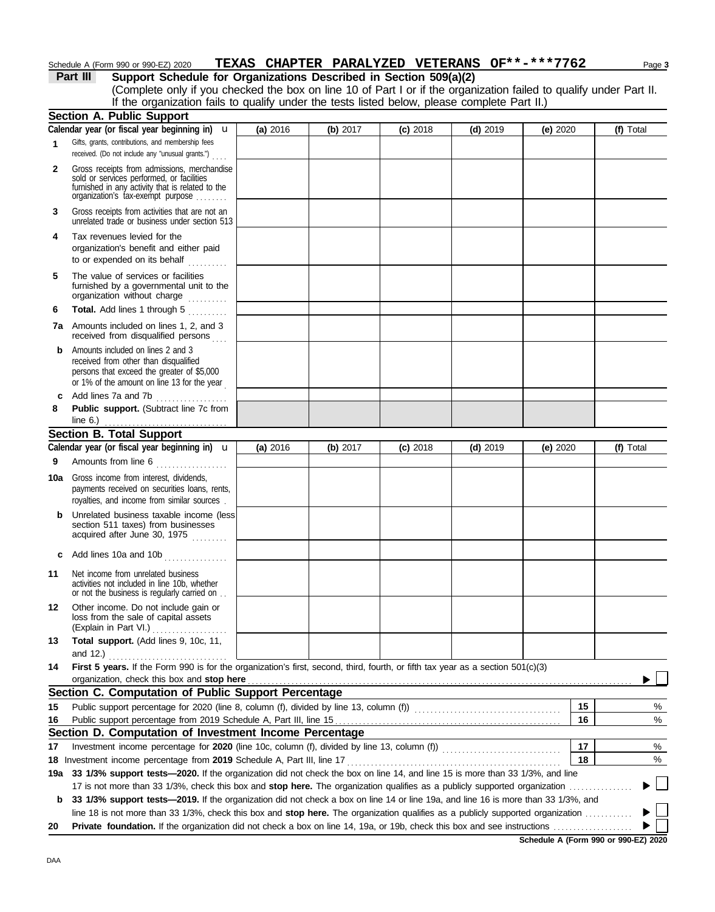Schedule A (Form 990 or 990-EZ) 2020 **TEXAS CHAPTER PARALYZED VETERANS OF**-***7762** Page 3

**Part III Support Schedule for Organizations Described in Section 509(a)(2)**

(Complete only if you checked the box on line 10 of Part I or if the organization failed to qualify under Part II. If the organization fails to qualify under the tests listed below, please complete Part II.)

## Section A. Public Support

| Calendar year (or fiscal year beginning in) u | (a) 2016 | (b) 2017 | (c) 2018 | (d) 2019 | (e) 2020 | (f) Total |
|---|---|---|---|---|---|---|
| **1** Gifts, grants, contributions, and membership fees received. (Do not include any "unusual grants.") | | | | | | |
| **2** Gross receipts from admissions, merchandise sold or services performed, or facilities furnished in any activity that is related to the organization's tax-exempt purpose | | | | | | |
| **3** Gross receipts from activities that are not an unrelated trade or business under section 513 | | | | | | |
| **4** Tax revenues levied for the organization's benefit and either paid to or expended on its behalf | | | | | | |
| **5** The value of services or facilities furnished by a governmental unit to the organization without charge | | | | | | |
| **6** **Total.** Add lines 1 through 5 | | | | | | |
| **7a** Amounts included on lines 1, 2, and 3 received from disqualified persons | | | | | | |
| **b** Amounts included on lines 2 and 3 received from other than disqualified persons that exceed the greater of $5,000 or 1% of the amount on line 13 for the year | | | | | | |
| **c** Add lines 7a and 7b | | | | | | |
| **8** **Public support.** (Subtract line 7c from line 6.) | | | | | | |

## Section B. Total Support

| Calendar year (or fiscal year beginning in) u | (a) 2016 | (b) 2017 | (c) 2018 | (d) 2019 | (e) 2020 | (f) Total |
|---|---|---|---|---|---|---|
| **9** Amounts from line 6 | | | | | | |
| **10a** Gross income from interest, dividends, payments received on securities loans, rents, royalties, and income from similar sources | | | | | | |
| **b** Unrelated business taxable income (less section 511 taxes) from businesses acquired after June 30, 1975 | | | | | | |
| **c** Add lines 10a and 10b | | | | | | |
| **11** Net income from unrelated business activities not included in line 10b, whether or not the business is regularly carried on | | | | | | |
| **12** Other income. Do not include gain or loss from the sale of capital assets (Explain in Part VI.) | | | | | | |
| **13** **Total support.** (Add lines 9, 10c, 11, and 12.) | | | | | | |

**14** **First 5 years.** If the Form 990 is for the organization's first, second, third, fourth, or fifth tax year as a section 501(c)(3) organization, check this box and **stop here** ☐

## Section C. Computation of Public Support Percentage

| | | | |
|---|---|---|---|
| **15** | Public support percentage for 2020 (line 8, column (f), divided by line 13, column (f)) | 15 | % |
| **16** | Public support percentage from 2019 Schedule A, Part III, line 15 | 16 | % |

## Section D. Computation of Investment Income Percentage

| | | | |
|---|---|---|---|
| **17** | Investment income percentage for **2020** (line 10c, column (f), divided by line 13, column (f)) | 17 | % |
| **18** | Investment income percentage from **2019** Schedule A, Part III, line 17 | 18 | % |

**19a** **33 1/3% support tests—2020.** If the organization did not check the box on line 14, and line 15 is more than 33 1/3%, and line 17 is not more than 33 1/3%, check this box and **stop here.** The organization qualifies as a publicly supported organization ☐

**b** **33 1/3% support tests—2019.** If the organization did not check a box on line 14 or line 19a, and line 16 is more than 33 1/3%, and line 18 is not more than 33 1/3%, check this box and **stop here.** The organization qualifies as a publicly supported organization ☐

**20** **Private foundation.** If the organization did not check a box on line 14, 19a, or 19b, check this box and see instructions ☐

**Schedule A (Form 990 or 990-EZ) 2020**

DAA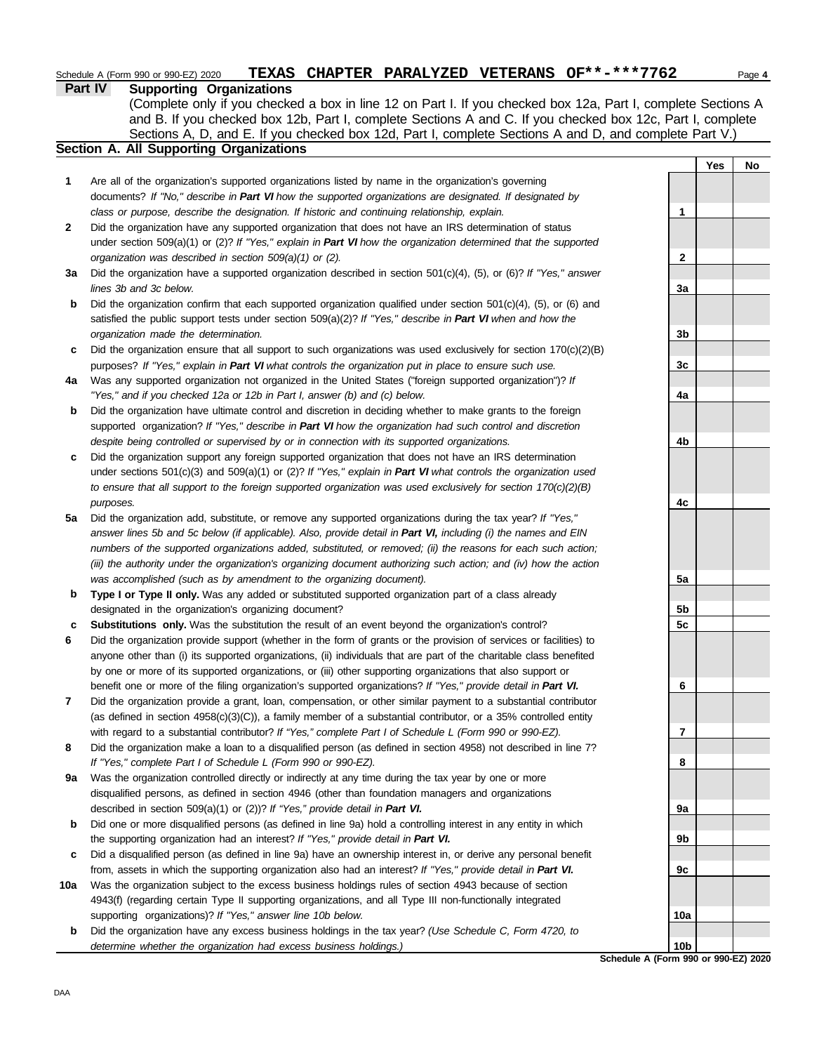Schedule A (Form 990 or 990-EZ) 2020 **TEXAS CHAPTER PARALYZED VETERANS OF**-***7762**

**Part IV Supporting Organizations**

(Complete only if you checked a box in line 12 on Part I. If you checked box 12a, Part I, complete Sections A and B. If you checked box 12b, Part I, complete Sections A and C. If you checked box 12c, Part I, complete Sections A, D, and E. If you checked box 12d, Part I, complete Sections A and D, and complete Part V.)

## Section A. All Supporting Organizations

| | | Line | Yes | No |
|---|---|---|---|---|
| **1** | Are all of the organization's supported organizations listed by name in the organization's governing documents? *If "No," describe in **Part VI** how the supported organizations are designated. If designated by class or purpose, describe the designation. If historic and continuing relationship, explain.* | 1 | | |
| **2** | Did the organization have any supported organization that does not have an IRS determination of status under section 509(a)(1) or (2)? *If "Yes," explain in **Part VI** how the organization determined that the supported organization was described in section 509(a)(1) or (2).* | 2 | | |
| **3a** | Did the organization have a supported organization described in section 501(c)(4), (5), or (6)? *If "Yes," answer lines 3b and 3c below.* | 3a | | |
| **b** | Did the organization confirm that each supported organization qualified under section 501(c)(4), (5), or (6) and satisfied the public support tests under section 509(a)(2)? *If "Yes," describe in **Part VI** when and how the organization made the determination.* | 3b | | |
| **c** | Did the organization ensure that all support to such organizations was used exclusively for section 170(c)(2)(B) purposes? *If "Yes," explain in **Part VI** what controls the organization put in place to ensure such use.* | 3c | | |
| **4a** | Was any supported organization not organized in the United States ("foreign supported organization")? *If "Yes," and if you checked 12a or 12b in Part I, answer (b) and (c) below.* | 4a | | |
| **b** | Did the organization have ultimate control and discretion in deciding whether to make grants to the foreign supported organization? *If "Yes," describe in **Part VI** how the organization had such control and discretion despite being controlled or supervised by or in connection with its supported organizations.* | 4b | | |
| **c** | Did the organization support any foreign supported organization that does not have an IRS determination under sections 501(c)(3) and 509(a)(1) or (2)? *If "Yes," explain in **Part VI** what controls the organization used to ensure that all support to the foreign supported organization was used exclusively for section 170(c)(2)(B) purposes.* | 4c | | |
| **5a** | Did the organization add, substitute, or remove any supported organizations during the tax year? *If "Yes," answer lines 5b and 5c below (if applicable). Also, provide detail in **Part VI,** including (i) the names and EIN numbers of the supported organizations added, substituted, or removed; (ii) the reasons for each such action; (iii) the authority under the organization's organizing document authorizing such action; and (iv) how the action was accomplished (such as by amendment to the organizing document).* | 5a | | |
| **b** | **Type I or Type II only.** Was any added or substituted supported organization part of a class already designated in the organization's organizing document? | 5b | | |
| **c** | **Substitutions only.** Was the substitution the result of an event beyond the organization's control? | 5c | | |
| **6** | Did the organization provide support (whether in the form of grants or the provision of services or facilities) to anyone other than (i) its supported organizations, (ii) individuals that are part of the charitable class benefited by one or more of its supported organizations, or (iii) other supporting organizations that also support or benefit one or more of the filing organization's supported organizations? *If "Yes," provide detail in **Part VI.*** | 6 | | |
| **7** | Did the organization provide a grant, loan, compensation, or other similar payment to a substantial contributor (as defined in section 4958(c)(3)(C)), a family member of a substantial contributor, or a 35% controlled entity with regard to a substantial contributor? *If "Yes," complete Part I of Schedule L (Form 990 or 990-EZ).* | 7 | | |
| **8** | Did the organization make a loan to a disqualified person (as defined in section 4958) not described in line 7? *If "Yes," complete Part I of Schedule L (Form 990 or 990-EZ).* | 8 | | |
| **9a** | Was the organization controlled directly or indirectly at any time during the tax year by one or more disqualified persons, as defined in section 4946 (other than foundation managers and organizations described in section 509(a)(1) or (2))? *If "Yes," provide detail in **Part VI.*** | 9a | | |
| **b** | Did one or more disqualified persons (as defined in line 9a) hold a controlling interest in any entity in which the supporting organization had an interest? *If "Yes," provide detail in **Part VI.*** | 9b | | |
| **c** | Did a disqualified person (as defined in line 9a) have an ownership interest in, or derive any personal benefit from, assets in which the supporting organization also had an interest? *If "Yes," provide detail in **Part VI.*** | 9c | | |
| **10a** | Was the organization subject to the excess business holdings rules of section 4943 because of section 4943(f) (regarding certain Type II supporting organizations, and all Type III non-functionally integrated supporting organizations)? *If "Yes," answer line 10b below.* | 10a | | |
| **b** | Did the organization have any excess business holdings in the tax year? *(Use Schedule C, Form 4720, to determine whether the organization had excess business holdings.)* | 10b | | |

**Schedule A (Form 990 or 990-EZ) 2020**

DAA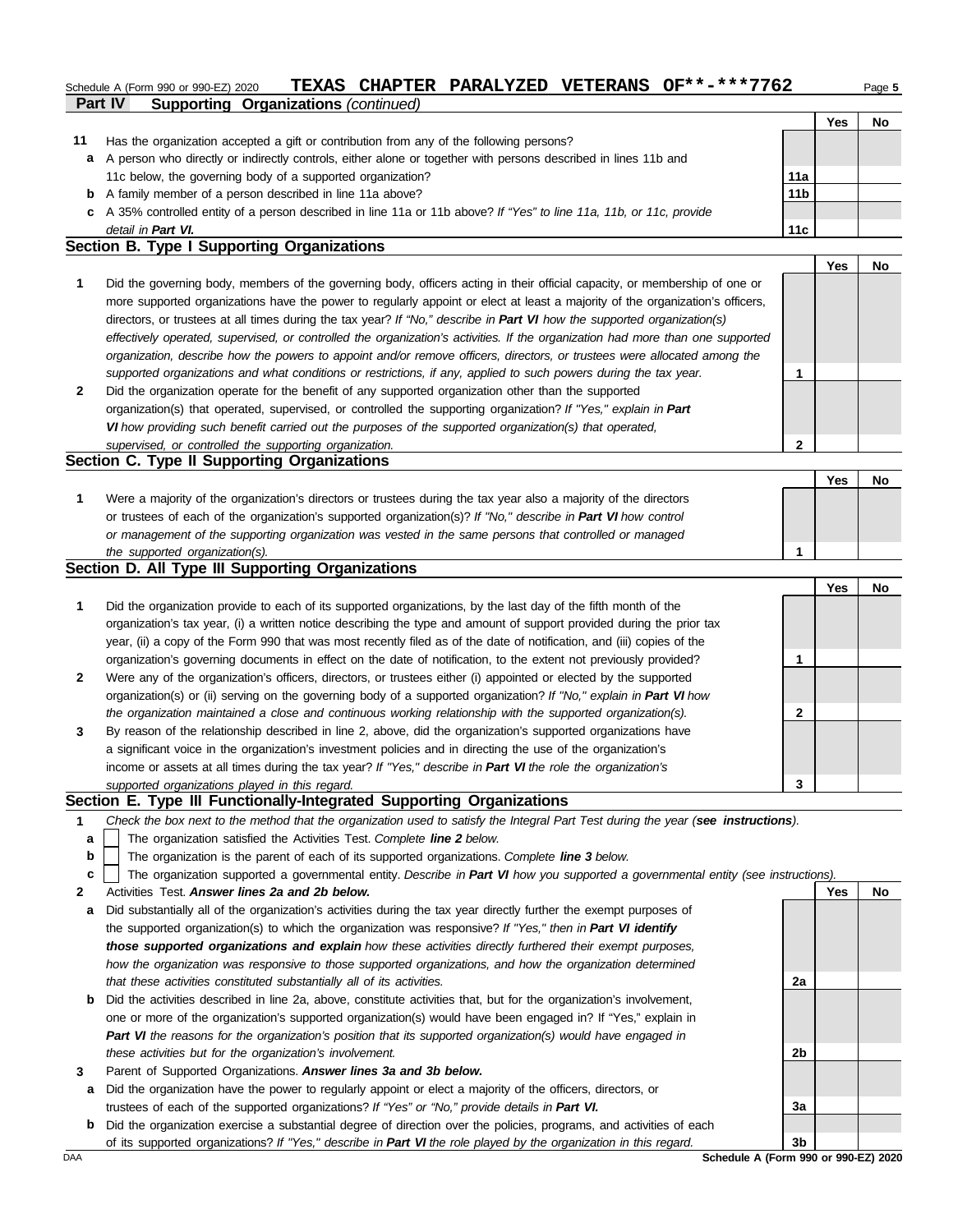Schedule A (Form 990 or 990-EZ) 2020 **TEXAS CHAPTER PARALYZED VETERANS OF**-***7762** Page **5**

## Part IV Supporting Organizations *(continued)*

| | | | Yes | No |
|---|---|---|---|---|
| **11** | Has the organization accepted a gift or contribution from any of the following persons? | | | |
| **a** | A person who directly or indirectly controls, either alone or together with persons described in lines 11b and 11c below, the governing body of a supported organization? | **11a** | | |
| **b** | A family member of a person described in line 11a above? | **11b** | | |
| **c** | A 35% controlled entity of a person described in line 11a or 11b above? *If "Yes" to line 11a, 11b, or 11c, provide detail in **Part VI**.* | **11c** | | |

### Section B. Type I Supporting Organizations

| | | | Yes | No |
|---|---|---|---|---|
| **1** | Did the governing body, members of the governing body, officers acting in their official capacity, or membership of one or more supported organizations have the power to regularly appoint or elect at least a majority of the organization's officers, directors, or trustees at all times during the tax year? *If "No," describe in **Part VI** how the supported organization(s) effectively operated, supervised, or controlled the organization's activities. If the organization had more than one supported organization, describe how the powers to appoint and/or remove officers, directors, or trustees were allocated among the supported organizations and what conditions or restrictions, if any, applied to such powers during the tax year.* | **1** | | |
| **2** | Did the organization operate for the benefit of any supported organization other than the supported organization(s) that operated, supervised, or controlled the supporting organization? *If "Yes," explain in **Part VI** how providing such benefit carried out the purposes of the supported organization(s) that operated, supervised, or controlled the supporting organization.* | **2** | | |

### Section C. Type II Supporting Organizations

| | | | Yes | No |
|---|---|---|---|---|
| **1** | Were a majority of the organization's directors or trustees during the tax year also a majority of the directors or trustees of each of the organization's supported organization(s)? *If "No," describe in **Part VI** how control or management of the supporting organization was vested in the same persons that controlled or managed the supported organization(s).* | **1** | | |

### Section D. All Type III Supporting Organizations

| | | | Yes | No |
|---|---|---|---|---|
| **1** | Did the organization provide to each of its supported organizations, by the last day of the fifth month of the organization's tax year, (i) a written notice describing the type and amount of support provided during the prior tax year, (ii) a copy of the Form 990 that was most recently filed as of the date of notification, and (iii) copies of the organization's governing documents in effect on the date of notification, to the extent not previously provided? | **1** | | |
| **2** | Were any of the organization's officers, directors, or trustees either (i) appointed or elected by the supported organization(s) or (ii) serving on the governing body of a supported organization? *If "No," explain in **Part VI** how the organization maintained a close and continuous working relationship with the supported organization(s).* | **2** | | |
| **3** | By reason of the relationship described in line 2, above, did the organization's supported organizations have a significant voice in the organization's investment policies and in directing the use of the organization's income or assets at all times during the tax year? *If "Yes," describe in **Part VI** the role the organization's supported organizations played in this regard.* | **3** | | |

### Section E. Type III Functionally-Integrated Supporting Organizations

**1** *Check the box next to the method that the organization used to satisfy the Integral Part Test during the year (**see instructions**).*

- **a** ☐ The organization satisfied the Activities Test. *Complete **line 2** below.*
- **b** ☐ The organization is the parent of each of its supported organizations. *Complete **line 3** below.*
- **c** ☐ The organization supported a governmental entity. *Describe in **Part VI** how you supported a governmental entity (see instructions).*

| | | | Yes | No |
|---|---|---|---|---|
| **2** | Activities Test. ***Answer lines 2a and 2b below.*** | | | |
| **a** | Did substantially all of the organization's activities during the tax year directly further the exempt purposes of the supported organization(s) to which the organization was responsive? *If "Yes," then in **Part VI identify those supported organizations and explain** how these activities directly furthered their exempt purposes, how the organization was responsive to those supported organizations, and how the organization determined that these activities constituted substantially all of its activities.* | **2a** | | |
| **b** | Did the activities described in line 2a, above, constitute activities that, but for the organization's involvement, one or more of the organization's supported organization(s) would have been engaged in? If "Yes," explain in ***Part VI*** *the reasons for the organization's position that its supported organization(s) would have engaged in these activities but for the organization's involvement.* | **2b** | | |
| **3** | Parent of Supported Organizations. ***Answer lines 3a and 3b below.*** | | | |
| **a** | Did the organization have the power to regularly appoint or elect a majority of the officers, directors, or trustees of each of the supported organizations? *If "Yes" or "No," provide details in **Part VI**.* | **3a** | | |
| **b** | Did the organization exercise a substantial degree of direction over the policies, programs, and activities of each of its supported organizations? *If "Yes," describe in **Part VI** the role played by the organization in this regard.* | **3b** | | |

DAA **Schedule A (Form 990 or 990-EZ) 2020**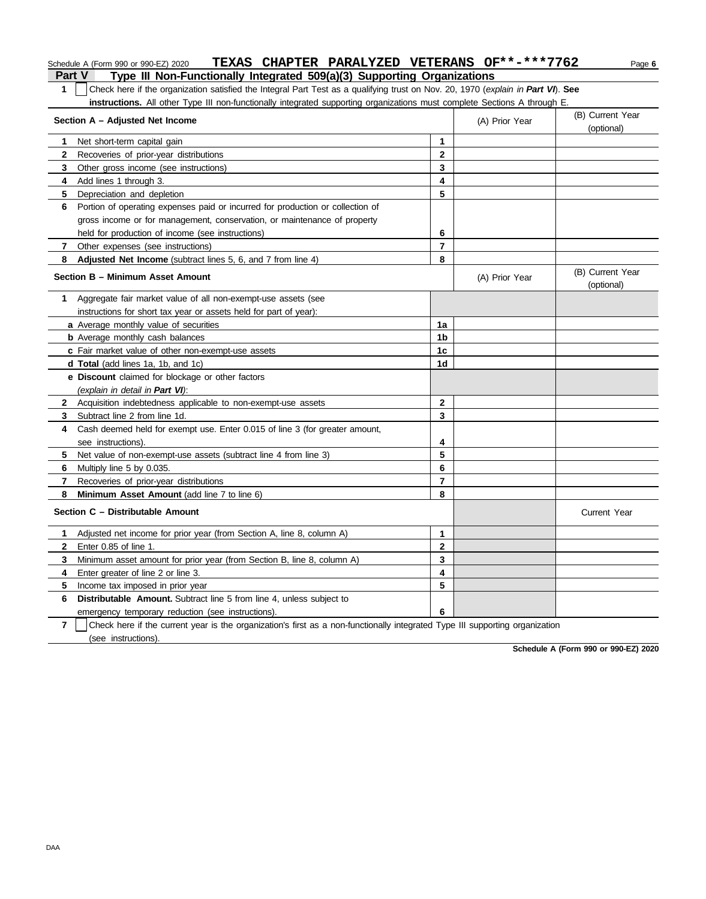Schedule A (Form 990 or 990-EZ) 2020 **TEXAS CHAPTER PARALYZED VETERANS OF**-***7762**

## Part V Type III Non-Functionally Integrated 509(a)(3) Supporting Organizations

**1** ☐ Check here if the organization satisfied the Integral Part Test as a qualifying trust on Nov. 20, 1970 (*explain in **Part VI***). **See instructions.** All other Type III non-functionally integrated supporting organizations must complete Sections A through E.

| Section A – Adjusted Net Income | | (A) Prior Year | (B) Current Year (optional) |
|---|---|---|---|
| **1** Net short-term capital gain | 1 | | |
| **2** Recoveries of prior-year distributions | 2 | | |
| **3** Other gross income (see instructions) | 3 | | |
| **4** Add lines 1 through 3. | 4 | | |
| **5** Depreciation and depletion | 5 | | |
| **6** Portion of operating expenses paid or incurred for production or collection of gross income or for management, conservation, or maintenance of property held for production of income (see instructions) | 6 | | |
| **7** Other expenses (see instructions) | 7 | | |
| **8** **Adjusted Net Income** (subtract lines 5, 6, and 7 from line 4) | 8 | | |

| Section B – Minimum Asset Amount | | (A) Prior Year | (B) Current Year (optional) |
|---|---|---|---|
| **1** Aggregate fair market value of all non-exempt-use assets (see instructions for short tax year or assets held for part of year): | | | |
| **a** Average monthly value of securities | 1a | | |
| **b** Average monthly cash balances | 1b | | |
| **c** Fair market value of other non-exempt-use assets | 1c | | |
| **d** **Total** (add lines 1a, 1b, and 1c) | 1d | | |
| **e** **Discount** claimed for blockage or other factors (*explain in detail in **Part VI***): | | | |
| **2** Acquisition indebtedness applicable to non-exempt-use assets | 2 | | |
| **3** Subtract line 2 from line 1d. | 3 | | |
| **4** Cash deemed held for exempt use. Enter 0.015 of line 3 (for greater amount, see instructions). | 4 | | |
| **5** Net value of non-exempt-use assets (subtract line 4 from line 3) | 5 | | |
| **6** Multiply line 5 by 0.035. | 6 | | |
| **7** Recoveries of prior-year distributions | 7 | | |
| **8** **Minimum Asset Amount** (add line 7 to line 6) | 8 | | |

| Section C – Distributable Amount | | | Current Year |
|---|---|---|---|
| **1** Adjusted net income for prior year (from Section A, line 8, column A) | 1 | | |
| **2** Enter 0.85 of line 1. | 2 | | |
| **3** Minimum asset amount for prior year (from Section B, line 8, column A) | 3 | | |
| **4** Enter greater of line 2 or line 3. | 4 | | |
| **5** Income tax imposed in prior year | 5 | | |
| **6** **Distributable Amount.** Subtract line 5 from line 4, unless subject to emergency temporary reduction (see instructions). | 6 | | |

**7** ☐ Check here if the current year is the organization's first as a non-functionally integrated Type III supporting organization (see instructions).

**Schedule A (Form 990 or 990-EZ) 2020**

DAA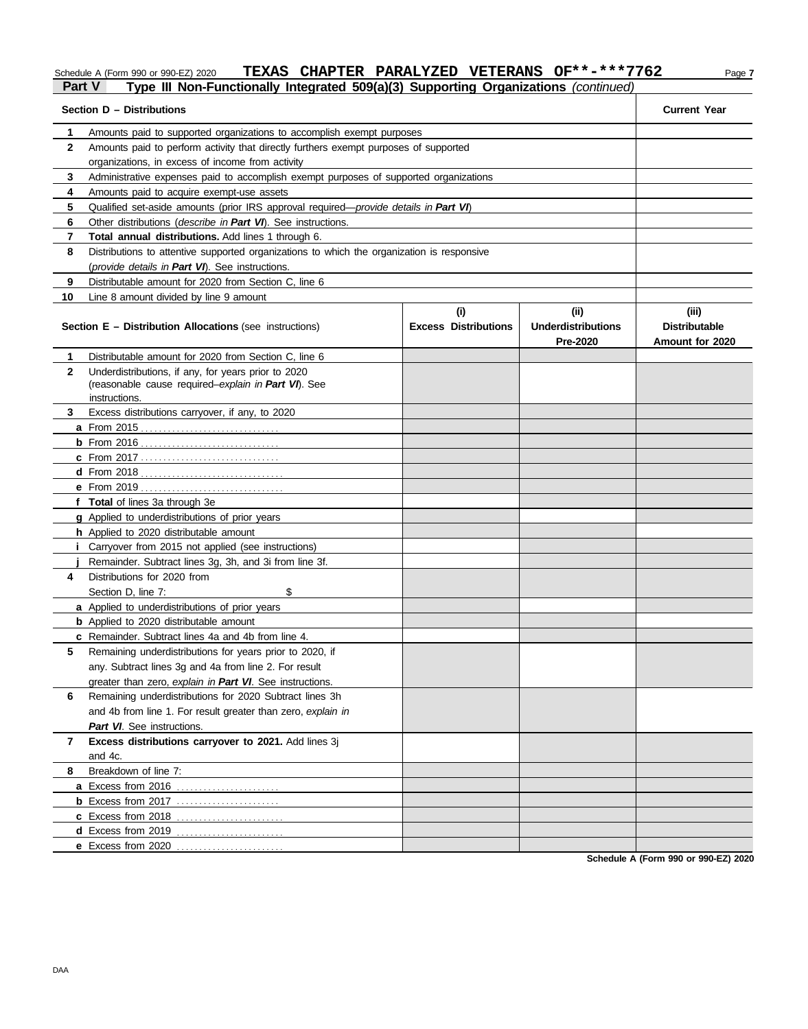Schedule A (Form 990 or 990-EZ) 2020 **TEXAS CHAPTER PARALYZED VETERANS OF**-***7762** Page **7**

## Part V Type III Non-Functionally Integrated 509(a)(3) Supporting Organizations *(continued)*

| | **Section D – Distributions** | **Current Year** |
|---|---|---|
| **1** | Amounts paid to supported organizations to accomplish exempt purposes | |
| **2** | Amounts paid to perform activity that directly furthers exempt purposes of supported organizations, in excess of income from activity | |
| **3** | Administrative expenses paid to accomplish exempt purposes of supported organizations | |
| **4** | Amounts paid to acquire exempt-use assets | |
| **5** | Qualified set-aside amounts (prior IRS approval required—*provide details in **Part VI***) | |
| **6** | Other distributions (*describe in **Part VI***). See instructions. | |
| **7** | **Total annual distributions.** Add lines 1 through 6. | |
| **8** | Distributions to attentive supported organizations to which the organization is responsive (*provide details in **Part VI***). See instructions. | |
| **9** | Distributable amount for 2020 from Section C, line 6 | |
| **10** | Line 8 amount divided by line 9 amount | |

| | **Section E – Distribution Allocations** (see instructions) | **(i)** **Excess Distributions** | **(ii)** **Underdistributions Pre-2020** | **(iii)** **Distributable Amount for 2020** |
|---|---|---|---|---|
| **1** | Distributable amount for 2020 from Section C, line 6 | | | |
| **2** | Underdistributions, if any, for years prior to 2020 (reasonable cause required–*explain in **Part VI***). See instructions. | | | |
| **3** | Excess distributions carryover, if any, to 2020 | | | |
| **a** | From 2015 | | | |
| **b** | From 2016 | | | |
| **c** | From 2017 | | | |
| **d** | From 2018 | | | |
| **e** | From 2019 | | | |
| **f** | **Total** of lines 3a through 3e | | | |
| **g** | Applied to underdistributions of prior years | | | |
| **h** | Applied to 2020 distributable amount | | | |
| **i** | Carryover from 2015 not applied (see instructions) | | | |
| **j** | Remainder. Subtract lines 3g, 3h, and 3i from line 3f. | | | |
| **4** | Distributions for 2020 from Section D, line 7: $ | | | |
| **a** | Applied to underdistributions of prior years | | | |
| **b** | Applied to 2020 distributable amount | | | |
| **c** | Remainder. Subtract lines 4a and 4b from line 4. | | | |
| **5** | Remaining underdistributions for years prior to 2020, if any. Subtract lines 3g and 4a from line 2. For result greater than zero, *explain in **Part VI***. See instructions. | | | |
| **6** | Remaining underdistributions for 2020 Subtract lines 3h and 4b from line 1. For result greater than zero, *explain in **Part VI***. See instructions. | | | |
| **7** | **Excess distributions carryover to 2021.** Add lines 3j and 4c. | | | |
| **8** | Breakdown of line 7: | | | |
| **a** | Excess from 2016 | | | |
| **b** | Excess from 2017 | | | |
| **c** | Excess from 2018 | | | |
| **d** | Excess from 2019 | | | |
| **e** | Excess from 2020 | | | |

**Schedule A (Form 990 or 990-EZ) 2020**

DAA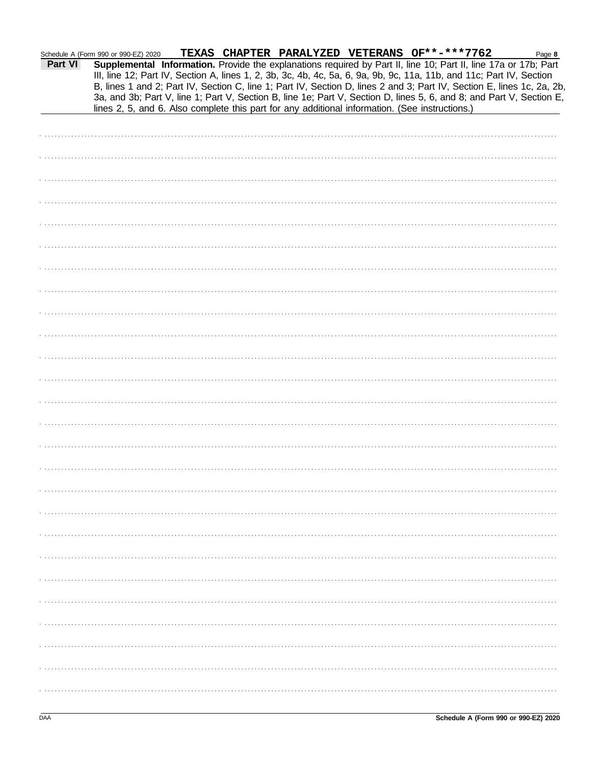Schedule A (Form 990 or 990-EZ) 2020 TEXAS CHAPTER PARALYZED VETERANS OF**-***7762

**Part VI** **Supplemental Information.** Provide the explanations required by Part II, line 10; Part II, line 17a or 17b; Part III, line 12; Part IV, Section A, lines 1, 2, 3b, 3c, 4b, 4c, 5a, 6, 9a, 9b, 9c, 11a, 11b, and 11c; Part IV, Section B, lines 1 and 2; Part IV, Section C, line 1; Part IV, Section D, lines 2 and 3; Part IV, Section E, lines 1c, 2a, 2b, 3a, and 3b; Part V, line 1; Part V, Section B, line 1e; Part V, Section D, lines 5, 6, and 8; and Part V, Section E, lines 2, 5, and 6. Also complete this part for any additional information. (See instructions.)

Schedule A (Form 990 or 990-EZ) 2020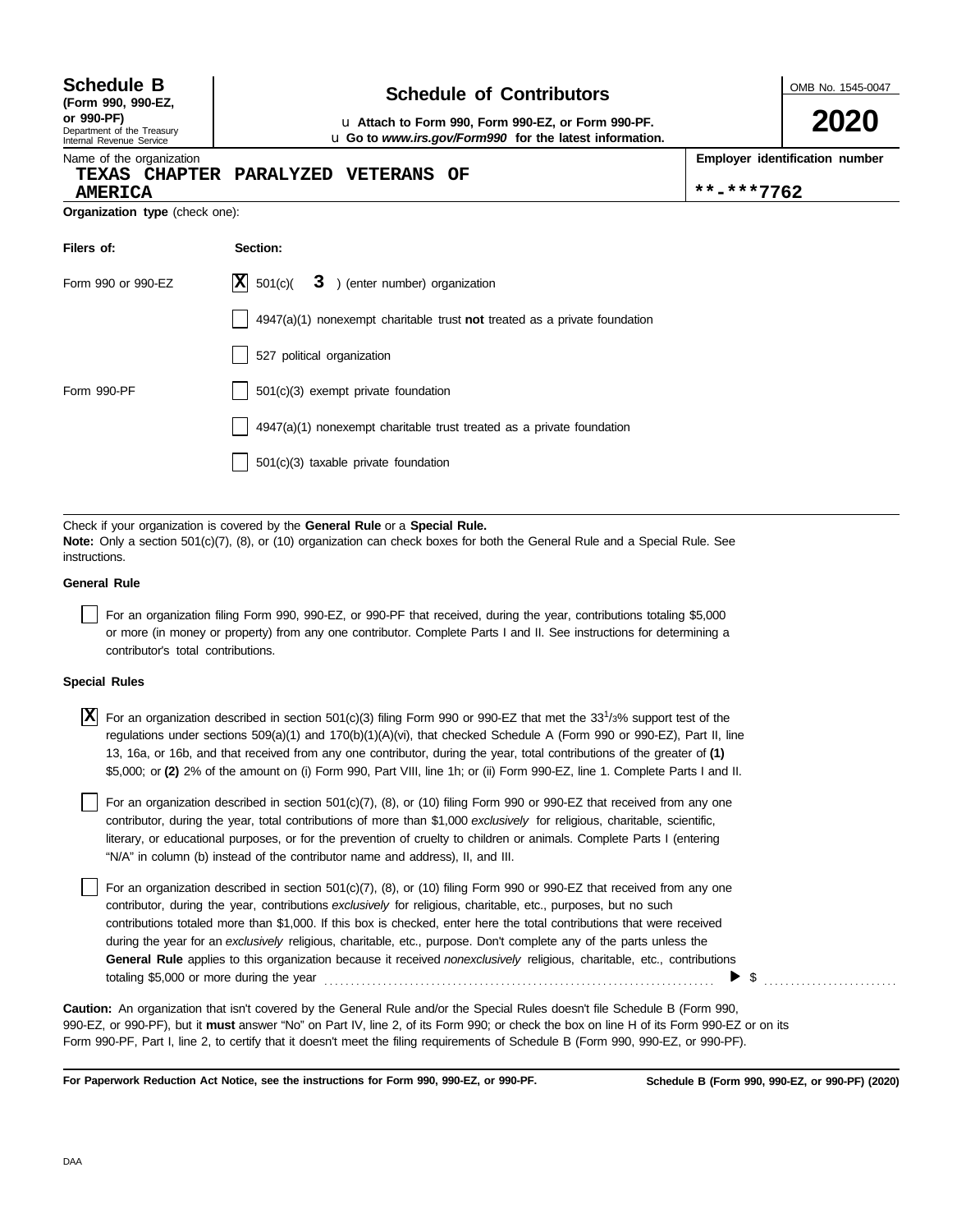**Schedule B**
**(Form 990, 990-EZ, or 990-PF)**
Department of the Treasury
Internal Revenue Service

# Schedule of Contributors

u **Attach to Form 990, Form 990-EZ, or Form 990-PF.**
u **Go to *www.irs.gov/Form990* for the latest information.**

OMB No. 1545-0047

**2020**

| Name of the organization | **Employer identification number** |
|---|---|
| **TEXAS CHAPTER PARALYZED VETERANS OF AMERICA** | **\*\*-\*\*\*7762** |

**Organization type** (check one):

| **Filers of:** | **Section:** |
|---|---|
| Form 990 or 990-EZ | [X] 501(c)( **3** ) (enter number) organization |
| | [ ] 4947(a)(1) nonexempt charitable trust **not** treated as a private foundation |
| | [ ] 527 political organization |
| Form 990-PF | [ ] 501(c)(3) exempt private foundation |
| | [ ] 4947(a)(1) nonexempt charitable trust treated as a private foundation |
| | [ ] 501(c)(3) taxable private foundation |

Check if your organization is covered by the **General Rule** or a **Special Rule.**
**Note:** Only a section 501(c)(7), (8), or (10) organization can check boxes for both the General Rule and a Special Rule. See instructions.

**General Rule**

[ ] For an organization filing Form 990, 990-EZ, or 990-PF that received, during the year, contributions totaling $5,000 or more (in money or property) from any one contributor. Complete Parts I and II. See instructions for determining a contributor's total contributions.

**Special Rules**

[X] For an organization described in section 501(c)(3) filing Form 990 or 990-EZ that met the 33 1/3% support test of the regulations under sections 509(a)(1) and 170(b)(1)(A)(vi), that checked Schedule A (Form 990 or 990-EZ), Part II, line 13, 16a, or 16b, and that received from any one contributor, during the year, total contributions of the greater of **(1)** $5,000; or **(2)** 2% of the amount on (i) Form 990, Part VIII, line 1h; or (ii) Form 990-EZ, line 1. Complete Parts I and II.

[ ] For an organization described in section 501(c)(7), (8), or (10) filing Form 990 or 990-EZ that received from any one contributor, during the year, total contributions of more than $1,000 *exclusively* for religious, charitable, scientific, literary, or educational purposes, or for the prevention of cruelty to children or animals. Complete Parts I (entering "N/A" in column (b) instead of the contributor name and address), II, and III.

[ ] For an organization described in section 501(c)(7), (8), or (10) filing Form 990 or 990-EZ that received from any one contributor, during the year, contributions *exclusively* for religious, charitable, etc., purposes, but no such contributions totaled more than $1,000. If this box is checked, enter here the total contributions that were received during the year for an *exclusively* religious, charitable, etc., purpose. Don't complete any of the parts unless the **General Rule** applies to this organization because it received *nonexclusively* religious, charitable, etc., contributions totaling $5,000 or more during the year ........ ▶ $ ........

**Caution:** An organization that isn't covered by the General Rule and/or the Special Rules doesn't file Schedule B (Form 990, 990-EZ, or 990-PF), but it **must** answer "No" on Part IV, line 2, of its Form 990; or check the box on line H of its Form 990-EZ or on its Form 990-PF, Part I, line 2, to certify that it doesn't meet the filing requirements of Schedule B (Form 990, 990-EZ, or 990-PF).

**For Paperwork Reduction Act Notice, see the instructions for Form 990, 990-EZ, or 990-PF.** **Schedule B (Form 990, 990-EZ, or 990-PF) (2020)**

DAA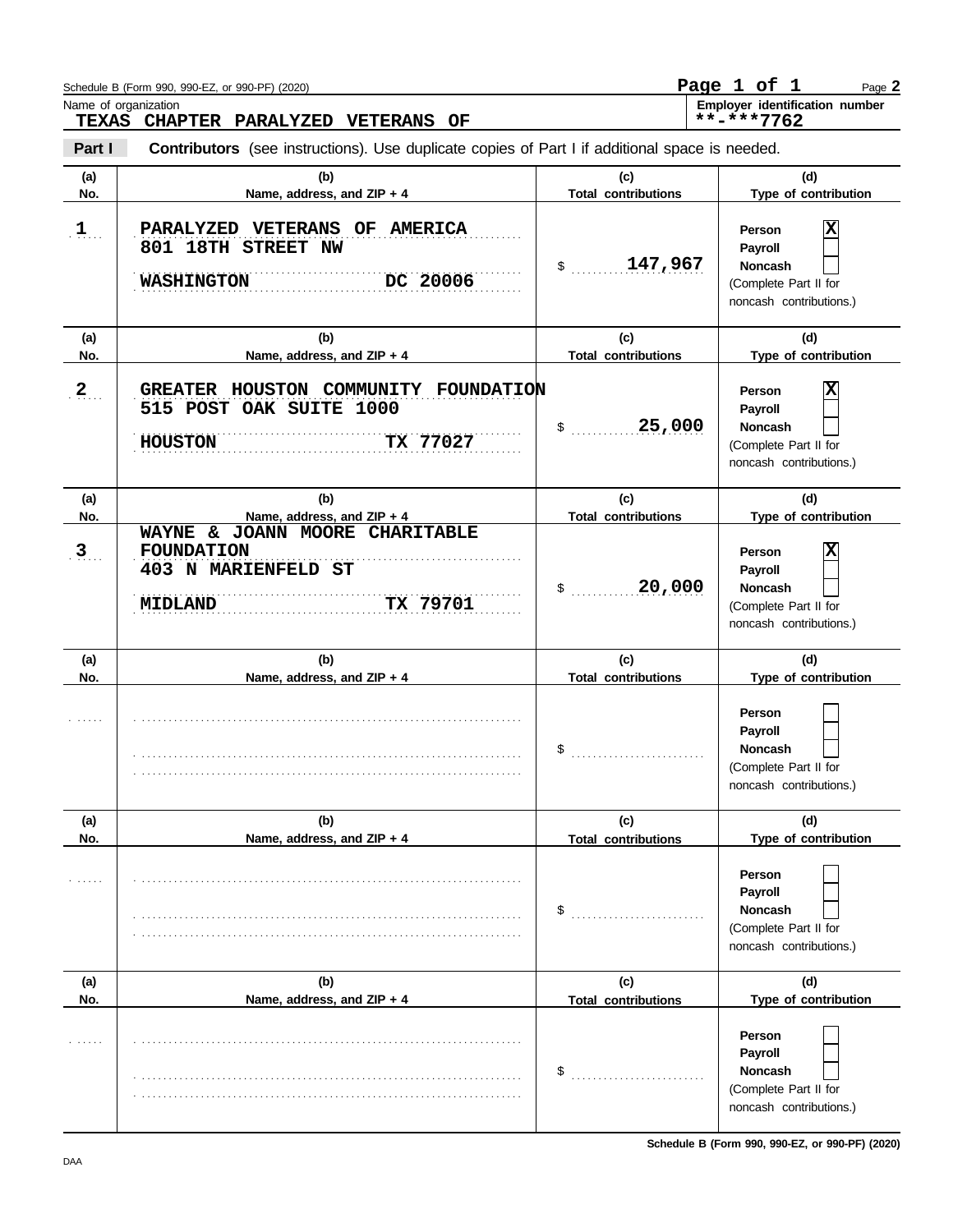Schedule B (Form 990, 990-EZ, or 990-PF) (2020)

Name of organization: **TEXAS CHAPTER PARALYZED VETERANS OF**

Employer identification number: **\*\*-\*\*\*7762**

**Part I** **Contributors** (see instructions). Use duplicate copies of Part I if additional space is needed.

| (a) No. | (b) Name, address, and ZIP + 4 | (c) Total contributions | (d) Type of contribution |
|---|---|---|---|
| 1 | PARALYZED VETERANS OF AMERICA<br>801 18TH STREET NW<br>WASHINGTON DC 20006 | $ 147,967 | Person [X]<br>Payroll [ ]<br>Noncash [ ]<br>(Complete Part II for noncash contributions.) |
| 2 | GREATER HOUSTON COMMUNITY FOUNDATION<br>515 POST OAK SUITE 1000<br>HOUSTON TX 77027 | $ 25,000 | Person [X]<br>Payroll [ ]<br>Noncash [ ]<br>(Complete Part II for noncash contributions.) |
| 3 | WAYNE & JOANN MOORE CHARITABLE FOUNDATION<br>403 N MARIENFELD ST<br>MIDLAND TX 79701 | $ 20,000 | Person [X]<br>Payroll [ ]<br>Noncash [ ]<br>(Complete Part II for noncash contributions.) |
| | | $ | Person [ ]<br>Payroll [ ]<br>Noncash [ ]<br>(Complete Part II for noncash contributions.) |
| | | $ | Person [ ]<br>Payroll [ ]<br>Noncash [ ]<br>(Complete Part II for noncash contributions.) |
| | | $ | Person [ ]<br>Payroll [ ]<br>Noncash [ ]<br>(Complete Part II for noncash contributions.) |

Schedule B (Form 990, 990-EZ, or 990-PF) (2020)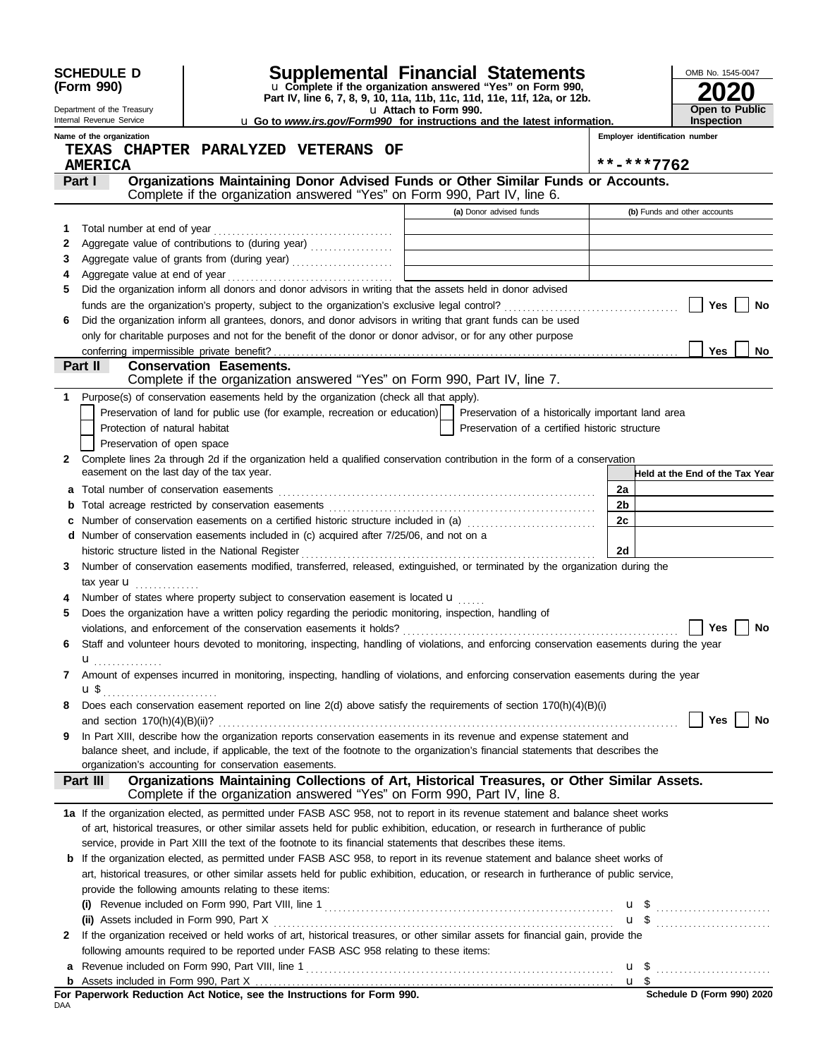**SCHEDULE D (Form 990)**

Department of the Treasury
Internal Revenue Service

# Supplemental Financial Statements

u Complete if the organization answered "Yes" on Form 990, Part IV, line 6, 7, 8, 9, 10, 11a, 11b, 11c, 11d, 11e, 11f, 12a, or 12b.
u Attach to Form 990.
u Go to *www.irs.gov/Form990* for instructions and the latest information.

OMB No. 1545-0047

**2020**

**Open to Public Inspection**

Name of the organization: **TEXAS CHAPTER PARALYZED VETERANS OF AMERICA**

Employer identification number: **\*\*-\*\*\*7762**

## Part I — Organizations Maintaining Donor Advised Funds or Other Similar Funds or Accounts.
Complete if the organization answered "Yes" on Form 990, Part IV, line 6.

| | | (a) Donor advised funds | (b) Funds and other accounts |
|---|---|---|---|
| 1 | Total number at end of year | | |
| 2 | Aggregate value of contributions to (during year) | | |
| 3 | Aggregate value of grants from (during year) | | |
| 4 | Aggregate value at end of year | | |

5 Did the organization inform all donors and donor advisors in writing that the assets held in donor advised funds are the organization's property, subject to the organization's exclusive legal control? ☐ Yes ☐ No

6 Did the organization inform all grantees, donors, and donor advisors in writing that grant funds can be used only for charitable purposes and not for the benefit of the donor or donor advisor, or for any other purpose conferring impermissible private benefit? ☐ Yes ☐ No

## Part II — Conservation Easements.
Complete if the organization answered "Yes" on Form 990, Part IV, line 7.

1 Purpose(s) of conservation easements held by the organization (check all that apply).
- ☐ Preservation of land for public use (for example, recreation or education)
- ☐ Preservation of a historically important land area
- ☐ Protection of natural habitat
- ☐ Preservation of a certified historic structure
- ☐ Preservation of open space

2 Complete lines 2a through 2d if the organization held a qualified conservation contribution in the form of a conservation easement on the last day of the tax year.

| | | | Held at the End of the Tax Year |
|---|---|---|---|
| a | Total number of conservation easements | 2a | |
| b | Total acreage restricted by conservation easements | 2b | |
| c | Number of conservation easements on a certified historic structure included in (a) | 2c | |
| d | Number of conservation easements included in (c) acquired after 7/25/06, and not on a historic structure listed in the National Register | 2d | |

3 Number of conservation easements modified, transferred, released, extinguished, or terminated by the organization during the tax year u

4 Number of states where property subject to conservation easement is located u

5 Does the organization have a written policy regarding the periodic monitoring, inspection, handling of violations, and enforcement of the conservation easements it holds? ☐ Yes ☐ No

6 Staff and volunteer hours devoted to monitoring, inspecting, handling of violations, and enforcing conservation easements during the year u

7 Amount of expenses incurred in monitoring, inspecting, handling of violations, and enforcing conservation easements during the year u $

8 Does each conservation easement reported on line 2(d) above satisfy the requirements of section 170(h)(4)(B)(i) and section 170(h)(4)(B)(ii)? ☐ Yes ☐ No

9 In Part XIII, describe how the organization reports conservation easements in its revenue and expense statement and balance sheet, and include, if applicable, the text of the footnote to the organization's financial statements that describes the organization's accounting for conservation easements.

## Part III — Organizations Maintaining Collections of Art, Historical Treasures, or Other Similar Assets.
Complete if the organization answered "Yes" on Form 990, Part IV, line 8.

1a If the organization elected, as permitted under FASB ASC 958, not to report in its revenue statement and balance sheet works of art, historical treasures, or other similar assets held for public exhibition, education, or research in furtherance of public service, provide in Part XIII the text of the footnote to its financial statements that describes these items.

b If the organization elected, as permitted under FASB ASC 958, to report in its revenue statement and balance sheet works of art, historical treasures, or other similar assets held for public exhibition, education, or research in furtherance of public service, provide the following amounts relating to these items:

(i) Revenue included on Form 990, Part VIII, line 1 u $

(ii) Assets included in Form 990, Part X u $

2 If the organization received or held works of art, historical treasures, or other similar assets for financial gain, provide the following amounts required to be reported under FASB ASC 958 relating to these items:

a Revenue included on Form 990, Part VIII, line 1 u $

b Assets included in Form 990, Part X u $

**For Paperwork Reduction Act Notice, see the Instructions for Form 990.** Schedule D (Form 990) 2020

DAA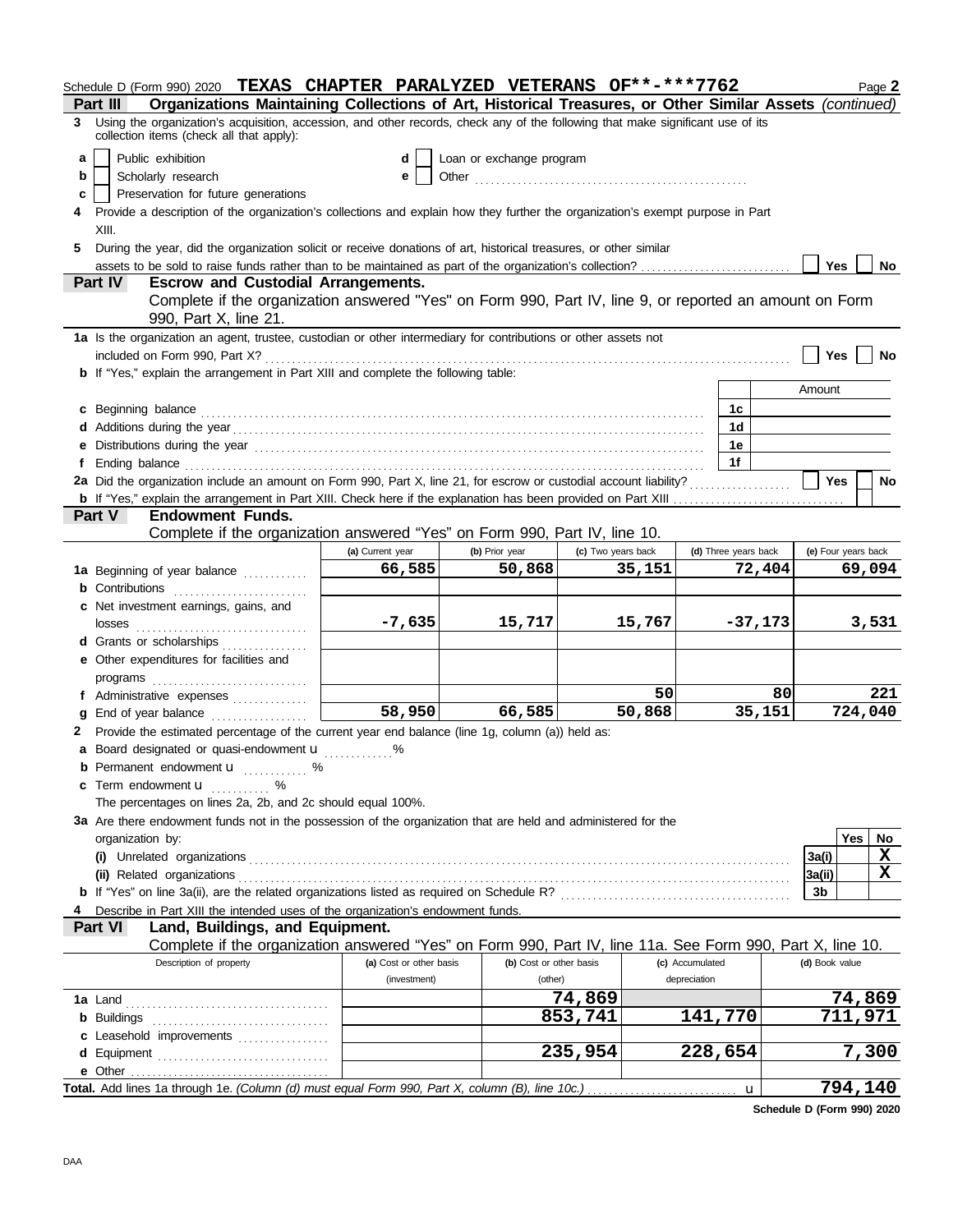Schedule D (Form 990) 2020 **TEXAS CHAPTER PARALYZED VETERANS OF\*\*-\*\*\*7762** Page **2**

## Part III Organizations Maintaining Collections of Art, Historical Treasures, or Other Similar Assets *(continued)*

**3** Using the organization's acquisition, accession, and other records, check any of the following that make significant use of its collection items (check all that apply):

- **a** ☐ Public exhibition
- **b** ☐ Scholarly research
- **c** ☐ Preservation for future generations
- **d** ☐ Loan or exchange program
- **e** ☐ Other ..................................................

**4** Provide a description of the organization's collections and explain how they further the organization's exempt purpose in Part XIII.

**5** During the year, did the organization solicit or receive donations of art, historical treasures, or other similar assets to be sold to raise funds rather than to be maintained as part of the organization's collection? ☐ Yes ☐ No

## Part IV Escrow and Custodial Arrangements.

Complete if the organization answered "Yes" on Form 990, Part IV, line 9, or reported an amount on Form 990, Part X, line 21.

**1a** Is the organization an agent, trustee, custodian or other intermediary for contributions or other assets not included on Form 990, Part X? ☐ Yes ☐ No

**b** If "Yes," explain the arrangement in Part XIII and complete the following table:

| | | Amount |
|---|---|---|
| **c** Beginning balance | 1c | |
| **d** Additions during the year | 1d | |
| **e** Distributions during the year | 1e | |
| **f** Ending balance | 1f | |

**2a** Did the organization include an amount on Form 990, Part X, line 21, for escrow or custodial account liability? ☐ Yes ☐ No

**b** If "Yes," explain the arrangement in Part XIII. Check here if the explanation has been provided on Part XIII ☐

## Part V Endowment Funds.

Complete if the organization answered "Yes" on Form 990, Part IV, line 10.

| | (a) Current year | (b) Prior year | (c) Two years back | (d) Three years back | (e) Four years back |
|---|---|---|---|---|---|
| **1a** Beginning of year balance | 66,585 | 50,868 | 35,151 | 72,404 | 69,094 |
| **b** Contributions | | | | | |
| **c** Net investment earnings, gains, and losses | -7,635 | 15,717 | 15,767 | -37,173 | 3,531 |
| **d** Grants or scholarships | | | | | |
| **e** Other expenditures for facilities and programs | | | | | |
| **f** Administrative expenses | | | 50 | 80 | 221 |
| **g** End of year balance | 58,950 | 66,585 | 50,868 | 35,151 | 724,040 |

**2** Provide the estimated percentage of the current year end balance (line 1g, column (a)) held as:

- **a** Board designated or quasi-endowment ........ %
- **b** Permanent endowment ........ %
- **c** Term endowment ........ %

The percentages on lines 2a, 2b, and 2c should equal 100%.

**3a** Are there endowment funds not in the possession of the organization that are held and administered for the organization by:

| | | Yes | No |
|---|---|---|---|
| **(i)** Unrelated organizations | 3a(i) | | X |
| **(ii)** Related organizations | 3a(ii) | | X |
| **b** If "Yes" on line 3a(ii), are the related organizations listed as required on Schedule R? | 3b | | |

**4** Describe in Part XIII the intended uses of the organization's endowment funds.

## Part VI Land, Buildings, and Equipment.

Complete if the organization answered "Yes" on Form 990, Part IV, line 11a. See Form 990, Part X, line 10.

| Description of property | (a) Cost or other basis (investment) | (b) Cost or other basis (other) | (c) Accumulated depreciation | (d) Book value |
|---|---|---|---|---|
| **1a** Land | | 74,869 | | 74,869 |
| **b** Buildings | | 853,741 | 141,770 | 711,971 |
| **c** Leasehold improvements | | | | |
| **d** Equipment | | 235,954 | 228,654 | 7,300 |
| **e** Other | | | | |
| **Total.** Add lines 1a through 1e. *(Column (d) must equal Form 990, Part X, column (B), line 10c.)* | | | | 794,140 |

**Schedule D (Form 990) 2020**

DAA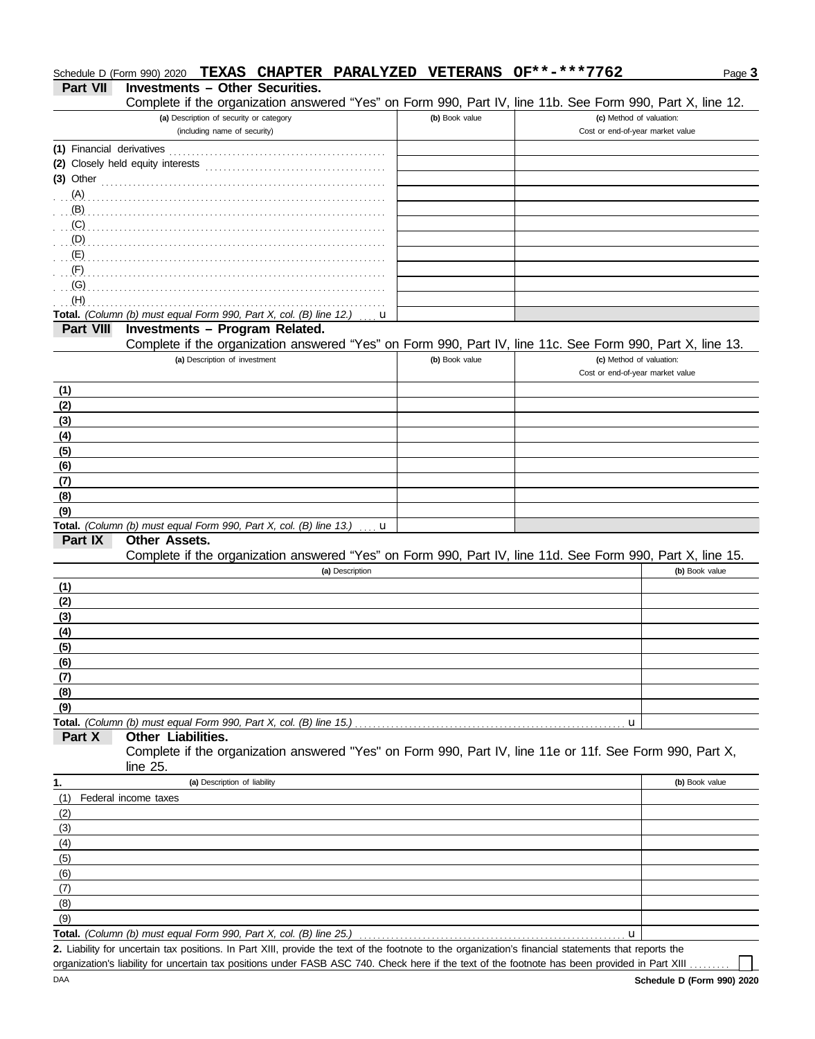Schedule D (Form 990) 2020 **TEXAS CHAPTER PARALYZED VETERANS OF**-***7762** Page **3**

## Part VII Investments – Other Securities.

Complete if the organization answered "Yes" on Form 990, Part IV, line 11b. See Form 990, Part X, line 12.

| (a) Description of security or category (including name of security) | (b) Book value | (c) Method of valuation: Cost or end-of-year market value |
|---|---|---|
| (1) Financial derivatives | | |
| (2) Closely held equity interests | | |
| (3) Other | | |
| (A) | | |
| (B) | | |
| (C) | | |
| (D) | | |
| (E) | | |
| (F) | | |
| (G) | | |
| (H) | | |
| **Total.** *(Column (b) must equal Form 990, Part X, col. (B) line 12.)* u | | |

## Part VIII Investments – Program Related.

Complete if the organization answered "Yes" on Form 990, Part IV, line 11c. See Form 990, Part X, line 13.

| (a) Description of investment | (b) Book value | (c) Method of valuation: Cost or end-of-year market value |
|---|---|---|
| (1) | | |
| (2) | | |
| (3) | | |
| (4) | | |
| (5) | | |
| (6) | | |
| (7) | | |
| (8) | | |
| (9) | | |
| **Total.** *(Column (b) must equal Form 990, Part X, col. (B) line 13.)* u | | |

## Part IX Other Assets.

Complete if the organization answered "Yes" on Form 990, Part IV, line 11d. See Form 990, Part X, line 15.

| (a) Description | (b) Book value |
|---|---|
| (1) | |
| (2) | |
| (3) | |
| (4) | |
| (5) | |
| (6) | |
| (7) | |
| (8) | |
| (9) | |
| **Total.** *(Column (b) must equal Form 990, Part X, col. (B) line 15.)* u | |

## Part X Other Liabilities.

Complete if the organization answered "Yes" on Form 990, Part IV, line 11e or 11f. See Form 990, Part X, line 25.

| 1. (a) Description of liability | (b) Book value |
|---|---|
| (1) Federal income taxes | |
| (2) | |
| (3) | |
| (4) | |
| (5) | |
| (6) | |
| (7) | |
| (8) | |
| (9) | |
| **Total.** *(Column (b) must equal Form 990, Part X, col. (B) line 25.)* u | |

**2.** Liability for uncertain tax positions. In Part XIII, provide the text of the footnote to the organization's financial statements that reports the organization's liability for uncertain tax positions under FASB ASC 740. Check here if the text of the footnote has been provided in Part XIII ☐

DAA **Schedule D (Form 990) 2020**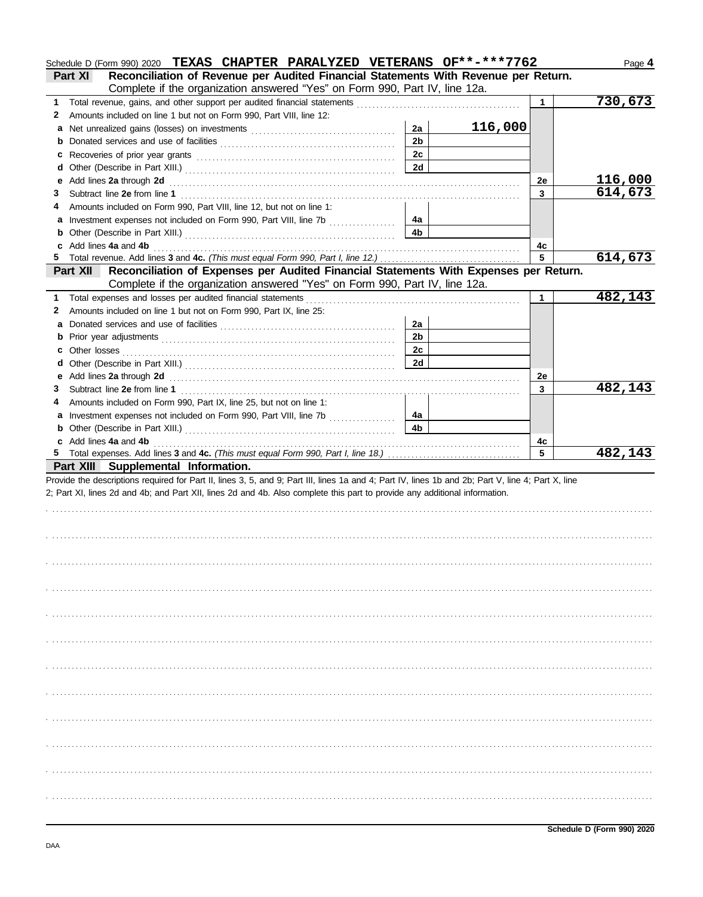Schedule D (Form 990) 2020 **TEXAS CHAPTER PARALYZED VETERANS OF**-***7762** Page **4**

## Part XI Reconciliation of Revenue per Audited Financial Statements With Revenue per Return.

Complete if the organization answered "Yes" on Form 990, Part IV, line 12a.

| | | | | | |
|---|---|---|---|---|---|
| **1** | Total revenue, gains, and other support per audited financial statements | | | 1 | 730,673 |
| **2** | Amounts included on line 1 but not on Form 990, Part VIII, line 12: | | | | |
| **a** | Net unrealized gains (losses) on investments | 2a | 116,000 | | |
| **b** | Donated services and use of facilities | 2b | | | |
| **c** | Recoveries of prior year grants | 2c | | | |
| **d** | Other (Describe in Part XIII.) | 2d | | | |
| **e** | Add lines **2a** through **2d** | | | 2e | 116,000 |
| **3** | Subtract line **2e** from line **1** | | | 3 | 614,673 |
| **4** | Amounts included on Form 990, Part VIII, line 12, but not on line 1: | | | | |
| **a** | Investment expenses not included on Form 990, Part VIII, line 7b | 4a | | | |
| **b** | Other (Describe in Part XIII.) | 4b | | | |
| **c** | Add lines **4a** and **4b** | | | 4c | |
| **5** | Total revenue. Add lines **3** and **4c.** *(This must equal Form 990, Part I, line 12.)* | | | 5 | 614,673 |

## Part XII Reconciliation of Expenses per Audited Financial Statements With Expenses per Return.

Complete if the organization answered "Yes" on Form 990, Part IV, line 12a.

| | | | | | |
|---|---|---|---|---|---|
| **1** | Total expenses and losses per audited financial statements | | | 1 | 482,143 |
| **2** | Amounts included on line 1 but not on Form 990, Part IX, line 25: | | | | |
| **a** | Donated services and use of facilities | 2a | | | |
| **b** | Prior year adjustments | 2b | | | |
| **c** | Other losses | 2c | | | |
| **d** | Other (Describe in Part XIII.) | 2d | | | |
| **e** | Add lines **2a** through **2d** | | | 2e | |
| **3** | Subtract line **2e** from line **1** | | | 3 | 482,143 |
| **4** | Amounts included on Form 990, Part IX, line 25, but not on line 1: | | | | |
| **a** | Investment expenses not included on Form 990, Part VIII, line 7b | 4a | | | |
| **b** | Other (Describe in Part XIII.) | 4b | | | |
| **c** | Add lines **4a** and **4b** | | | 4c | |
| **5** | Total expenses. Add lines **3** and **4c.** *(This must equal Form 990, Part I, line 18.)* | | | 5 | 482,143 |

## Part XIII Supplemental Information.

Provide the descriptions required for Part II, lines 3, 5, and 9; Part III, lines 1a and 4; Part IV, lines 1b and 2b; Part V, line 4; Part X, line 2; Part XI, lines 2d and 4b; and Part XII, lines 2d and 4b. Also complete this part to provide any additional information.

**Schedule D (Form 990) 2020**

DAA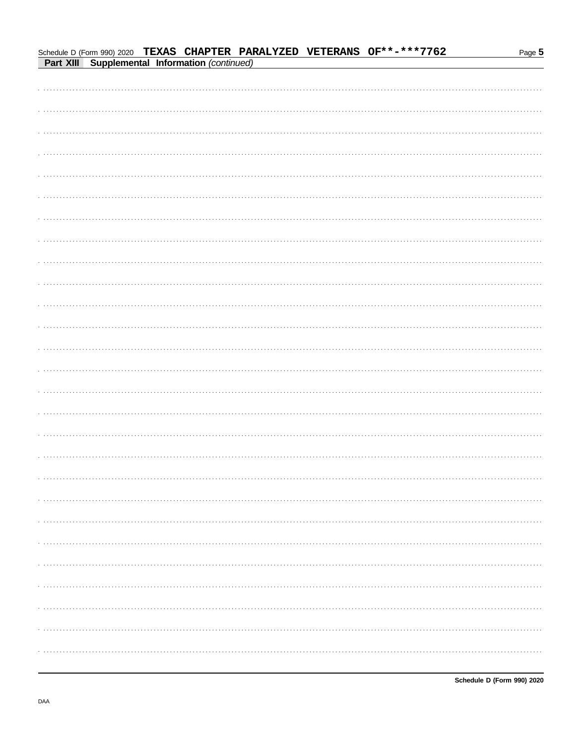**Part XIII Supplemental Information** *(continued)*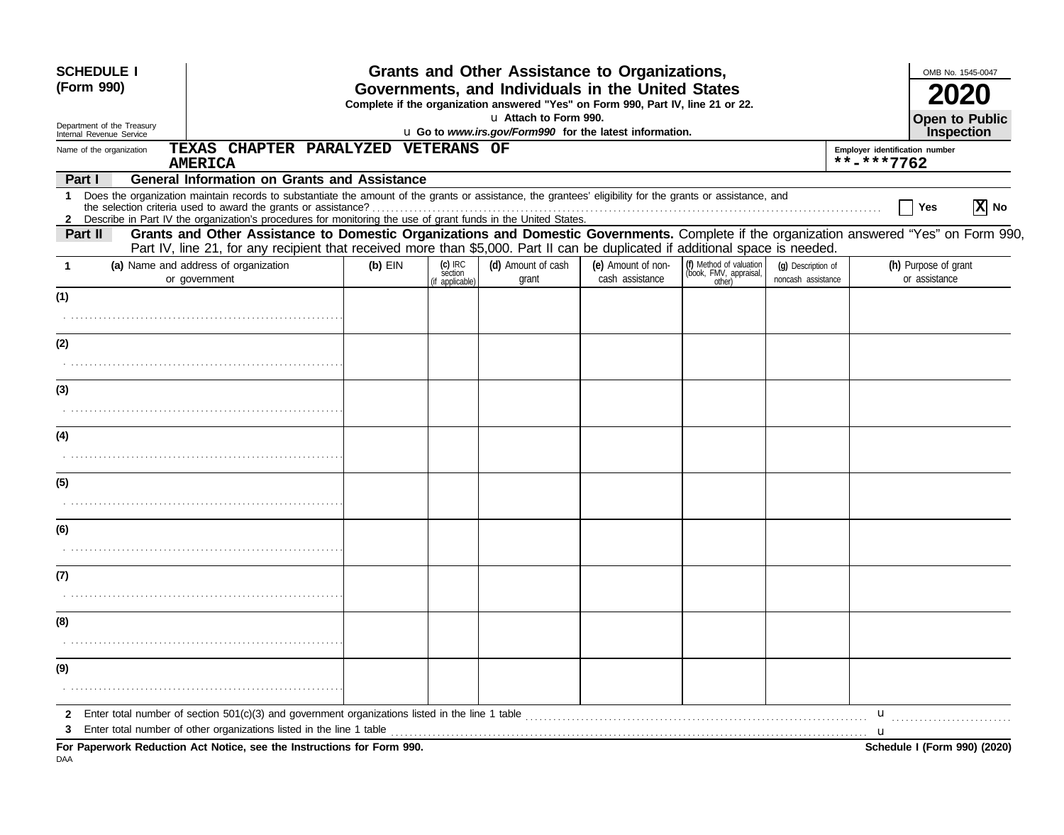**SCHEDULE I**
**(Form 990)**

Department of the Treasury
Internal Revenue Service

# Grants and Other Assistance to Organizations, Governments, and Individuals in the United States

**Complete if the organization answered "Yes" on Form 990, Part IV, line 21 or 22.**
u Attach to Form 990.
u Go to *www.irs.gov/Form990* for the latest information.

OMB No. 1545-0047
**2020**
**Open to Public Inspection**

Name of the organization: **TEXAS CHAPTER PARALYZED VETERANS OF AMERICA**

Employer identification number: **\*\*-\*\*\*7762**

**Part I — General Information on Grants and Assistance**

1 Does the organization maintain records to substantiate the amount of the grants or assistance, the grantees' eligibility for the grants or assistance, and the selection criteria used to award the grants or assistance? . . . . . . . . [ ] Yes [X] No

2 Describe in Part IV the organization's procedures for monitoring the use of grant funds in the United States.

**Part II — Grants and Other Assistance to Domestic Organizations and Domestic Governments.** Complete if the organization answered "Yes" on Form 990, Part IV, line 21, for any recipient that received more than $5,000. Part II can be duplicated if additional space is needed.

| 1 (a) Name and address of organization or government | (b) EIN | (c) IRC section (if applicable) | (d) Amount of cash grant | (e) Amount of non-cash assistance | (f) Method of valuation (book, FMV, appraisal, other) | (g) Description of noncash assistance | (h) Purpose of grant or assistance |
|---|---|---|---|---|---|---|---|
| (1) | | | | | | | |
| (2) | | | | | | | |
| (3) | | | | | | | |
| (4) | | | | | | | |
| (5) | | | | | | | |
| (6) | | | | | | | |
| (7) | | | | | | | |
| (8) | | | | | | | |
| (9) | | | | | | | |

2 Enter total number of section 501(c)(3) and government organizations listed in the line 1 table . . . . . . . . u

3 Enter total number of other organizations listed in the line 1 table . . . . . . . . u

**For Paperwork Reduction Act Notice, see the Instructions for Form 990.** **Schedule I (Form 990) (2020)**

DAA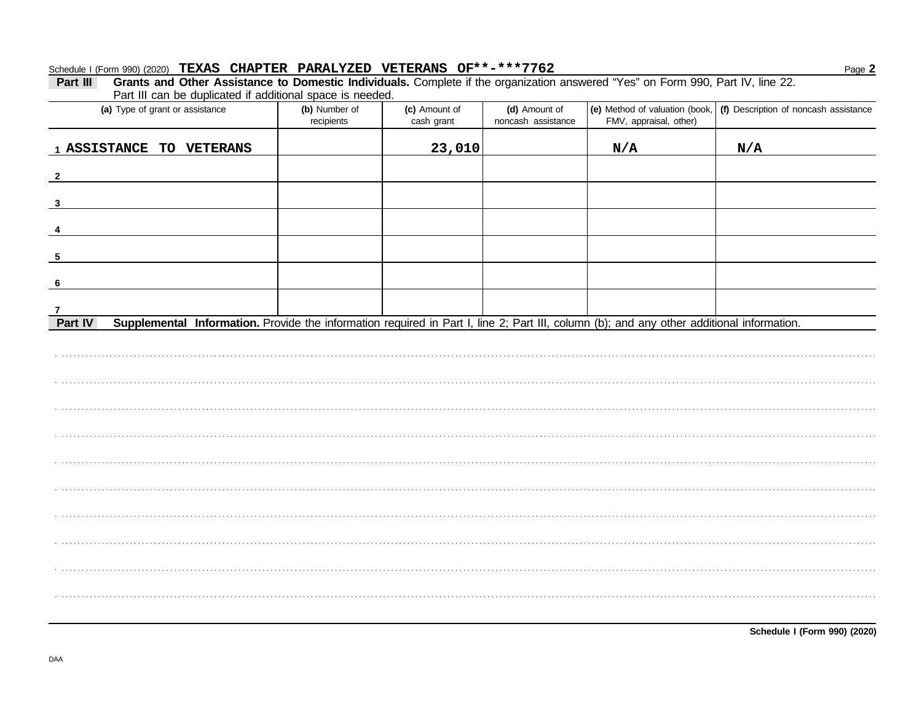Schedule I (Form 990) (2020) **TEXAS CHAPTER PARALYZED VETERANS OF\*\*-\*\*\*7762** Page **2**

**Part III** **Grants and Other Assistance to Domestic Individuals.** Complete if the organization answered "Yes" on Form 990, Part IV, line 22. Part III can be duplicated if additional space is needed.

| (a) Type of grant or assistance | (b) Number of recipients | (c) Amount of cash grant | (d) Amount of noncash assistance | (e) Method of valuation (book, FMV, appraisal, other) | (f) Description of noncash assistance |
|---|---|---|---|---|---|
| 1 ASSISTANCE TO VETERANS | | 23,010 | | N/A | N/A |
| 2 | | | | | |
| 3 | | | | | |
| 4 | | | | | |
| 5 | | | | | |
| 6 | | | | | |
| 7 | | | | | |

**Part IV** **Supplemental Information.** Provide the information required in Part I, line 2; Part III, column (b); and any other additional information.

**Schedule I (Form 990) (2020)**

DAA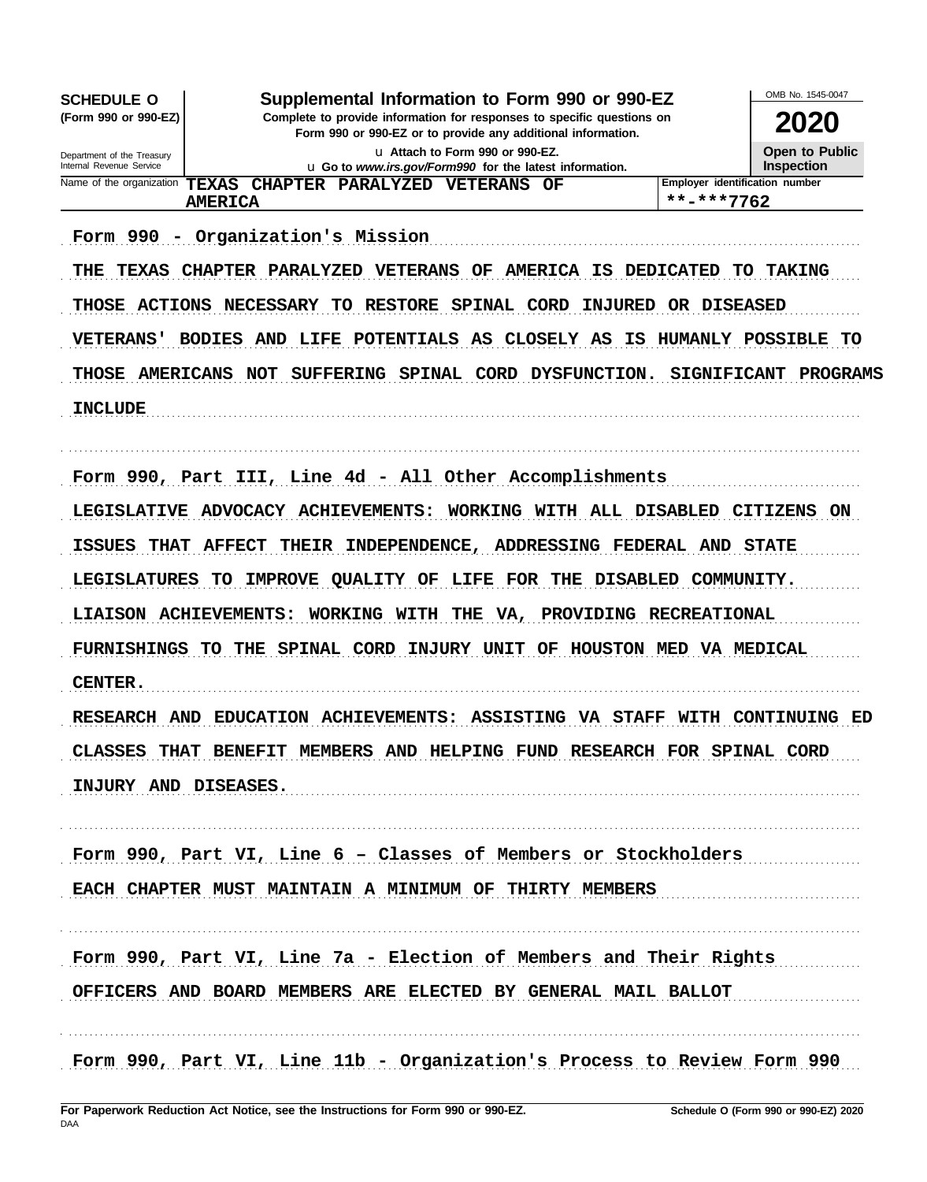**SCHEDULE O**
**(Form 990 or 990-EZ)**

Department of the Treasury
Internal Revenue Service

# Supplemental Information to Form 990 or 990-EZ

**Complete to provide information for responses to specific questions on Form 990 or 990-EZ or to provide any additional information.**

u Attach to Form 990 or 990-EZ.
u Go to *www.irs.gov/Form990* for the latest information.

OMB No. 1545-0047

**2020**

**Open to Public Inspection**

Name of the organization: **TEXAS CHAPTER PARALYZED VETERANS OF AMERICA**

Employer identification number: **\*\*-\*\*\*7762**

Form 990 - Organization's Mission

THE TEXAS CHAPTER PARALYZED VETERANS OF AMERICA IS DEDICATED TO TAKING THOSE ACTIONS NECESSARY TO RESTORE SPINAL CORD INJURED OR DISEASED VETERANS' BODIES AND LIFE POTENTIALS AS CLOSELY AS IS HUMANLY POSSIBLE TO THOSE AMERICANS NOT SUFFERING SPINAL CORD DYSFUNCTION. SIGNIFICANT PROGRAMS INCLUDE

Form 990, Part III, Line 4d - All Other Accomplishments

LEGISLATIVE ADVOCACY ACHIEVEMENTS: WORKING WITH ALL DISABLED CITIZENS ON ISSUES THAT AFFECT THEIR INDEPENDENCE, ADDRESSING FEDERAL AND STATE LEGISLATURES TO IMPROVE QUALITY OF LIFE FOR THE DISABLED COMMUNITY.

LIAISON ACHIEVEMENTS: WORKING WITH THE VA, PROVIDING RECREATIONAL FURNISHINGS TO THE SPINAL CORD INJURY UNIT OF HOUSTON MED VA MEDICAL CENTER.

RESEARCH AND EDUCATION ACHIEVEMENTS: ASSISTING VA STAFF WITH CONTINUING ED CLASSES THAT BENEFIT MEMBERS AND HELPING FUND RESEARCH FOR SPINAL CORD INJURY AND DISEASES.

Form 990, Part VI, Line 6 – Classes of Members or Stockholders

EACH CHAPTER MUST MAINTAIN A MINIMUM OF THIRTY MEMBERS

Form 990, Part VI, Line 7a - Election of Members and Their Rights

OFFICERS AND BOARD MEMBERS ARE ELECTED BY GENERAL MAIL BALLOT

Form 990, Part VI, Line 11b - Organization's Process to Review Form 990

**For Paperwork Reduction Act Notice, see the Instructions for Form 990 or 990-EZ.**
DAA

**Schedule O (Form 990 or 990-EZ) 2020**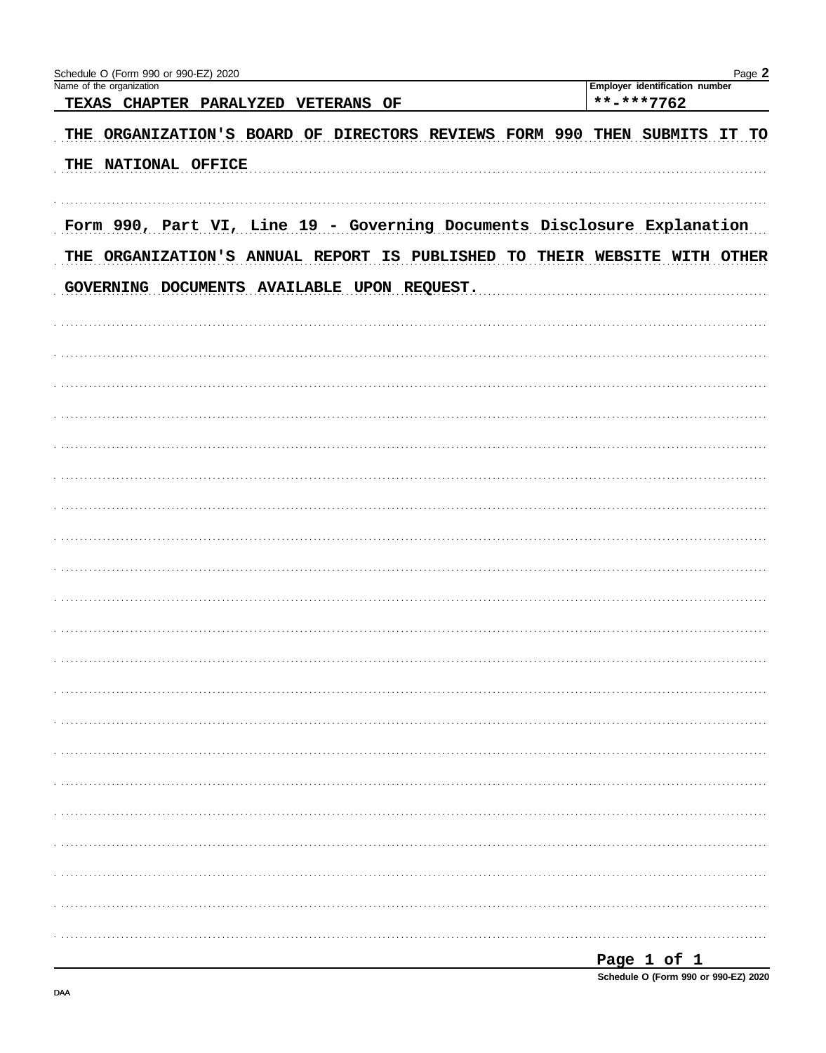Schedule O (Form 990 or 990-EZ) 2020

| Name of the organization | Employer identification number |
| --- | --- |
| TEXAS CHAPTER PARALYZED VETERANS OF | **-***7762 |

THE ORGANIZATION'S BOARD OF DIRECTORS REVIEWS FORM 990 THEN SUBMITS IT TO THE NATIONAL OFFICE

Form 990, Part VI, Line 19 - Governing Documents Disclosure Explanation

THE ORGANIZATION'S ANNUAL REPORT IS PUBLISHED TO THEIR WEBSITE WITH OTHER GOVERNING DOCUMENTS AVAILABLE UPON REQUEST.

Schedule O (Form 990 or 990-EZ) 2020

DAA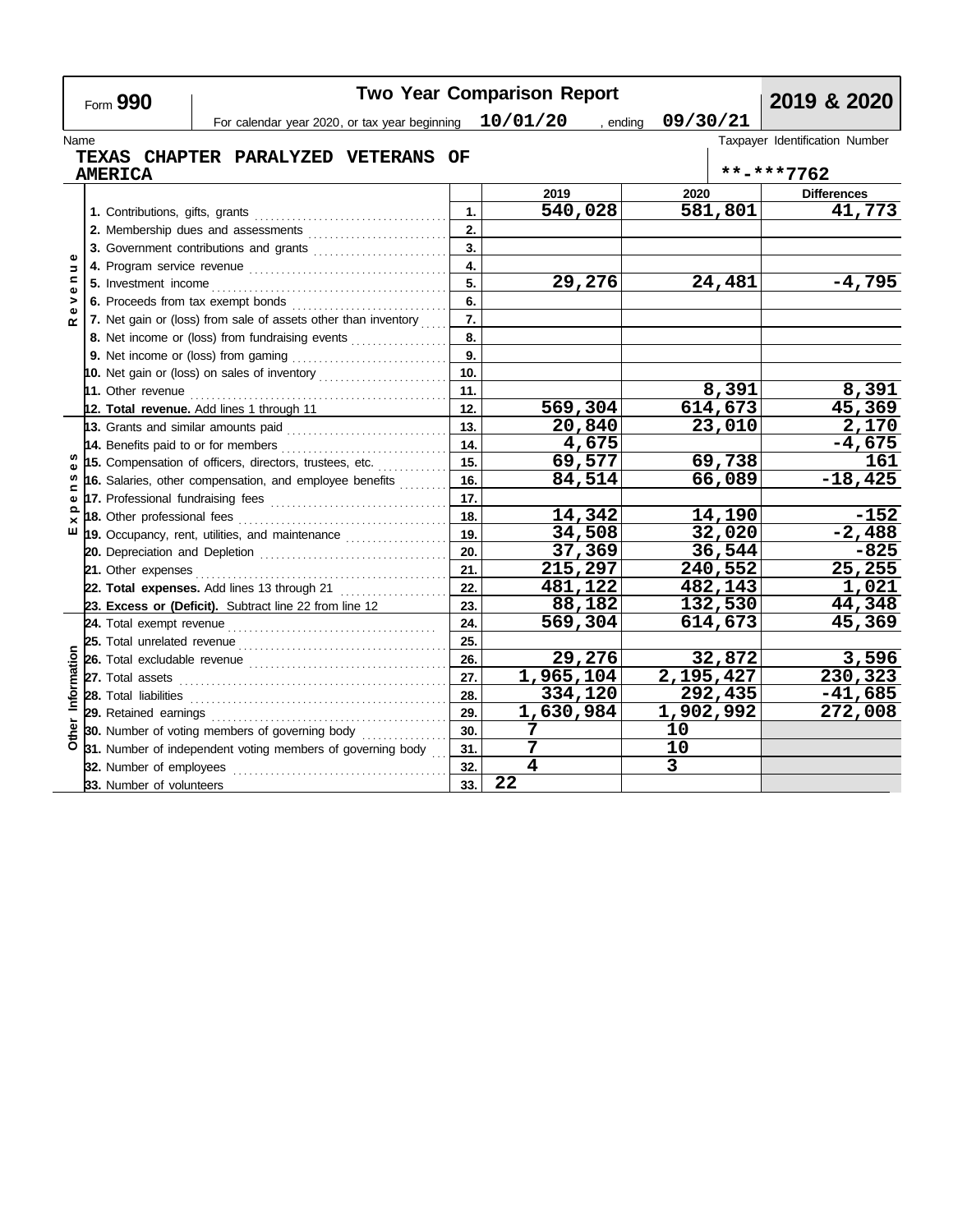Form **990**

# Two Year Comparison Report

**2019 & 2020**

For calendar year 2020, or tax year beginning **10/01/20** , ending **09/30/21**

Name: **TEXAS CHAPTER PARALYZED VETERANS OF AMERICA**

Taxpayer Identification Number: **\*\*-\*\*\*7762**

| Section | Line | No. | 2019 | 2020 | Differences |
|---|---|---|---|---|---|
| Revenue | 1. Contributions, gifts, grants | 1. | 540,028 | 581,801 | 41,773 |
| | 2. Membership dues and assessments | 2. | | | |
| | 3. Government contributions and grants | 3. | | | |
| | 4. Program service revenue | 4. | | | |
| | 5. Investment income | 5. | 29,276 | 24,481 | -4,795 |
| | 6. Proceeds from tax exempt bonds | 6. | | | |
| | 7. Net gain or (loss) from sale of assets other than inventory | 7. | | | |
| | 8. Net income or (loss) from fundraising events | 8. | | | |
| | 9. Net income or (loss) from gaming | 9. | | | |
| | 10. Net gain or (loss) on sales of inventory | 10. | | | |
| | 11. Other revenue | 11. | | 8,391 | 8,391 |
| | 12. **Total revenue.** Add lines 1 through 11 | 12. | 569,304 | 614,673 | 45,369 |
| Expenses | 13. Grants and similar amounts paid | 13. | 20,840 | 23,010 | 2,170 |
| | 14. Benefits paid to or for members | 14. | 4,675 | | -4,675 |
| | 15. Compensation of officers, directors, trustees, etc. | 15. | 69,577 | 69,738 | 161 |
| | 16. Salaries, other compensation, and employee benefits | 16. | 84,514 | 66,089 | -18,425 |
| | 17. Professional fundraising fees | 17. | | | |
| | 18. Other professional fees | 18. | 14,342 | 14,190 | -152 |
| | 19. Occupancy, rent, utilities, and maintenance | 19. | 34,508 | 32,020 | -2,488 |
| | 20. Depreciation and Depletion | 20. | 37,369 | 36,544 | -825 |
| | 21. Other expenses | 21. | 215,297 | 240,552 | 25,255 |
| | 22. **Total expenses.** Add lines 13 through 21 | 22. | 481,122 | 482,143 | 1,021 |
| | 23. **Excess or (Deficit).** Subtract line 22 from line 12 | 23. | 88,182 | 132,530 | 44,348 |
| Other Information | 24. Total exempt revenue | 24. | 569,304 | 614,673 | 45,369 |
| | 25. Total unrelated revenue | 25. | | | |
| | 26. Total excludable revenue | 26. | 29,276 | 32,872 | 3,596 |
| | 27. Total assets | 27. | 1,965,104 | 2,195,427 | 230,323 |
| | 28. Total liabilities | 28. | 334,120 | 292,435 | -41,685 |
| | 29. Retained earnings | 29. | 1,630,984 | 1,902,992 | 272,008 |
| | 30. Number of voting members of governing body | 30. | 7 | 10 | |
| | 31. Number of independent voting members of governing body | 31. | 7 | 10 | |
| | 32. Number of employees | 32. | 4 | 3 | |
| | 33. Number of volunteers | 33. | 22 | | |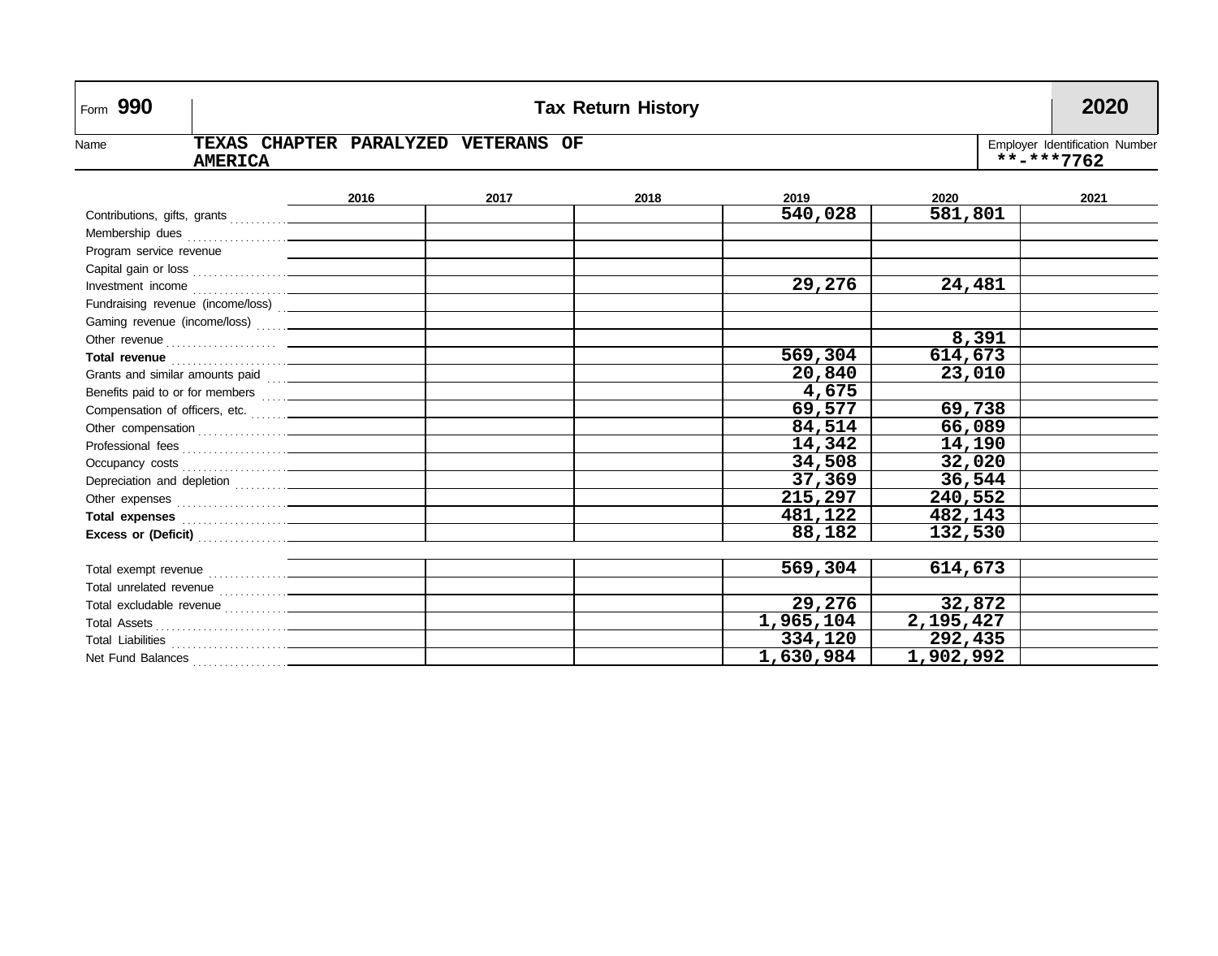# Form 990 Tax Return History 2020

**Name:** TEXAS CHAPTER PARALYZED VETERANS OF AMERICA

**Employer Identification Number:** **-***7762

| | 2016 | 2017 | 2018 | 2019 | 2020 | 2021 |
|---|---|---|---|---|---|---|
| Contributions, gifts, grants | | | | 540,028 | 581,801 | |
| Membership dues | | | | | | |
| Program service revenue | | | | | | |
| Capital gain or loss | | | | | | |
| Investment income | | | | 29,276 | 24,481 | |
| Fundraising revenue (income/loss) | | | | | | |
| Gaming revenue (income/loss) | | | | | | |
| Other revenue | | | | | 8,391 | |
| **Total revenue** | | | | 569,304 | 614,673 | |
| Grants and similar amounts paid | | | | 20,840 | 23,010 | |
| Benefits paid to or for members | | | | 4,675 | | |
| Compensation of officers, etc. | | | | 69,577 | 69,738 | |
| Other compensation | | | | 84,514 | 66,089 | |
| Professional fees | | | | 14,342 | 14,190 | |
| Occupancy costs | | | | 34,508 | 32,020 | |
| Depreciation and depletion | | | | 37,369 | 36,544 | |
| Other expenses | | | | 215,297 | 240,552 | |
| **Total expenses** | | | | 481,122 | 482,143 | |
| **Excess or (Deficit)** | | | | 88,182 | 132,530 | |
| Total exempt revenue | | | | 569,304 | 614,673 | |
| Total unrelated revenue | | | | | | |
| Total excludable revenue | | | | 29,276 | 32,872 | |
| Total Assets | | | | 1,965,104 | 2,195,427 | |
| Total Liabilities | | | | 334,120 | 292,435 | |
| Net Fund Balances | | | | 1,630,984 | 1,902,992 | |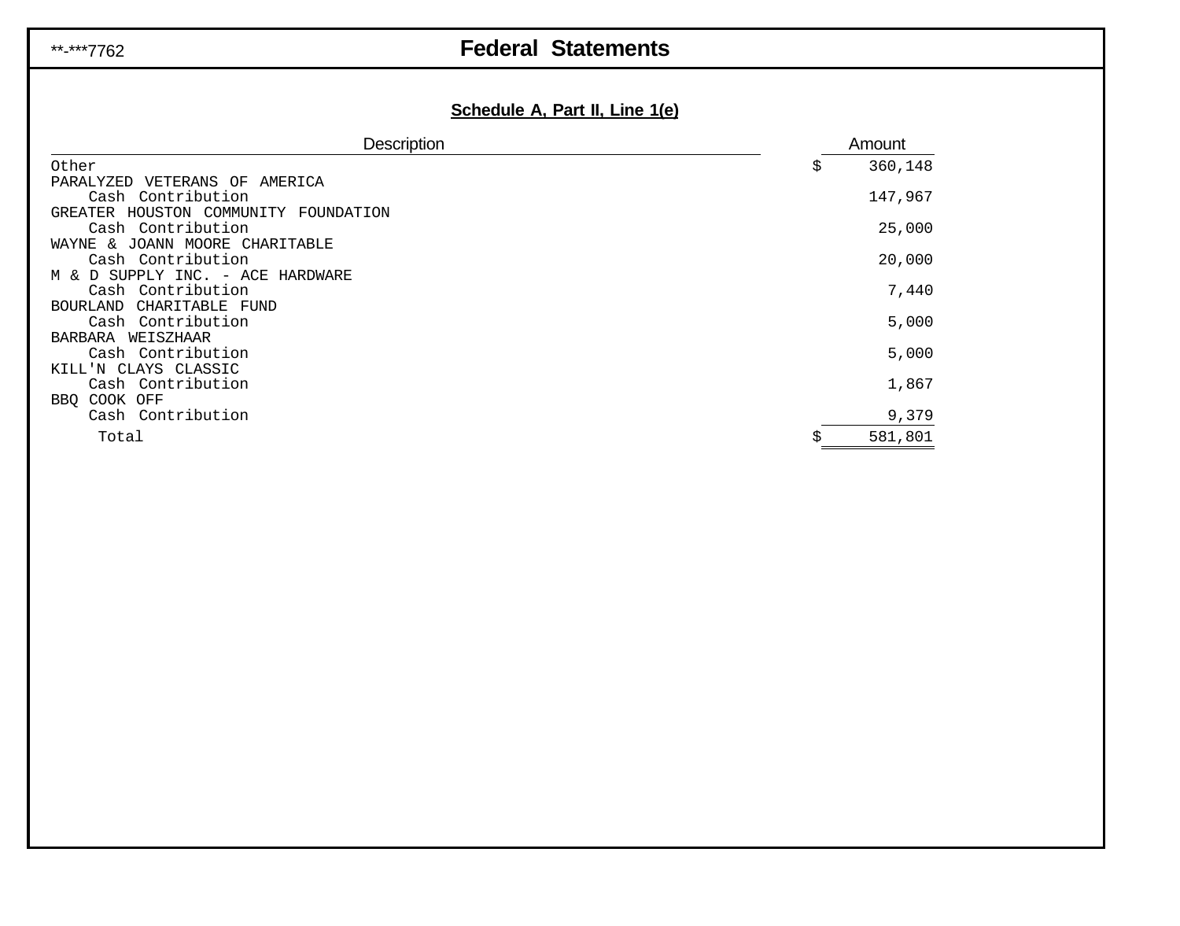**-***7762

# Federal Statements

## Schedule A, Part II, Line 1(e)

| Description | Amount |
|---|---|
| Other | $ 360,148 |
| PARALYZED VETERANS OF AMERICA | |
| Cash Contribution | 147,967 |
| GREATER HOUSTON COMMUNITY FOUNDATION | |
| Cash Contribution | 25,000 |
| WAYNE & JOANN MOORE CHARITABLE | |
| Cash Contribution | 20,000 |
| M & D SUPPLY INC. - ACE HARDWARE | |
| Cash Contribution | 7,440 |
| BOURLAND CHARITABLE FUND | |
| Cash Contribution | 5,000 |
| BARBARA WEISZHAAR | |
| Cash Contribution | 5,000 |
| KILL'N CLAYS CLASSIC | |
| Cash Contribution | 1,867 |
| BBQ COOK OFF | |
| Cash Contribution | 9,379 |
| Total | $ 581,801 |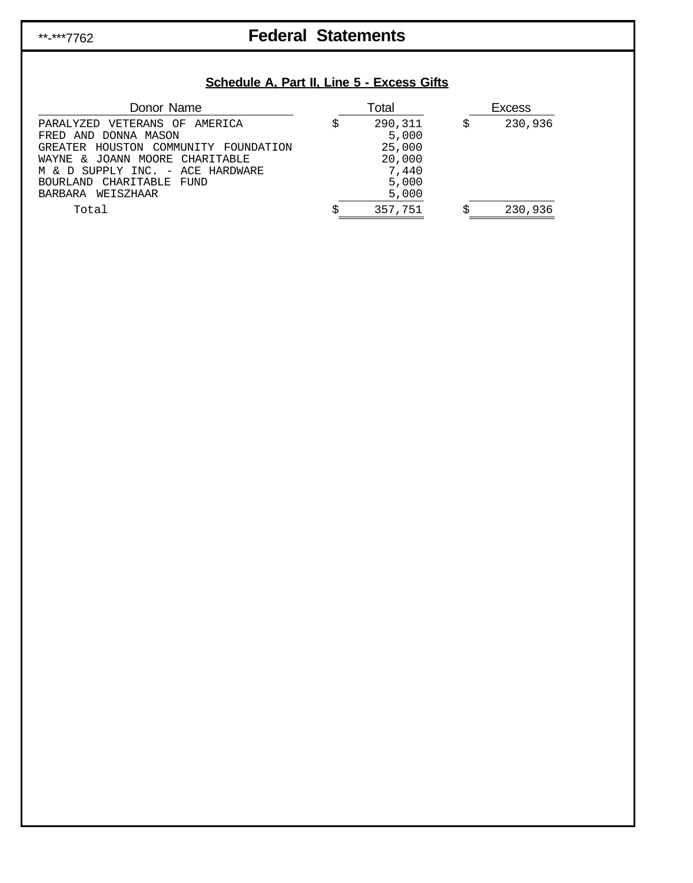**-***7762

# Federal Statements

## Schedule A, Part II, Line 5 - Excess Gifts

| Donor Name | Total | Excess |
|---|---|---|
| PARALYZED VETERANS OF AMERICA | $ 290,311 | $ 230,936 |
| FRED AND DONNA MASON | 5,000 | |
| GREATER HOUSTON COMMUNITY FOUNDATION | 25,000 | |
| WAYNE & JOANN MOORE CHARITABLE | 20,000 | |
| M & D SUPPLY INC. - ACE HARDWARE | 7,440 | |
| BOURLAND CHARITABLE FUND | 5,000 | |
| BARBARA WEISZHAAR | 5,000 | |
| Total | $ 357,751 | $ 230,936 |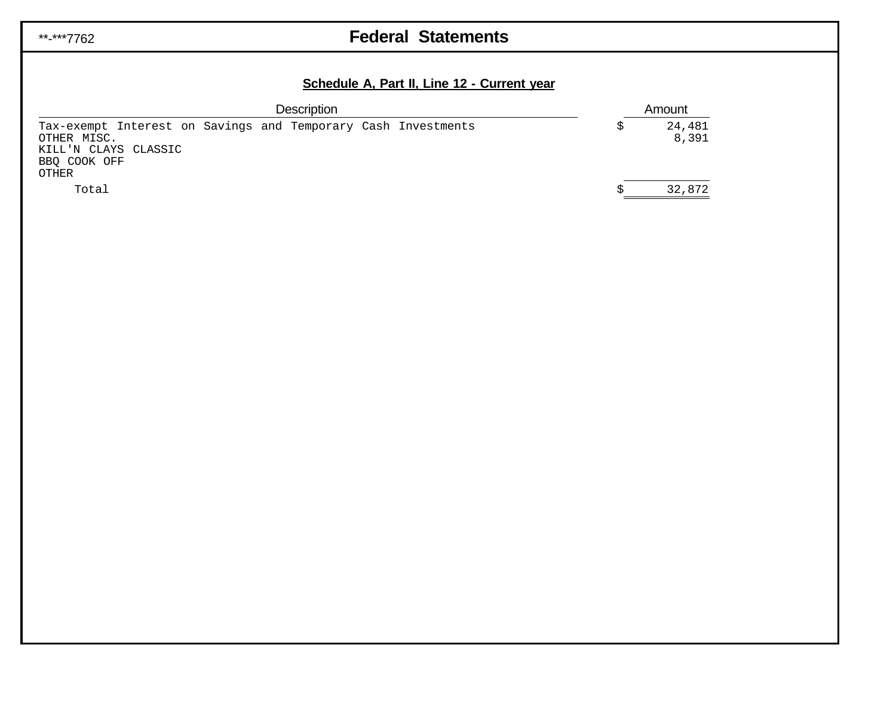**-***7762

# Federal Statements

## Schedule A, Part II, Line 12 - Current year

| Description | Amount |
| --- | --- |
| Tax-exempt Interest on Savings and Temporary Cash Investments | $ 24,481 |
| OTHER MISC. KILL'N CLAYS CLASSIC BBQ COOK OFF OTHER | 8,391 |
| Total | $ 32,872 |